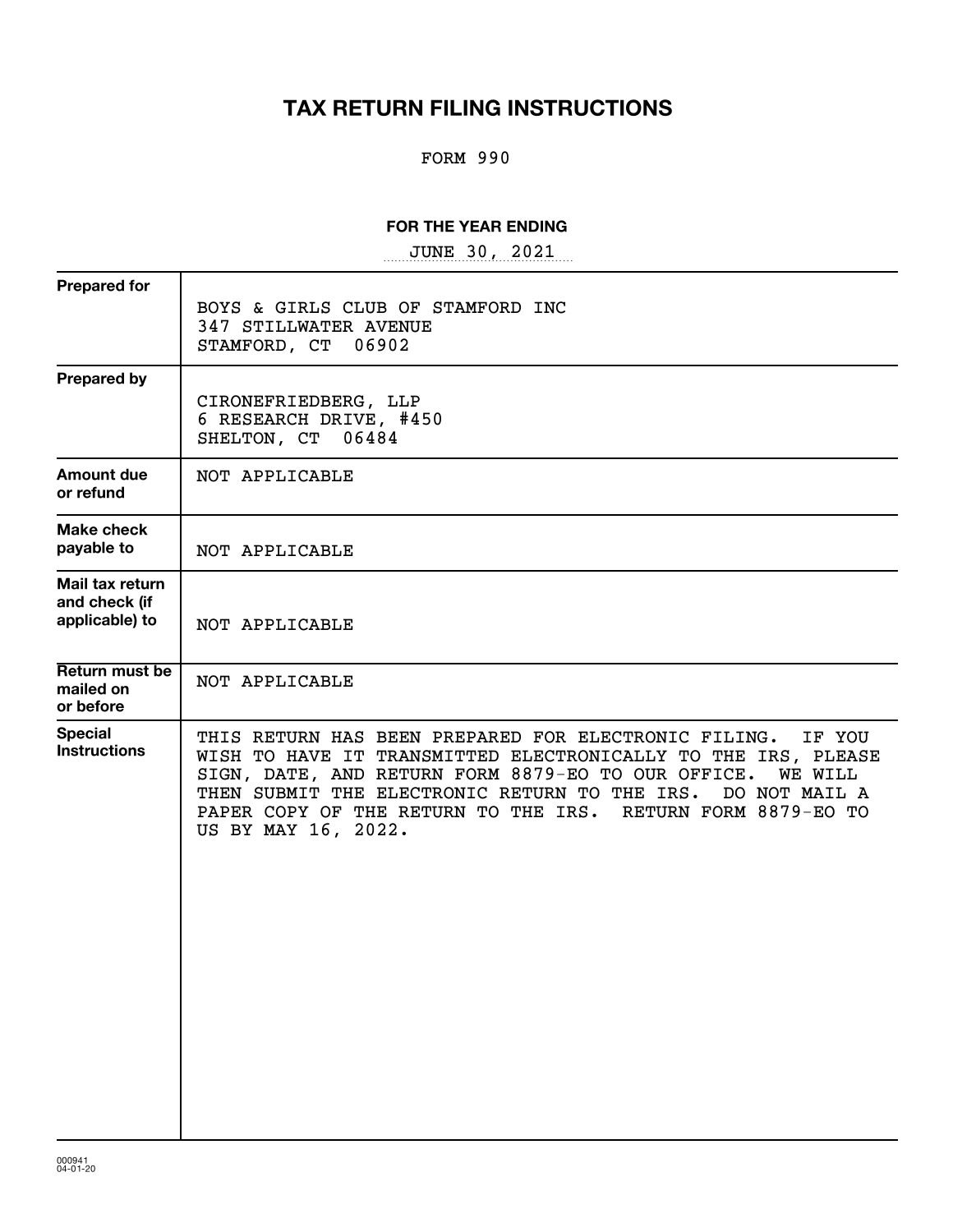# TAX RETURN FILING INSTRUCTIONS

FORM 990

**FOR THE YEAR ENDING**

JUNE 30, 2021

| | |
|---|---|
| **Prepared for** | BOYS & GIRLS CLUB OF STAMFORD INC<br>347 STILLWATER AVENUE<br>STAMFORD, CT 06902 |
| **Prepared by** | CIRONEFRIEDBERG, LLP<br>6 RESEARCH DRIVE, #450<br>SHELTON, CT 06484 |
| **Amount due or refund** | NOT APPLICABLE |
| **Make check payable to** | NOT APPLICABLE |
| **Mail tax return and check (if applicable) to** | NOT APPLICABLE |
| **Return must be mailed on or before** | NOT APPLICABLE |
| **Special Instructions** | THIS RETURN HAS BEEN PREPARED FOR ELECTRONIC FILING. IF YOU WISH TO HAVE IT TRANSMITTED ELECTRONICALLY TO THE IRS, PLEASE SIGN, DATE, AND RETURN FORM 8879-EO TO OUR OFFICE. WE WILL THEN SUBMIT THE ELECTRONIC RETURN TO THE IRS. DO NOT MAIL A PAPER COPY OF THE RETURN TO THE IRS. RETURN FORM 8879-EO TO US BY MAY 16, 2022. |

000941
04-01-20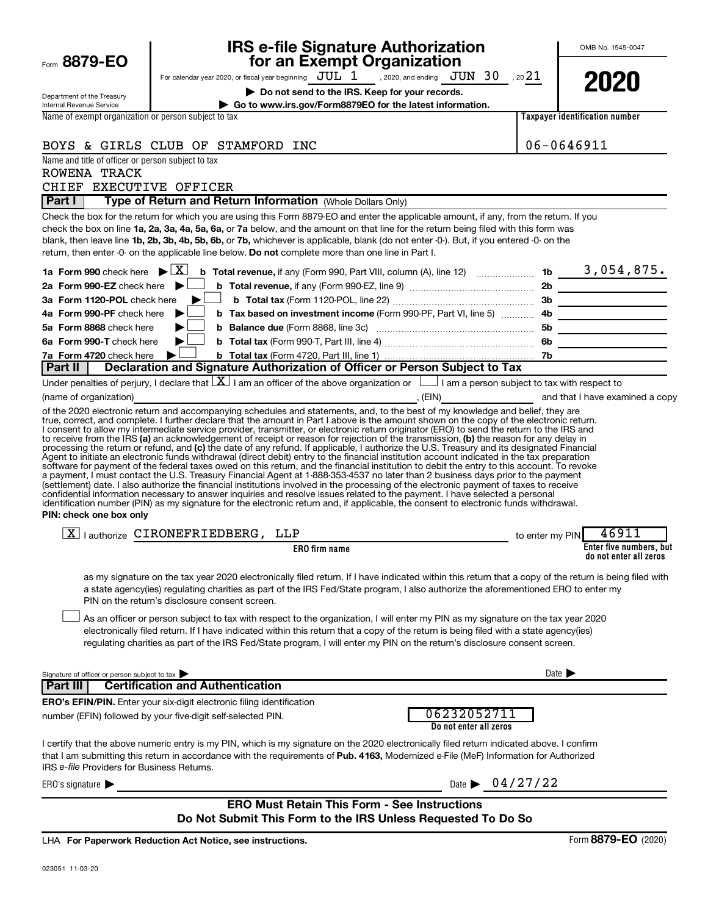Form **8879-EO**

Department of the Treasury
Internal Revenue Service

# IRS e-file Signature Authorization for an Exempt Organization

For calendar year 2020, or fiscal year beginning JUL 1, 2020, and ending JUN 30, 2021

▶ **Do not send to the IRS. Keep for your records.**

▶ **Go to www.irs.gov/Form8879EO for the latest information.**

OMB No. 1545-0047

**2020**

| Name of exempt organization or person subject to tax | Taxpayer identification number |
|---|---|
| BOYS & GIRLS CLUB OF STAMFORD INC | 06-0646911 |

Name and title of officer or person subject to tax
ROWENA TRACK
CHIEF EXECUTIVE OFFICER

**Part I — Type of Return and Return Information** (Whole Dollars Only)

Check the box for the return for which you are using this Form 8879-EO and enter the applicable amount, if any, from the return. If you check the box on line **1a, 2a, 3a, 4a, 5a, 6a,** or **7a** below, and the amount on that line for the return being filed with this form was blank, then leave line **1b, 2b, 3b, 4b, 5b, 6b,** or **7b,** whichever is applicable, blank (do not enter -0-). But, if you entered -0- on the return, then enter -0- on the applicable line below. **Do not** complete more than one line in Part I.

| | | | |
|---|---|---|---|
| **1a Form 990** check here ▶ [X] | **b Total revenue,** if any (Form 990, Part VIII, column (A), line 12) | 1b | 3,054,875. |
| **2a Form 990-EZ** check here ▶ [ ] | **b Total revenue,** if any (Form 990-EZ, line 9) | 2b | |
| **3a Form 1120-POL** check here ▶ [ ] | **b Total tax** (Form 1120-POL, line 22) | 3b | |
| **4a Form 990-PF** check here ▶ [ ] | **b Tax based on investment income** (Form 990-PF, Part VI, line 5) | 4b | |
| **5a Form 8868** check here ▶ [ ] | **b Balance due** (Form 8868, line 3c) | 5b | |
| **6a Form 990-T** check here ▶ [ ] | **b Total tax** (Form 990-T, Part III, line 4) | 6b | |
| **7a Form 4720** check here ▶ [ ] | **b Total tax** (Form 4720, Part III, line 1) | 7b | |

**Part II — Declaration and Signature Authorization of Officer or Person Subject to Tax**

Under penalties of perjury, I declare that [X] I am an officer of the above organization or [ ] I am a person subject to tax with respect to (name of organization) ____________, (EIN) ________ and that I have examined a copy of the 2020 electronic return and accompanying schedules and statements, and, to the best of my knowledge and belief, they are true, correct, and complete. I further declare that the amount in Part I above is the amount shown on the copy of the electronic return. I consent to allow my intermediate service provider, transmitter, or electronic return originator (ERO) to send the return to the IRS and to receive from the IRS **(a)** an acknowledgement of receipt or reason for rejection of the transmission, **(b)** the reason for any delay in processing the return or refund, and **(c)** the date of any refund. If applicable, I authorize the U.S. Treasury and its designated Financial Agent to initiate an electronic funds withdrawal (direct debit) entry to the financial institution account indicated in the tax preparation software for payment of the federal taxes owed on this return, and the financial institution to debit the entry to this account. To revoke a payment, I must contact the U.S. Treasury Financial Agent at 1-888-353-4537 no later than 2 business days prior to the payment (settlement) date. I also authorize the financial institutions involved in the processing of the electronic payment of taxes to receive confidential information necessary to answer inquiries and resolve issues related to the payment. I have selected a personal identification number (PIN) as my signature for the electronic return and, if applicable, the consent to electronic funds withdrawal.

**PIN: check one box only**

[X] I authorize CIRONEFRIEDBERG, LLP (**ERO firm name**) to enter my PIN 46911 (**Enter five numbers, but do not enter all zeros**)

as my signature on the tax year 2020 electronically filed return. If I have indicated within this return that a copy of the return is being filed with a state agency(ies) regulating charities as part of the IRS Fed/State program, I also authorize the aforementioned ERO to enter my PIN on the return's disclosure consent screen.

[ ] As an officer or person subject to tax with respect to the organization, I will enter my PIN as my signature on the tax year 2020 electronically filed return. If I have indicated within this return that a copy of the return is being filed with a state agency(ies) regulating charities as part of the IRS Fed/State program, I will enter my PIN on the return's disclosure consent screen.

Signature of officer or person subject to tax ▶ ____________ Date ▶ ________

**Part III — Certification and Authentication**

**ERO's EFIN/PIN.** Enter your six-digit electronic filing identification number (EFIN) followed by your five-digit self-selected PIN. 06232052711 (**Do not enter all zeros**)

I certify that the above numeric entry is my PIN, which is my signature on the 2020 electronically filed return indicated above. I confirm that I am submitting this return in accordance with the requirements of **Pub. 4163,** Modernized e-File (MeF) Information for Authorized IRS *e-file* Providers for Business Returns.

ERO's signature ▶ ____________ Date ▶ 04/27/22

**ERO Must Retain This Form - See Instructions**
**Do Not Submit This Form to the IRS Unless Requested To Do So**

LHA **For Paperwork Reduction Act Notice, see instructions.** Form **8879-EO** (2020)

023051 11-03-20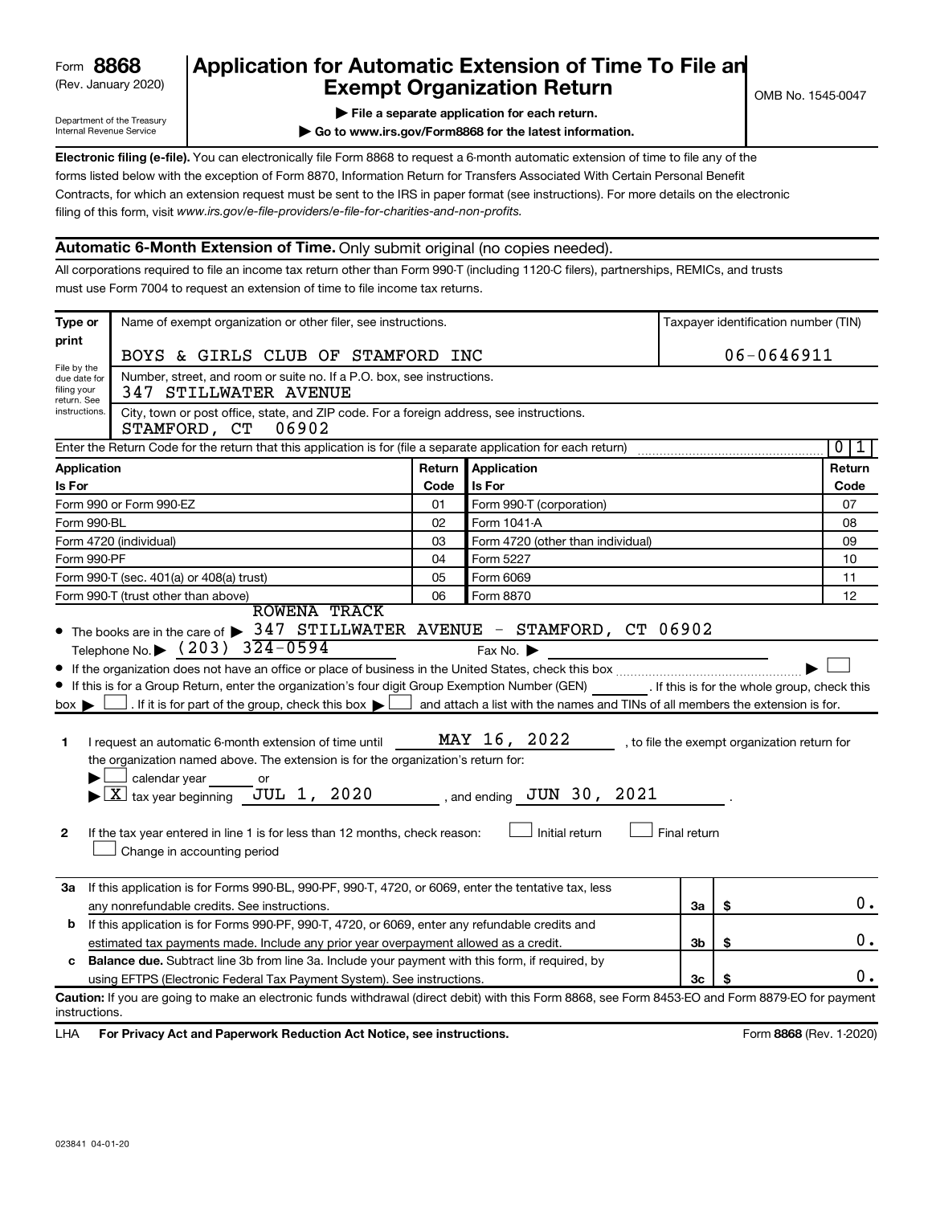Form **8868**
(Rev. January 2020)

Department of the Treasury
Internal Revenue Service

# Application for Automatic Extension of Time To File an Exempt Organization Return

▶ **File a separate application for each return.**

▶ **Go to www.irs.gov/Form8868 for the latest information.**

OMB No. 1545-0047

**Electronic filing (e-file).** You can electronically file Form 8868 to request a 6-month automatic extension of time to file any of the forms listed below with the exception of Form 8870, Information Return for Transfers Associated With Certain Personal Benefit Contracts, for which an extension request must be sent to the IRS in paper format (see instructions). For more details on the electronic filing of this form, visit *www.irs.gov/e-file-providers/e-file-for-charities-and-non-profits.*

## Automatic 6-Month Extension of Time. Only submit original (no copies needed).

All corporations required to file an income tax return other than Form 990-T (including 1120-C filers), partnerships, REMICs, and trusts must use Form 7004 to request an extension of time to file income tax returns.

**Type or print**

File by the due date for filing your return. See instructions.

Name of exempt organization or other filer, see instructions.
BOYS & GIRLS CLUB OF STAMFORD INC

Taxpayer identification number (TIN)
06-0646911

Number, street, and room or suite no. If a P.O. box, see instructions.
347 STILLWATER AVENUE

City, town or post office, state, and ZIP code. For a foreign address, see instructions.
STAMFORD, CT 06902

Enter the Return Code for the return that this application is for (file a separate application for each return) 0 1

| Application Is For | Return Code | Application Is For | Return Code |
|---|---|---|---|
| Form 990 or Form 990-EZ | 01 | Form 990-T (corporation) | 07 |
| Form 990-BL | 02 | Form 1041-A | 08 |
| Form 4720 (individual) | 03 | Form 4720 (other than individual) | 09 |
| Form 990-PF | 04 | Form 5227 | 10 |
| Form 990-T (sec. 401(a) or 408(a) trust) | 05 | Form 6069 | 11 |
| Form 990-T (trust other than above) | 06 | Form 8870 | 12 |

- The books are in the care of ▶ ROWENA TRACK
  347 STILLWATER AVENUE - STAMFORD, CT 06902
  Telephone No. ▶ (203) 324-0594 Fax No. ▶
- If the organization does not have an office or place of business in the United States, check this box ▶ ☐
- If this is for a Group Return, enter the organization's four digit Group Exemption Number (GEN) ______ . If this is for the whole group, check this box ▶ ☐ . If it is for part of the group, check this box ▶ ☐ and attach a list with the names and TINs of all members the extension is for.

**1** I request an automatic 6-month extension of time until MAY 16, 2022 , to file the exempt organization return for the organization named above. The extension is for the organization's return for:
▶ ☐ calendar year ______ or
▶ ☒ tax year beginning JUL 1, 2020 , and ending JUN 30, 2021 .

**2** If the tax year entered in line 1 is for less than 12 months, check reason: ☐ Initial return ☐ Final return
☐ Change in accounting period

| | | | |
|---|---|---|---|
| **3a** | If this application is for Forms 990-BL, 990-PF, 990-T, 4720, or 6069, enter the tentative tax, less any nonrefundable credits. See instructions. | 3a | $ 0. |
| **b** | If this application is for Forms 990-PF, 990-T, 4720, or 6069, enter any refundable credits and estimated tax payments made. Include any prior year overpayment allowed as a credit. | 3b | $ 0. |
| **c** | **Balance due.** Subtract line 3b from line 3a. Include your payment with this form, if required, by using EFTPS (Electronic Federal Tax Payment System). See instructions. | 3c | $ 0. |

**Caution:** If you are going to make an electronic funds withdrawal (direct debit) with this Form 8868, see Form 8453-EO and Form 8879-EO for payment instructions.

LHA **For Privacy Act and Paperwork Reduction Act Notice, see instructions.** Form **8868** (Rev. 1-2020)

023841 04-01-20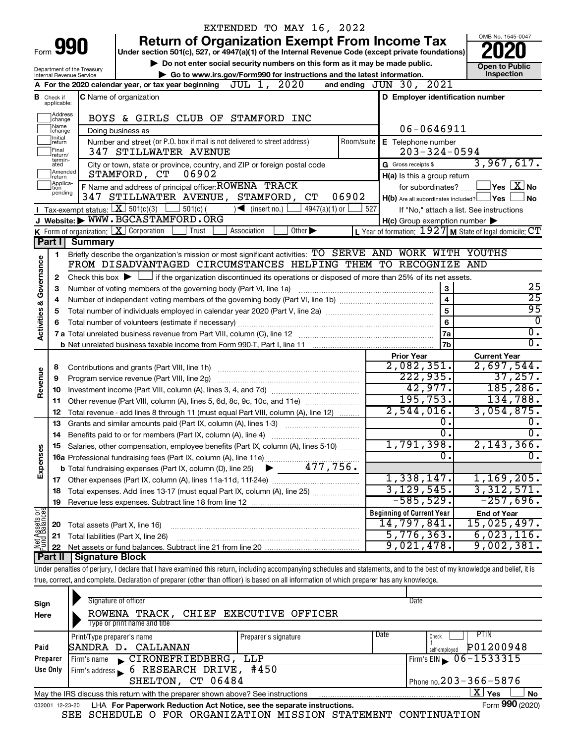EXTENDED TO MAY 16, 2022

# Form 990 Return of Organization Exempt From Income Tax

OMB No. 1545-0047

**2020**

Under section 501(c), 527, or 4947(a)(1) of the Internal Revenue Code (except private foundations)

▶ Do not enter social security numbers on this form as it may be made public.

▶ Go to www.irs.gov/Form990 for instructions and the latest information.

Department of the Treasury
Internal Revenue Service

**Open to Public Inspection**

**A** For the 2020 calendar year, or tax year beginning JUL 1, 2020 and ending JUN 30, 2021

**B** Check if applicable: Address change, Name change, Initial return, Final return/terminated, Amended return, Application pending

**C** Name of organization: BOYS & GIRLS CLUB OF STAMFORD INC

Doing business as

Number and street (or P.O. box if mail is not delivered to street address): 347 STILLWATER AVENUE — Room/suite

City or town, state or province, country, and ZIP or foreign postal code: STAMFORD, CT 06902

**D** Employer identification number: 06-0646911

**E** Telephone number: 203-324-0594

**G** Gross receipts $ 3,967,617.

**F** Name and address of principal officer: ROWENA TRACK, 347 STILLWATER AVENUE, STAMFORD, CT 06902

**H(a)** Is this a group return for subordinates? ☐ Yes ☒ No

**H(b)** Are all subordinates included? ☐ Yes ☐ No — If "No," attach a list. See instructions

**H(c)** Group exemption number ▶

**I** Tax-exempt status: ☒ 501(c)(3) ☐ 501(c) ( ) ◀ (insert no.) ☐ 4947(a)(1) or ☐ 527

**J** Website: ▶ WWW.BGCASTAMFORD.ORG

**K** Form of organization: ☒ Corporation ☐ Trust ☐ Association ☐ Other ▶

**L** Year of formation: 1927 **M** State of legal domicile: CT

## Part I Summary

**Activities & Governance**

1 Briefly describe the organization's mission or most significant activities: TO SERVE AND WORK WITH YOUTHS FROM DISADVANTAGED CIRCUMSTANCES HELPING THEM TO RECOGNIZE AND

2 Check this box ▶ ☐ if the organization discontinued its operations or disposed of more than 25% of its net assets.

| | | | |
|---|---|---|---|
| 3 | Number of voting members of the governing body (Part VI, line 1a) | 3 | 25 |
| 4 | Number of independent voting members of the governing body (Part VI, line 1b) | 4 | 25 |
| 5 | Total number of individuals employed in calendar year 2020 (Part V, line 2a) | 5 | 95 |
| 6 | Total number of volunteers (estimate if necessary) | 6 | 0 |
| 7a | Total unrelated business revenue from Part VIII, column (C), line 12 | 7a | 0. |
| b | Net unrelated business taxable income from Form 990-T, Part I, line 11 | 7b | 0. |

| | | | Prior Year | Current Year |
|---|---|---|---|---|
| **Revenue** | 8 | Contributions and grants (Part VIII, line 1h) | 2,082,351. | 2,697,544. |
| | 9 | Program service revenue (Part VIII, line 2g) | 222,935. | 37,257. |
| | 10 | Investment income (Part VIII, column (A), lines 3, 4, and 7d) | 42,977. | 185,286. |
| | 11 | Other revenue (Part VIII, column (A), lines 5, 6d, 8c, 9c, 10c, and 11e) | 195,753. | 134,788. |
| | 12 | Total revenue - add lines 8 through 11 (must equal Part VIII, column (A), line 12) | 2,544,016. | 3,054,875. |
| **Expenses** | 13 | Grants and similar amounts paid (Part IX, column (A), lines 1-3) | 0. | 0. |
| | 14 | Benefits paid to or for members (Part IX, column (A), line 4) | 0. | 0. |
| | 15 | Salaries, other compensation, employee benefits (Part IX, column (A), lines 5-10) | 1,791,398. | 2,143,366. |
| | 16a | Professional fundraising fees (Part IX, column (A), line 11e) | 0. | 0. |
| | b | Total fundraising expenses (Part IX, column (D), line 25) ▶ 477,756. | | |
| | 17 | Other expenses (Part IX, column (A), lines 11a-11d, 11f-24e) | 1,338,147. | 1,169,205. |
| | 18 | Total expenses. Add lines 13-17 (must equal Part IX, column (A), line 25) | 3,129,545. | 3,312,571. |
| | 19 | Revenue less expenses. Subtract line 18 from line 12 | -585,529. | -257,696. |
| | | | **Beginning of Current Year** | **End of Year** |
| **Net Assets or Fund Balances** | 20 | Total assets (Part X, line 16) | 14,797,841. | 15,025,497. |
| | 21 | Total liabilities (Part X, line 26) | 5,776,363. | 6,023,116. |
| | 22 | Net assets or fund balances. Subtract line 21 from line 20 | 9,021,478. | 9,002,381. |

## Part II Signature Block

Under penalties of perjury, I declare that I have examined this return, including accompanying schedules and statements, and to the best of my knowledge and belief, it is true, correct, and complete. Declaration of preparer (other than officer) is based on all information of which preparer has any knowledge.

**Sign Here**

Signature of officer — Date

ROWENA TRACK, CHIEF EXECUTIVE OFFICER
Type or print name and title

**Paid Preparer Use Only**

| Print/Type preparer's name | Preparer's signature | Date | Check ☐ if self-employed | PTIN |
|---|---|---|---|---|
| SANDRA D. CALLANAN | | | | P01200948 |

Firm's name ▶ CIRONEFRIEDBERG, LLP — Firm's EIN ▶ 06-1533315

Firm's address ▶ 6 RESEARCH DRIVE, #450, SHELTON, CT 06484 — Phone no. 203-366-5876

May the IRS discuss this return with the preparer shown above? See instructions ☒ Yes ☐ No

032001 12-23-20 LHA For Paperwork Reduction Act Notice, see the separate instructions. Form **990** (2020)

SEE SCHEDULE O FOR ORGANIZATION MISSION STATEMENT CONTINUATION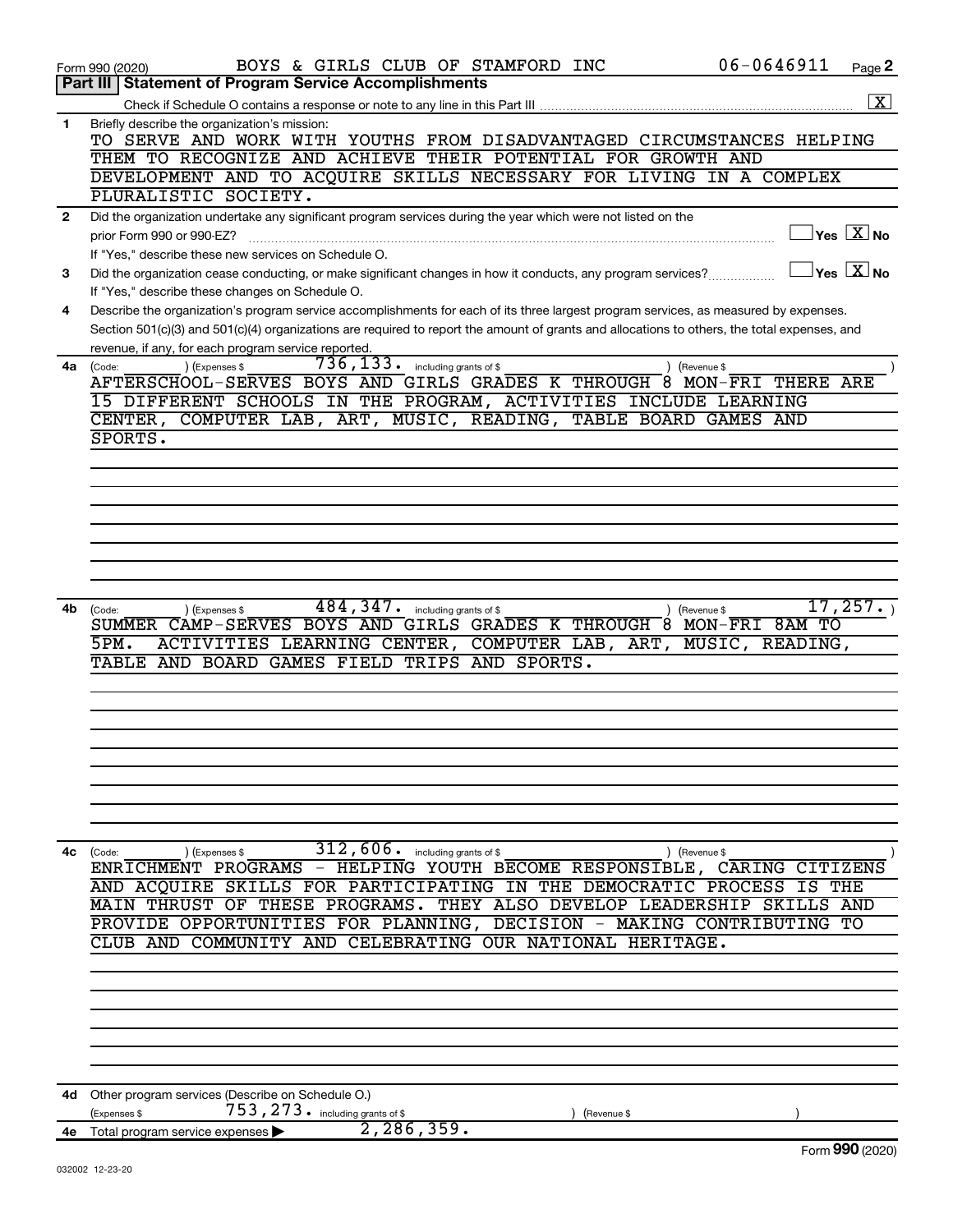Form 990 (2020) BOYS & GIRLS CLUB OF STAMFORD INC 06-0646911 Page **2**

**Part III | Statement of Program Service Accomplishments**

Check if Schedule O contains a response or note to any line in this Part III .......... [X]

**1** Briefly describe the organization's mission:

TO SERVE AND WORK WITH YOUTHS FROM DISADVANTAGED CIRCUMSTANCES HELPING THEM TO RECOGNIZE AND ACHIEVE THEIR POTENTIAL FOR GROWTH AND DEVELOPMENT AND TO ACQUIRE SKILLS NECESSARY FOR LIVING IN A COMPLEX PLURALISTIC SOCIETY.

**2** Did the organization undertake any significant program services during the year which were not listed on the prior Form 990 or 990-EZ? .......... [ ] Yes [X] No

If "Yes," describe these new services on Schedule O.

**3** Did the organization cease conducting, or make significant changes in how it conducts, any program services? .......... [ ] Yes [X] No

If "Yes," describe these changes on Schedule O.

**4** Describe the organization's program service accomplishments for each of its three largest program services, as measured by expenses. Section 501(c)(3) and 501(c)(4) organizations are required to report the amount of grants and allocations to others, the total expenses, and revenue, if any, for each program service reported.

**4a** (Code: ) (Expenses $ 736,133. including grants of $ ) (Revenue $ )

AFTERSCHOOL-SERVES BOYS AND GIRLS GRADES K THROUGH 8 MON-FRI THERE ARE 15 DIFFERENT SCHOOLS IN THE PROGRAM, ACTIVITIES INCLUDE LEARNING CENTER, COMPUTER LAB, ART, MUSIC, READING, TABLE BOARD GAMES AND SPORTS.

**4b** (Code: ) (Expenses $ 484,347. including grants of $ ) (Revenue $ 17,257.)

SUMMER CAMP-SERVES BOYS AND GIRLS GRADES K THROUGH 8 MON-FRI 8AM TO 5PM. ACTIVITIES LEARNING CENTER, COMPUTER LAB, ART, MUSIC, READING, TABLE AND BOARD GAMES FIELD TRIPS AND SPORTS.

**4c** (Code: ) (Expenses $ 312,606. including grants of $ ) (Revenue $ )

ENRICHMENT PROGRAMS - HELPING YOUTH BECOME RESPONSIBLE, CARING CITIZENS AND ACQUIRE SKILLS FOR PARTICIPATING IN THE DEMOCRATIC PROCESS IS THE MAIN THRUST OF THESE PROGRAMS. THEY ALSO DEVELOP LEADERSHIP SKILLS AND PROVIDE OPPORTUNITIES FOR PLANNING, DECISION - MAKING CONTRIBUTING TO CLUB AND COMMUNITY AND CELEBRATING OUR NATIONAL HERITAGE.

**4d** Other program services (Describe on Schedule O.)

(Expenses $ 753,273. including grants of $ ) (Revenue $ )

**4e** Total program service expenses ▶ 2,286,359.

Form **990** (2020)

032002 12-23-20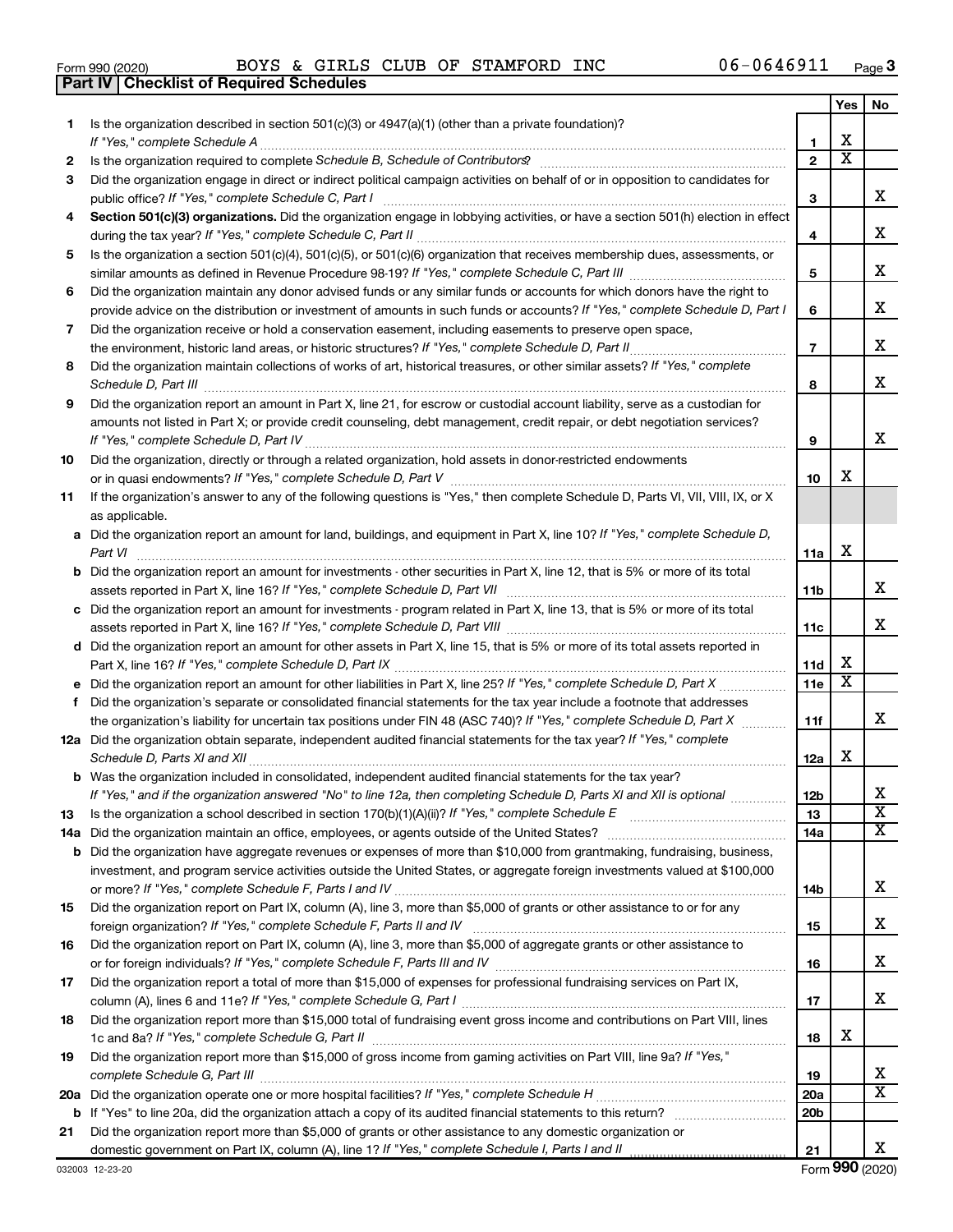Form 990 (2020) BOYS & GIRLS CLUB OF STAMFORD INC 06-0646911 Page **3**

**Part IV | Checklist of Required Schedules**

| | | | Yes | No |
|---|---|---|---|---|
| 1 | Is the organization described in section 501(c)(3) or 4947(a)(1) (other than a private foundation)? *If "Yes," complete Schedule A* | 1 | X | |
| 2 | Is the organization required to complete *Schedule B, Schedule of Contributors*? | 2 | X | |
| 3 | Did the organization engage in direct or indirect political campaign activities on behalf of or in opposition to candidates for public office? *If "Yes," complete Schedule C, Part I* | 3 | | X |
| 4 | **Section 501(c)(3) organizations.** Did the organization engage in lobbying activities, or have a section 501(h) election in effect during the tax year? *If "Yes," complete Schedule C, Part II* | 4 | | X |
| 5 | Is the organization a section 501(c)(4), 501(c)(5), or 501(c)(6) organization that receives membership dues, assessments, or similar amounts as defined in Revenue Procedure 98-19? *If "Yes," complete Schedule C, Part III* | 5 | | X |
| 6 | Did the organization maintain any donor advised funds or any similar funds or accounts for which donors have the right to provide advice on the distribution or investment of amounts in such funds or accounts? *If "Yes," complete Schedule D, Part I* | 6 | | X |
| 7 | Did the organization receive or hold a conservation easement, including easements to preserve open space, the environment, historic land areas, or historic structures? *If "Yes," complete Schedule D, Part II* | 7 | | X |
| 8 | Did the organization maintain collections of works of art, historical treasures, or other similar assets? *If "Yes," complete Schedule D, Part III* | 8 | | X |
| 9 | Did the organization report an amount in Part X, line 21, for escrow or custodial account liability, serve as a custodian for amounts not listed in Part X; or provide credit counseling, debt management, credit repair, or debt negotiation services? *If "Yes," complete Schedule D, Part IV* | 9 | | X |
| 10 | Did the organization, directly or through a related organization, hold assets in donor-restricted endowments or in quasi endowments? *If "Yes," complete Schedule D, Part V* | 10 | X | |
| 11 | If the organization's answer to any of the following questions is "Yes," then complete Schedule D, Parts VI, VII, VIII, IX, or X as applicable. | | | |
| a | Did the organization report an amount for land, buildings, and equipment in Part X, line 10? *If "Yes," complete Schedule D, Part VI* | 11a | X | |
| b | Did the organization report an amount for investments - other securities in Part X, line 12, that is 5% or more of its total assets reported in Part X, line 16? *If "Yes," complete Schedule D, Part VII* | 11b | | X |
| c | Did the organization report an amount for investments - program related in Part X, line 13, that is 5% or more of its total assets reported in Part X, line 16? *If "Yes," complete Schedule D, Part VIII* | 11c | | X |
| d | Did the organization report an amount for other assets in Part X, line 15, that is 5% or more of its total assets reported in Part X, line 16? *If "Yes," complete Schedule D, Part IX* | 11d | X | |
| e | Did the organization report an amount for other liabilities in Part X, line 25? *If "Yes," complete Schedule D, Part X* | 11e | X | |
| f | Did the organization's separate or consolidated financial statements for the tax year include a footnote that addresses the organization's liability for uncertain tax positions under FIN 48 (ASC 740)? *If "Yes," complete Schedule D, Part X* | 11f | | X |
| 12a | Did the organization obtain separate, independent audited financial statements for the tax year? *If "Yes," complete Schedule D, Parts XI and XII* | 12a | X | |
| b | Was the organization included in consolidated, independent audited financial statements for the tax year? *If "Yes," and if the organization answered "No" to line 12a, then completing Schedule D, Parts XI and XII is optional* | 12b | | X |
| 13 | Is the organization a school described in section 170(b)(1)(A)(ii)? *If "Yes," complete Schedule E* | 13 | | X |
| 14a | Did the organization maintain an office, employees, or agents outside of the United States? | 14a | | X |
| b | Did the organization have aggregate revenues or expenses of more than $10,000 from grantmaking, fundraising, business, investment, and program service activities outside the United States, or aggregate foreign investments valued at $100,000 or more? *If "Yes," complete Schedule F, Parts I and IV* | 14b | | X |
| 15 | Did the organization report on Part IX, column (A), line 3, more than $5,000 of grants or other assistance to or for any foreign organization? *If "Yes," complete Schedule F, Parts II and IV* | 15 | | X |
| 16 | Did the organization report on Part IX, column (A), line 3, more than $5,000 of aggregate grants or other assistance to or for foreign individuals? *If "Yes," complete Schedule F, Parts III and IV* | 16 | | X |
| 17 | Did the organization report a total of more than $15,000 of expenses for professional fundraising services on Part IX, column (A), lines 6 and 11e? *If "Yes," complete Schedule G, Part I* | 17 | | X |
| 18 | Did the organization report more than $15,000 total of fundraising event gross income and contributions on Part VIII, lines 1c and 8a? *If "Yes," complete Schedule G, Part II* | 18 | X | |
| 19 | Did the organization report more than $15,000 of gross income from gaming activities on Part VIII, line 9a? *If "Yes," complete Schedule G, Part III* | 19 | | X |
| 20a | Did the organization operate one or more hospital facilities? *If "Yes," complete Schedule H* | 20a | | X |
| b | If "Yes" to line 20a, did the organization attach a copy of its audited financial statements to this return? | 20b | | |
| 21 | Did the organization report more than $5,000 of grants or other assistance to any domestic organization or domestic government on Part IX, column (A), line 1? *If "Yes," complete Schedule I, Parts I and II* | 21 | | X |

032003 12-23-20 Form **990** (2020)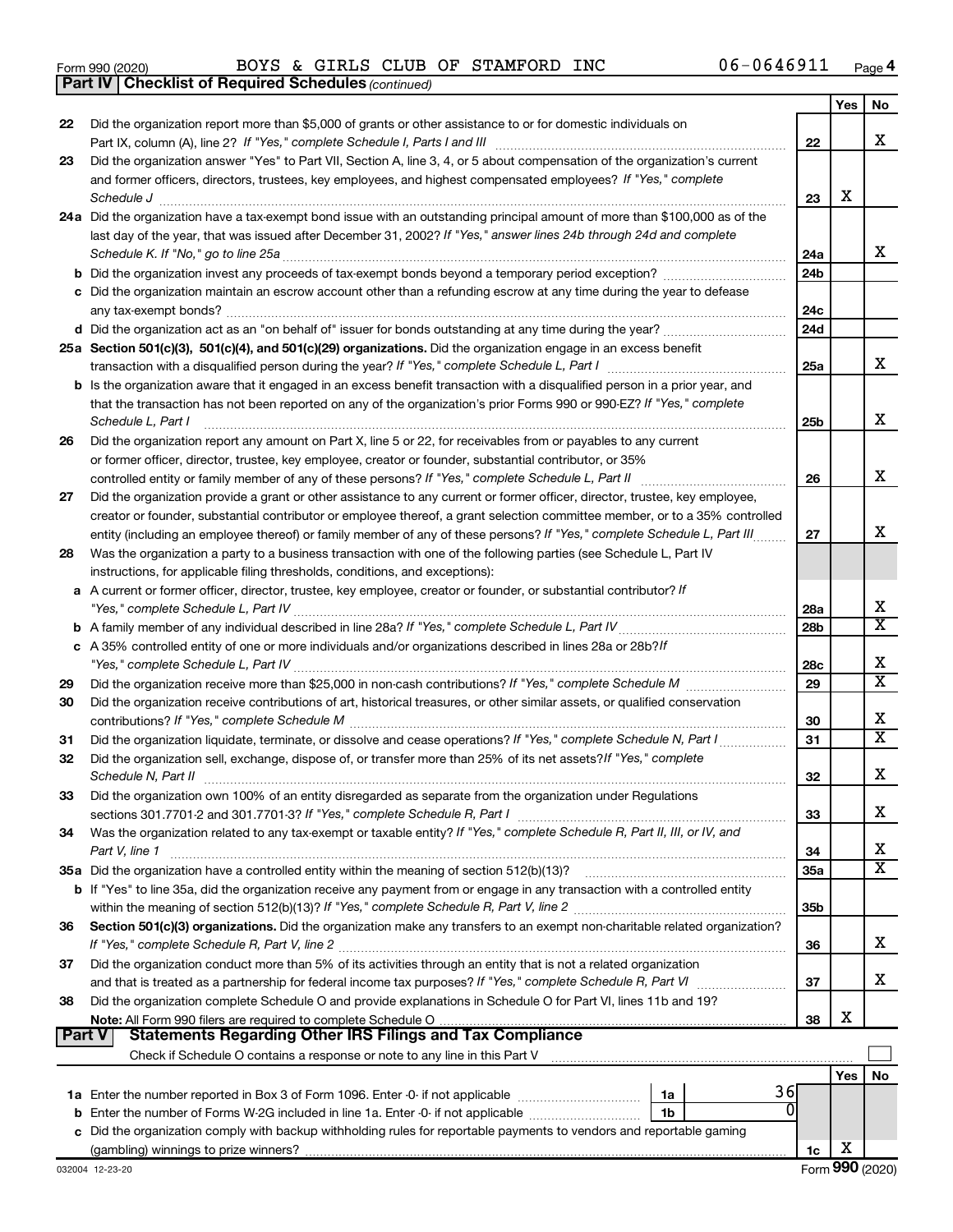Form 990 (2020) BOYS & GIRLS CLUB OF STAMFORD INC 06-0646911 Page 4

**Part IV | Checklist of Required Schedules** *(continued)*

| | | | Yes | No |
|---|---|---|---|---|
| 22 | Did the organization report more than $5,000 of grants or other assistance to or for domestic individuals on Part IX, column (A), line 2? *If "Yes," complete Schedule I, Parts I and III* | 22 | | X |
| 23 | Did the organization answer "Yes" to Part VII, Section A, line 3, 4, or 5 about compensation of the organization's current and former officers, directors, trustees, key employees, and highest compensated employees? *If "Yes," complete Schedule J* | 23 | X | |
| 24a | Did the organization have a tax-exempt bond issue with an outstanding principal amount of more than $100,000 as of the last day of the year, that was issued after December 31, 2002? *If "Yes," answer lines 24b through 24d and complete Schedule K. If "No," go to line 25a* | 24a | | X |
| b | Did the organization invest any proceeds of tax-exempt bonds beyond a temporary period exception? | 24b | | |
| c | Did the organization maintain an escrow account other than a refunding escrow at any time during the year to defease any tax-exempt bonds? | 24c | | |
| d | Did the organization act as an "on behalf of" issuer for bonds outstanding at any time during the year? | 24d | | |
| 25a | **Section 501(c)(3), 501(c)(4), and 501(c)(29) organizations.** Did the organization engage in an excess benefit transaction with a disqualified person during the year? *If "Yes," complete Schedule L, Part I* | 25a | | X |
| b | Is the organization aware that it engaged in an excess benefit transaction with a disqualified person in a prior year, and that the transaction has not been reported on any of the organization's prior Forms 990 or 990-EZ? *If "Yes," complete Schedule L, Part I* | 25b | | X |
| 26 | Did the organization report any amount on Part X, line 5 or 22, for receivables from or payables to any current or former officer, director, trustee, key employee, creator or founder, substantial contributor, or 35% controlled entity or family member of any of these persons? *If "Yes," complete Schedule L, Part II* | 26 | | X |
| 27 | Did the organization provide a grant or other assistance to any current or former officer, director, trustee, key employee, creator or founder, substantial contributor or employee thereof, a grant selection committee member, or to a 35% controlled entity (including an employee thereof) or family member of any of these persons? *If "Yes," complete Schedule L, Part III* | 27 | | X |
| 28 | Was the organization a party to a business transaction with one of the following parties (see Schedule L, Part IV instructions, for applicable filing thresholds, conditions, and exceptions): | | | |
| a | A current or former officer, director, trustee, key employee, creator or founder, or substantial contributor? *If "Yes," complete Schedule L, Part IV* | 28a | | X |
| b | A family member of any individual described in line 28a? *If "Yes," complete Schedule L, Part IV* | 28b | | X |
| c | A 35% controlled entity of one or more individuals and/or organizations described in lines 28a or 28b? *If "Yes," complete Schedule L, Part IV* | 28c | | X |
| 29 | Did the organization receive more than $25,000 in non-cash contributions? *If "Yes," complete Schedule M* | 29 | | X |
| 30 | Did the organization receive contributions of art, historical treasures, or other similar assets, or qualified conservation contributions? *If "Yes," complete Schedule M* | 30 | | X |
| 31 | Did the organization liquidate, terminate, or dissolve and cease operations? *If "Yes," complete Schedule N, Part I* | 31 | | X |
| 32 | Did the organization sell, exchange, dispose of, or transfer more than 25% of its net assets? *If "Yes," complete Schedule N, Part II* | 32 | | X |
| 33 | Did the organization own 100% of an entity disregarded as separate from the organization under Regulations sections 301.7701-2 and 301.7701-3? *If "Yes," complete Schedule R, Part I* | 33 | | X |
| 34 | Was the organization related to any tax-exempt or taxable entity? *If "Yes," complete Schedule R, Part II, III, or IV, and Part V, line 1* | 34 | | X |
| 35a | Did the organization have a controlled entity within the meaning of section 512(b)(13)? | 35a | | X |
| b | If "Yes" to line 35a, did the organization receive any payment from or engage in any transaction with a controlled entity within the meaning of section 512(b)(13)? *If "Yes," complete Schedule R, Part V, line 2* | 35b | | |
| 36 | **Section 501(c)(3) organizations.** Did the organization make any transfers to an exempt non-charitable related organization? *If "Yes," complete Schedule R, Part V, line 2* | 36 | | X |
| 37 | Did the organization conduct more than 5% of its activities through an entity that is not a related organization and that is treated as a partnership for federal income tax purposes? *If "Yes," complete Schedule R, Part VI* | 37 | | X |
| 38 | Did the organization complete Schedule O and provide explanations in Schedule O for Part VI, lines 11b and 19? **Note:** All Form 990 filers are required to complete Schedule O | 38 | X | |

**Part V | Statements Regarding Other IRS Filings and Tax Compliance**

Check if Schedule O contains a response or note to any line in this Part V ☐

| | | | | | Yes | No |
|---|---|---|---|---|---|---|
| 1a | Enter the number reported in Box 3 of Form 1096. Enter -0- if not applicable | 1a | 36 | | | |
| b | Enter the number of Forms W-2G included in line 1a. Enter -0- if not applicable | 1b | 0 | | | |
| c | Did the organization comply with backup withholding rules for reportable payments to vendors and reportable gaming (gambling) winnings to prize winners? | | | 1c | X | |

032004 12-23-20 Form **990** (2020)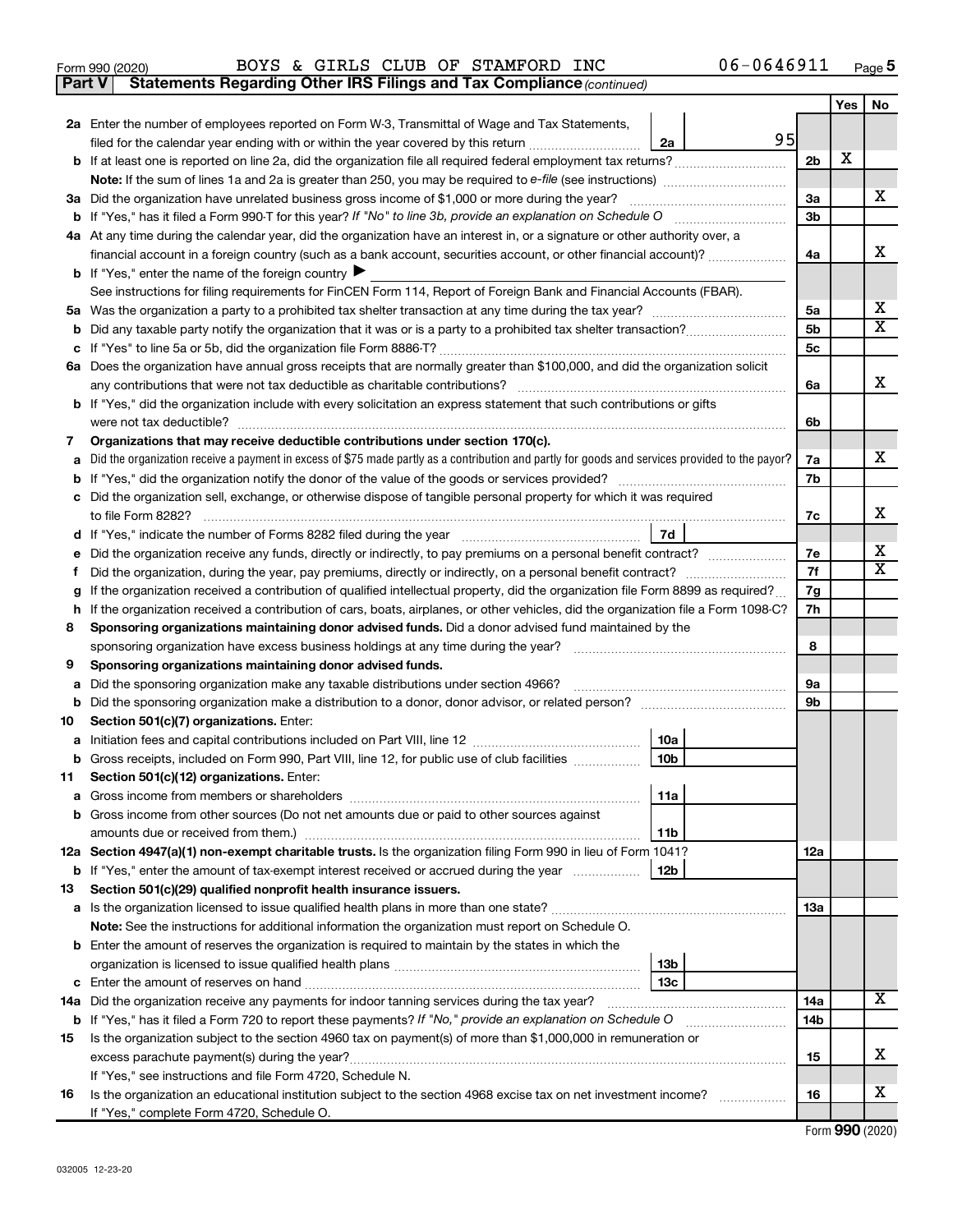Form 990 (2020) BOYS & GIRLS CLUB OF STAMFORD INC 06-0646911

## Part V Statements Regarding Other IRS Filings and Tax Compliance *(continued)*

| | | | Yes | No |
|---|---|---|---|---|
| **2a** | Enter the number of employees reported on Form W-3, Transmittal of Wage and Tax Statements, filed for the calendar year ending with or within the year covered by this return ... 2a 95 | | | |
| **b** | If at least one is reported on line 2a, did the organization file all required federal employment tax returns? | 2b | X | |
| | **Note:** If the sum of lines 1a and 2a is greater than 250, you may be required to *e-file* (see instructions) | | | |
| **3a** | Did the organization have unrelated business gross income of $1,000 or more during the year? | 3a | | X |
| **b** | If "Yes," has it filed a Form 990-T for this year? *If "No" to line 3b, provide an explanation on Schedule O* | 3b | | |
| **4a** | At any time during the calendar year, did the organization have an interest in, or a signature or other authority over, a financial account in a foreign country (such as a bank account, securities account, or other financial account)? | 4a | | X |
| **b** | If "Yes," enter the name of the foreign country ▶ | | | |
| | See instructions for filing requirements for FinCEN Form 114, Report of Foreign Bank and Financial Accounts (FBAR). | | | |
| **5a** | Was the organization a party to a prohibited tax shelter transaction at any time during the tax year? | 5a | | X |
| **b** | Did any taxable party notify the organization that it was or is a party to a prohibited tax shelter transaction? | 5b | | X |
| **c** | If "Yes" to line 5a or 5b, did the organization file Form 8886-T? | 5c | | |
| **6a** | Does the organization have annual gross receipts that are normally greater than $100,000, and did the organization solicit any contributions that were not tax deductible as charitable contributions? | 6a | | X |
| **b** | If "Yes," did the organization include with every solicitation an express statement that such contributions or gifts were not tax deductible? | 6b | | |
| **7** | **Organizations that may receive deductible contributions under section 170(c).** | | | |
| **a** | Did the organization receive a payment in excess of $75 made partly as a contribution and partly for goods and services provided to the payor? | 7a | | X |
| **b** | If "Yes," did the organization notify the donor of the value of the goods or services provided? | 7b | | |
| **c** | Did the organization sell, exchange, or otherwise dispose of tangible personal property for which it was required to file Form 8282? | 7c | | X |
| **d** | If "Yes," indicate the number of Forms 8282 filed during the year ... 7d | | | |
| **e** | Did the organization receive any funds, directly or indirectly, to pay premiums on a personal benefit contract? | 7e | | X |
| **f** | Did the organization, during the year, pay premiums, directly or indirectly, on a personal benefit contract? | 7f | | X |
| **g** | If the organization received a contribution of qualified intellectual property, did the organization file Form 8899 as required? | 7g | | |
| **h** | If the organization received a contribution of cars, boats, airplanes, or other vehicles, did the organization file a Form 1098-C? | 7h | | |
| **8** | **Sponsoring organizations maintaining donor advised funds.** Did a donor advised fund maintained by the sponsoring organization have excess business holdings at any time during the year? | 8 | | |
| **9** | **Sponsoring organizations maintaining donor advised funds.** | | | |
| **a** | Did the sponsoring organization make any taxable distributions under section 4966? | 9a | | |
| **b** | Did the sponsoring organization make a distribution to a donor, donor advisor, or related person? | 9b | | |
| **10** | **Section 501(c)(7) organizations.** Enter: | | | |
| **a** | Initiation fees and capital contributions included on Part VIII, line 12 ... 10a | | | |
| **b** | Gross receipts, included on Form 990, Part VIII, line 12, for public use of club facilities ... 10b | | | |
| **11** | **Section 501(c)(12) organizations.** Enter: | | | |
| **a** | Gross income from members or shareholders ... 11a | | | |
| **b** | Gross income from other sources (Do not net amounts due or paid to other sources against amounts due or received from them.) ... 11b | | | |
| **12a** | **Section 4947(a)(1) non-exempt charitable trusts.** Is the organization filing Form 990 in lieu of Form 1041? | 12a | | |
| **b** | If "Yes," enter the amount of tax-exempt interest received or accrued during the year ... 12b | | | |
| **13** | **Section 501(c)(29) qualified nonprofit health insurance issuers.** | | | |
| **a** | Is the organization licensed to issue qualified health plans in more than one state? | 13a | | |
| | **Note:** See the instructions for additional information the organization must report on Schedule O. | | | |
| **b** | Enter the amount of reserves the organization is required to maintain by the states in which the organization is licensed to issue qualified health plans ... 13b | | | |
| **c** | Enter the amount of reserves on hand ... 13c | | | |
| **14a** | Did the organization receive any payments for indoor tanning services during the tax year? | 14a | | X |
| **b** | If "Yes," has it filed a Form 720 to report these payments? *If "No," provide an explanation on Schedule O* | 14b | | |
| **15** | Is the organization subject to the section 4960 tax on payment(s) of more than $1,000,000 in remuneration or excess parachute payment(s) during the year? | 15 | | X |
| | If "Yes," see instructions and file Form 4720, Schedule N. | | | |
| **16** | Is the organization an educational institution subject to the section 4968 excise tax on net investment income? | 16 | | X |
| | If "Yes," complete Form 4720, Schedule O. | | | |

Form **990** (2020)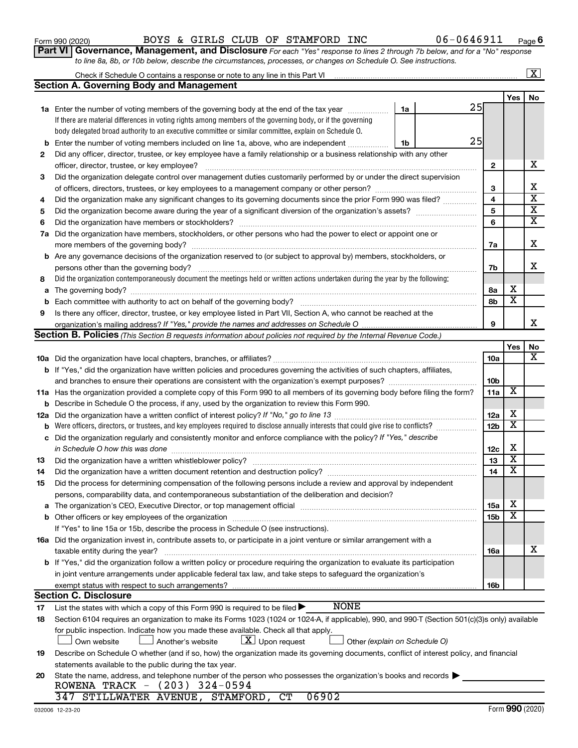Form 990 (2020) BOYS & GIRLS CLUB OF STAMFORD INC 06-0646911 Page 6

**Part VI Governance, Management, and Disclosure** *For each "Yes" response to lines 2 through 7b below, and for a "No" response to line 8a, 8b, or 10b below, describe the circumstances, processes, or changes on Schedule O. See instructions.*

Check if Schedule O contains a response or note to any line in this Part VI .......... [X]

## Section A. Governing Body and Management

| | | | | Yes | No |
|---|---|---|---|---|---|
| **1a** | Enter the number of voting members of the governing body at the end of the tax year ... **1a** 25. If there are material differences in voting rights among members of the governing body, or if the governing body delegated broad authority to an executive committee or similar committee, explain on Schedule O. | | | | |
| **b** | Enter the number of voting members included on line 1a, above, who are independent ... **1b** 25 | | | | |
| **2** | Did any officer, director, trustee, or key employee have a family relationship or a business relationship with any other officer, director, trustee, or key employee? | | **2** | | X |
| **3** | Did the organization delegate control over management duties customarily performed by or under the direct supervision of officers, directors, trustees, or key employees to a management company or other person? | | **3** | | X |
| **4** | Did the organization make any significant changes to its governing documents since the prior Form 990 was filed? | | **4** | | X |
| **5** | Did the organization become aware during the year of a significant diversion of the organization's assets? | | **5** | | X |
| **6** | Did the organization have members or stockholders? | | **6** | | X |
| **7a** | Did the organization have members, stockholders, or other persons who had the power to elect or appoint one or more members of the governing body? | | **7a** | | X |
| **b** | Are any governance decisions of the organization reserved to (or subject to approval by) members, stockholders, or persons other than the governing body? | | **7b** | | X |
| **8** | Did the organization contemporaneously document the meetings held or written actions undertaken during the year by the following: | | | | |
| **a** | The governing body? | | **8a** | X | |
| **b** | Each committee with authority to act on behalf of the governing body? | | **8b** | X | |
| **9** | Is there any officer, director, trustee, or key employee listed in Part VII, Section A, who cannot be reached at the organization's mailing address? *If "Yes," provide the names and addresses on Schedule O* | | **9** | | X |

## Section B. Policies *(This Section B requests information about policies not required by the Internal Revenue Code.)*

| | | | Yes | No |
|---|---|---|---|---|
| **10a** | Did the organization have local chapters, branches, or affiliates? | **10a** | | X |
| **b** | If "Yes," did the organization have written policies and procedures governing the activities of such chapters, affiliates, and branches to ensure their operations are consistent with the organization's exempt purposes? | **10b** | | |
| **11a** | Has the organization provided a complete copy of this Form 990 to all members of its governing body before filing the form? | **11a** | X | |
| **b** | Describe in Schedule O the process, if any, used by the organization to review this Form 990. | | | |
| **12a** | Did the organization have a written conflict of interest policy? *If "No," go to line 13* | **12a** | X | |
| **b** | Were officers, directors, or trustees, and key employees required to disclose annually interests that could give rise to conflicts? | **12b** | X | |
| **c** | Did the organization regularly and consistently monitor and enforce compliance with the policy? *If "Yes," describe in Schedule O how this was done* | **12c** | X | |
| **13** | Did the organization have a written whistleblower policy? | **13** | X | |
| **14** | Did the organization have a written document retention and destruction policy? | **14** | X | |
| **15** | Did the process for determining compensation of the following persons include a review and approval by independent persons, comparability data, and contemporaneous substantiation of the deliberation and decision? | | | |
| **a** | The organization's CEO, Executive Director, or top management official | **15a** | X | |
| **b** | Other officers or key employees of the organization | **15b** | X | |
| | If "Yes" to line 15a or 15b, describe the process in Schedule O (see instructions). | | | |
| **16a** | Did the organization invest in, contribute assets to, or participate in a joint venture or similar arrangement with a taxable entity during the year? | **16a** | | X |
| **b** | If "Yes," did the organization follow a written policy or procedure requiring the organization to evaluate its participation in joint venture arrangements under applicable federal tax law, and take steps to safeguard the organization's exempt status with respect to such arrangements? | **16b** | | |

## Section C. Disclosure

**17** List the states with which a copy of this Form 990 is required to be filed ▶ NONE

**18** Section 6104 requires an organization to make its Forms 1023 (1024 or 1024-A, if applicable), 990, and 990-T (Section 501(c)(3)s only) available for public inspection. Indicate how you made these available. Check all that apply.

[ ] Own website [ ] Another's website [X] Upon request [ ] Other *(explain on Schedule O)*

**19** Describe on Schedule O whether (and if so, how) the organization made its governing documents, conflict of interest policy, and financial statements available to the public during the tax year.

**20** State the name, address, and telephone number of the person who possesses the organization's books and records ▶

ROWENA TRACK - (203) 324-0594
347 STILLWATER AVENUE, STAMFORD, CT 06902

032006 12-23-20 Form **990** (2020)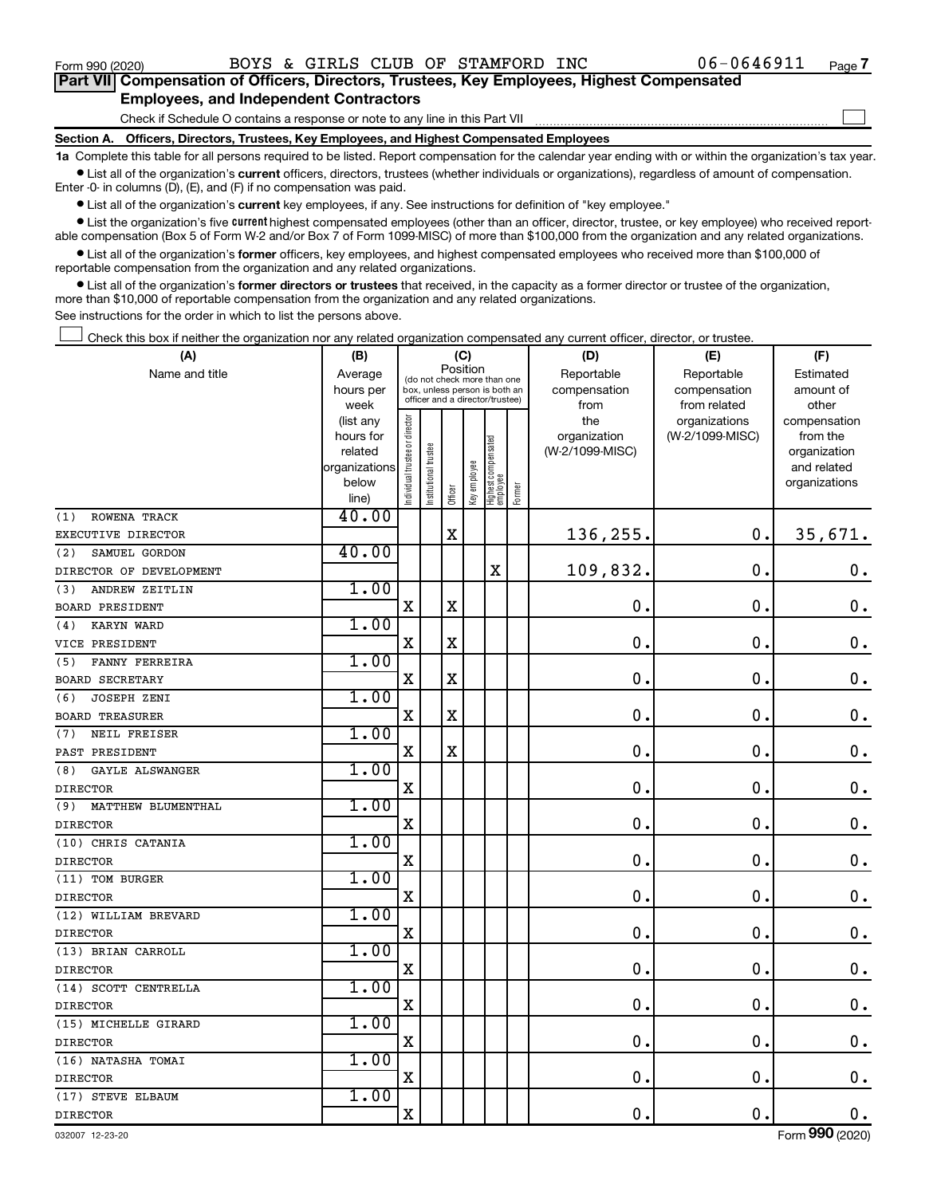Form 990 (2020) BOYS & GIRLS CLUB OF STAMFORD INC 06-0646911

## Part VII Compensation of Officers, Directors, Trustees, Key Employees, Highest Compensated Employees, and Independent Contractors

Check if Schedule O contains a response or note to any line in this Part VII ☐

### Section A. Officers, Directors, Trustees, Key Employees, and Highest Compensated Employees

**1a** Complete this table for all persons required to be listed. Report compensation for the calendar year ending with or within the organization's tax year.

- List all of the organization's **current** officers, directors, trustees (whether individuals or organizations), regardless of amount of compensation. Enter -0- in columns (D), (E), and (F) if no compensation was paid.
- List all of the organization's **current** key employees, if any. See instructions for definition of "key employee."
- List the organization's five **current** highest compensated employees (other than an officer, director, trustee, or key employee) who received reportable compensation (Box 5 of Form W-2 and/or Box 7 of Form 1099-MISC) of more than $100,000 from the organization and any related organizations.
- List all of the organization's **former** officers, key employees, and highest compensated employees who received more than $100,000 of reportable compensation from the organization and any related organizations.
- List all of the organization's **former directors or trustees** that received, in the capacity as a former director or trustee of the organization, more than $10,000 of reportable compensation from the organization and any related organizations.

See instructions for the order in which to list the persons above.

☐ Check this box if neither the organization nor any related organization compensated any current officer, director, or trustee.

| (A) Name and title | (B) Average hours per week (list any hours for related organizations below line) | (C) Position (do not check more than one box, unless person is both an officer and a director/trustee) | | | | | | (D) Reportable compensation from the organization (W-2/1099-MISC) | (E) Reportable compensation from related organizations (W-2/1099-MISC) | (F) Estimated amount of other compensation from the organization and related organizations |
|---|---|---|---|---|---|---|---|---|---|---|
| | | Individual trustee or director | Institutional trustee | Officer | Key employee | Highest compensated employee | Former | | | |
| (1) ROWENA TRACK<br>EXECUTIVE DIRECTOR | 40.00 | | | X | | | | 136,255. | 0. | 35,671. |
| (2) SAMUEL GORDON<br>DIRECTOR OF DEVELOPMENT | 40.00 | | | | | X | | 109,832. | 0. | 0. |
| (3) ANDREW ZEITLIN<br>BOARD PRESIDENT | 1.00 | X | | X | | | | 0. | 0. | 0. |
| (4) KARYN WARD<br>VICE PRESIDENT | 1.00 | X | | X | | | | 0. | 0. | 0. |
| (5) FANNY FERREIRA<br>BOARD SECRETARY | 1.00 | X | | X | | | | 0. | 0. | 0. |
| (6) JOSEPH ZENI<br>BOARD TREASURER | 1.00 | X | | X | | | | 0. | 0. | 0. |
| (7) NEIL FREISER<br>PAST PRESIDENT | 1.00 | X | | X | | | | 0. | 0. | 0. |
| (8) GAYLE ALSWANGER<br>DIRECTOR | 1.00 | X | | | | | | 0. | 0. | 0. |
| (9) MATTHEW BLUMENTHAL<br>DIRECTOR | 1.00 | X | | | | | | 0. | 0. | 0. |
| (10) CHRIS CATANIA<br>DIRECTOR | 1.00 | X | | | | | | 0. | 0. | 0. |
| (11) TOM BURGER<br>DIRECTOR | 1.00 | X | | | | | | 0. | 0. | 0. |
| (12) WILLIAM BREVARD<br>DIRECTOR | 1.00 | X | | | | | | 0. | 0. | 0. |
| (13) BRIAN CARROLL<br>DIRECTOR | 1.00 | X | | | | | | 0. | 0. | 0. |
| (14) SCOTT CENTRELLA<br>DIRECTOR | 1.00 | X | | | | | | 0. | 0. | 0. |
| (15) MICHELLE GIRARD<br>DIRECTOR | 1.00 | X | | | | | | 0. | 0. | 0. |
| (16) NATASHA TOMAI<br>DIRECTOR | 1.00 | X | | | | | | 0. | 0. | 0. |
| (17) STEVE ELBAUM<br>DIRECTOR | 1.00 | X | | | | | | 0. | 0. | 0. |

032007 12-23-20 Form 990 (2020)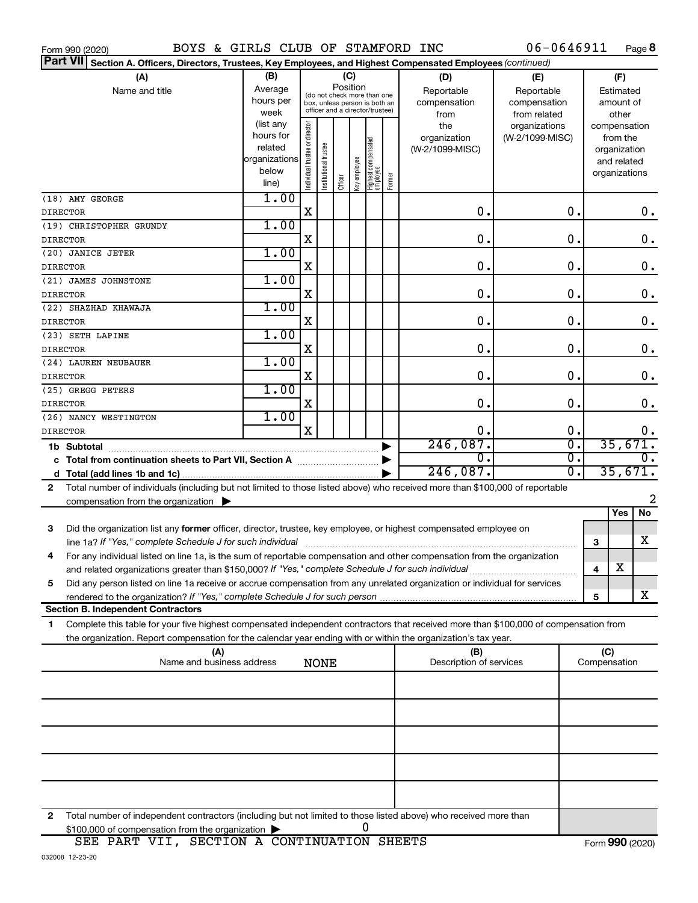Form 990 (2020) BOYS & GIRLS CLUB OF STAMFORD INC 06-0646911 Page **8**

**Part VII** Section A. Officers, Directors, Trustees, Key Employees, and Highest Compensated Employees *(continued)*

| (A) Name and title | (B) Average hours per week (list any hours for related organizations below line) | (C) Position: Individual trustee or director | Institutional trustee | Officer | Key employee | Highest compensated employee | Former | (D) Reportable compensation from the organization (W-2/1099-MISC) | (E) Reportable compensation from related organizations (W-2/1099-MISC) | (F) Estimated amount of other compensation from the organization and related organizations |
|---|---|---|---|---|---|---|---|---|---|---|
| (18) AMY GEORGE<br>DIRECTOR | 1.00 | X | | | | | | 0. | 0. | 0. |
| (19) CHRISTOPHER GRUNDY<br>DIRECTOR | 1.00 | X | | | | | | 0. | 0. | 0. |
| (20) JANICE JETER<br>DIRECTOR | 1.00 | X | | | | | | 0. | 0. | 0. |
| (21) JAMES JOHNSTONE<br>DIRECTOR | 1.00 | X | | | | | | 0. | 0. | 0. |
| (22) SHAZHAD KHAWAJA<br>DIRECTOR | 1.00 | X | | | | | | 0. | 0. | 0. |
| (23) SETH LAPINE<br>DIRECTOR | 1.00 | X | | | | | | 0. | 0. | 0. |
| (24) LAUREN NEUBAUER<br>DIRECTOR | 1.00 | X | | | | | | 0. | 0. | 0. |
| (25) GREGG PETERS<br>DIRECTOR | 1.00 | X | | | | | | 0. | 0. | 0. |
| (26) NANCY WESTINGTON<br>DIRECTOR | 1.00 | X | | | | | | 0. | 0. | 0. |
| **1b Subtotal** | | | | | | | | 246,087. | 0. | 35,671. |
| **c Total from continuation sheets to Part VII, Section A** | | | | | | | | 0. | 0. | 0. |
| **d Total (add lines 1b and 1c)** | | | | | | | | 246,087. | 0. | 35,671. |

**2** Total number of individuals (including but not limited to those listed above) who received more than $100,000 of reportable compensation from the organization ▶ 2

| | | Yes | No |
|---|---|---|---|
| **3** Did the organization list any **former** officer, director, trustee, key employee, or highest compensated employee on line 1a? *If "Yes," complete Schedule J for such individual* | 3 | | X |
| **4** For any individual listed on line 1a, is the sum of reportable compensation and other compensation from the organization and related organizations greater than $150,000? *If "Yes," complete Schedule J for such individual* | 4 | X | |
| **5** Did any person listed on line 1a receive or accrue compensation from any unrelated organization or individual for services rendered to the organization? *If "Yes," complete Schedule J for such person* | 5 | | X |

**Section B. Independent Contractors**

**1** Complete this table for your five highest compensated independent contractors that received more than $100,000 of compensation from the organization. Report compensation for the calendar year ending with or within the organization's tax year.

| (A) Name and business address | (B) Description of services | (C) Compensation |
|---|---|---|
| NONE | | |
| | | |
| | | |
| | | |
| | | |

**2** Total number of independent contractors (including but not limited to those listed above) who received more than $100,000 of compensation from the organization ▶ 0

SEE PART VII, SECTION A CONTINUATION SHEETS

Form **990** (2020)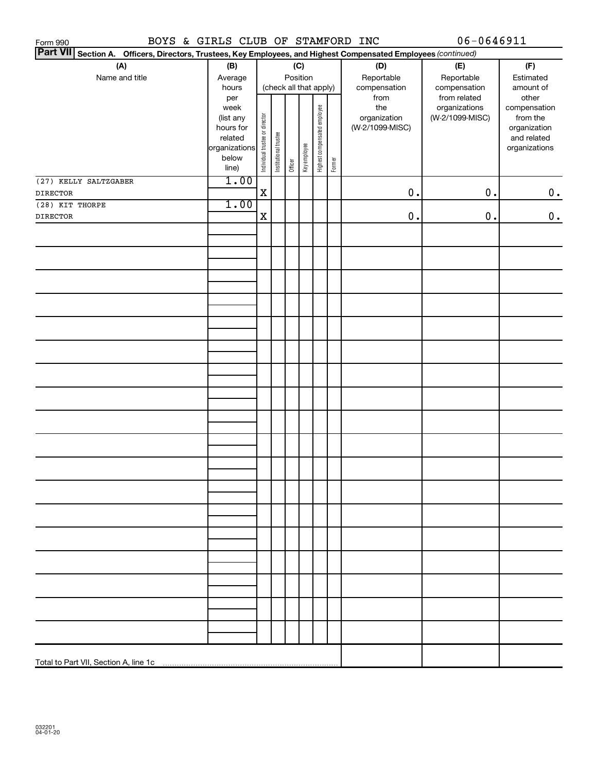Form 990 BOYS & GIRLS CLUB OF STAMFORD INC 06-0646911

**Part VII** **Section A. Officers, Directors, Trustees, Key Employees, and Highest Compensated Employees** *(continued)*

| (A) Name and title | (B) Average hours per week (list any hours for related organizations below line) | (C) Position (check all that apply): Individual trustee or director | Institutional trustee | Officer | Key employee | Highest compensated employee | Former | (D) Reportable compensation from the organization (W-2/1099-MISC) | (E) Reportable compensation from related organizations (W-2/1099-MISC) | (F) Estimated amount of other compensation from the organization and related organizations |
|---|---|---|---|---|---|---|---|---|---|---|
| (27) KELLY SALTZGABER<br>DIRECTOR | 1.00 | X | | | | | | 0. | 0. | 0. |
| (28) KIT THORPE<br>DIRECTOR | 1.00 | X | | | | | | 0. | 0. | 0. |
| Total to Part VII, Section A, line 1c | | | | | | | | | | |

032201 04-01-20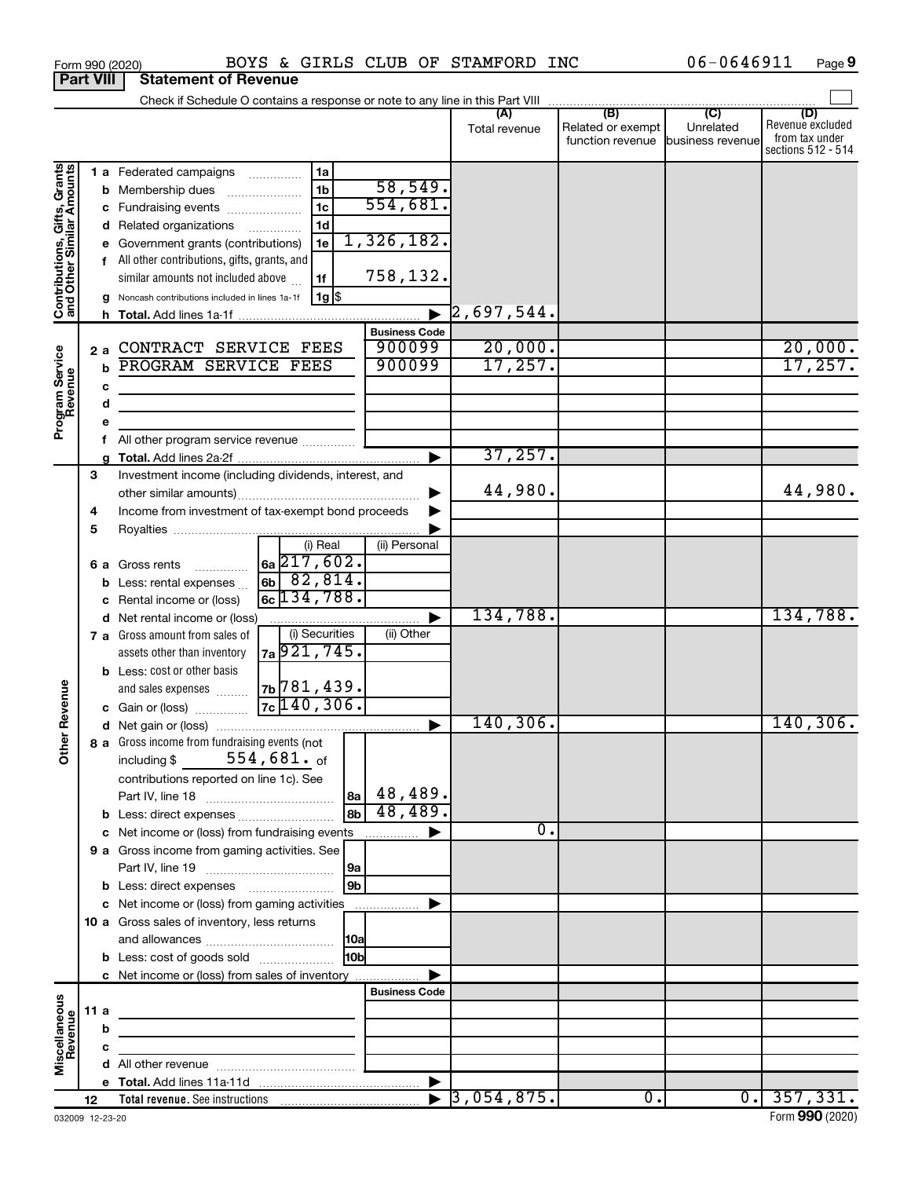Form 990 (2020) BOYS & GIRLS CLUB OF STAMFORD INC 06-0646911

## Part VIII Statement of Revenue

Check if Schedule O contains a response or note to any line in this Part VIII

| | | | | (A) Total revenue | (B) Related or exempt function revenue | (C) Unrelated business revenue | (D) Revenue excluded from tax under sections 512 - 514 |
|---|---|---|---|---|---|---|---|
| **Contributions, Gifts, Grants and Other Similar Amounts** | 1a Federated campaigns | 1a | | | | | |
| | b Membership dues | 1b | 58,549. | | | | |
| | c Fundraising events | 1c | 554,681. | | | | |
| | d Related organizations | 1d | | | | | |
| | e Government grants (contributions) | 1e | 1,326,182. | | | | |
| | f All other contributions, gifts, grants, and similar amounts not included above | 1f | 758,132. | | | | |
| | g Noncash contributions included in lines 1a-1f | 1g $ | | | | | |
| | h Total. Add lines 1a-1f | | | 2,697,544. | | | |
| **Program Service Revenue** | | | Business Code | | | | |
| | 2a CONTRACT SERVICE FEES | | 900099 | 20,000. | | | 20,000. |
| | b PROGRAM SERVICE FEES | | 900099 | 17,257. | | | 17,257. |
| | c | | | | | | |
| | d | | | | | | |
| | e | | | | | | |
| | f All other program service revenue | | | | | | |
| | g Total. Add lines 2a-2f | | | 37,257. | | | |
| **Other Revenue** | 3 Investment income (including dividends, interest, and other similar amounts) | | | 44,980. | | | 44,980. |
| | 4 Income from investment of tax-exempt bond proceeds | | | | | | |
| | 5 Royalties | | | | | | |
| | | (i) Real | (ii) Personal | | | | |
| | 6a Gross rents | 6a 217,602. | | | | | |
| | b Less: rental expenses | 6b 82,814. | | | | | |
| | c Rental income or (loss) | 6c 134,788. | | | | | |
| | d Net rental income or (loss) | | | 134,788. | | | 134,788. |
| | | (i) Securities | (ii) Other | | | | |
| | 7a Gross amount from sales of assets other than inventory | 7a 921,745. | | | | | |
| | b Less: cost or other basis and sales expenses | 7b 781,439. | | | | | |
| | c Gain or (loss) | 7c 140,306. | | | | | |
| | d Net gain or (loss) | | | 140,306. | | | 140,306. |
| | 8a Gross income from fundraising events (not including $ 554,681. of contributions reported on line 1c). See Part IV, line 18 | 8a | 48,489. | | | | |
| | b Less: direct expenses | 8b | 48,489. | | | | |
| | c Net income or (loss) from fundraising events | | | 0. | | | |
| | 9a Gross income from gaming activities. See Part IV, line 19 | 9a | | | | | |
| | b Less: direct expenses | 9b | | | | | |
| | c Net income or (loss) from gaming activities | | | | | | |
| | 10a Gross sales of inventory, less returns and allowances | 10a | | | | | |
| | b Less: cost of goods sold | 10b | | | | | |
| | c Net income or (loss) from sales of inventory | | | | | | |
| **Miscellaneous Revenue** | | | Business Code | | | | |
| | 11a | | | | | | |
| | b | | | | | | |
| | c | | | | | | |
| | d All other revenue | | | | | | |
| | e Total. Add lines 11a-11d | | | | | | |
| | 12 Total revenue. See instructions | | | 3,054,875. | 0. | 0. | 357,331. |

032009 12-23-20

Form **990** (2020)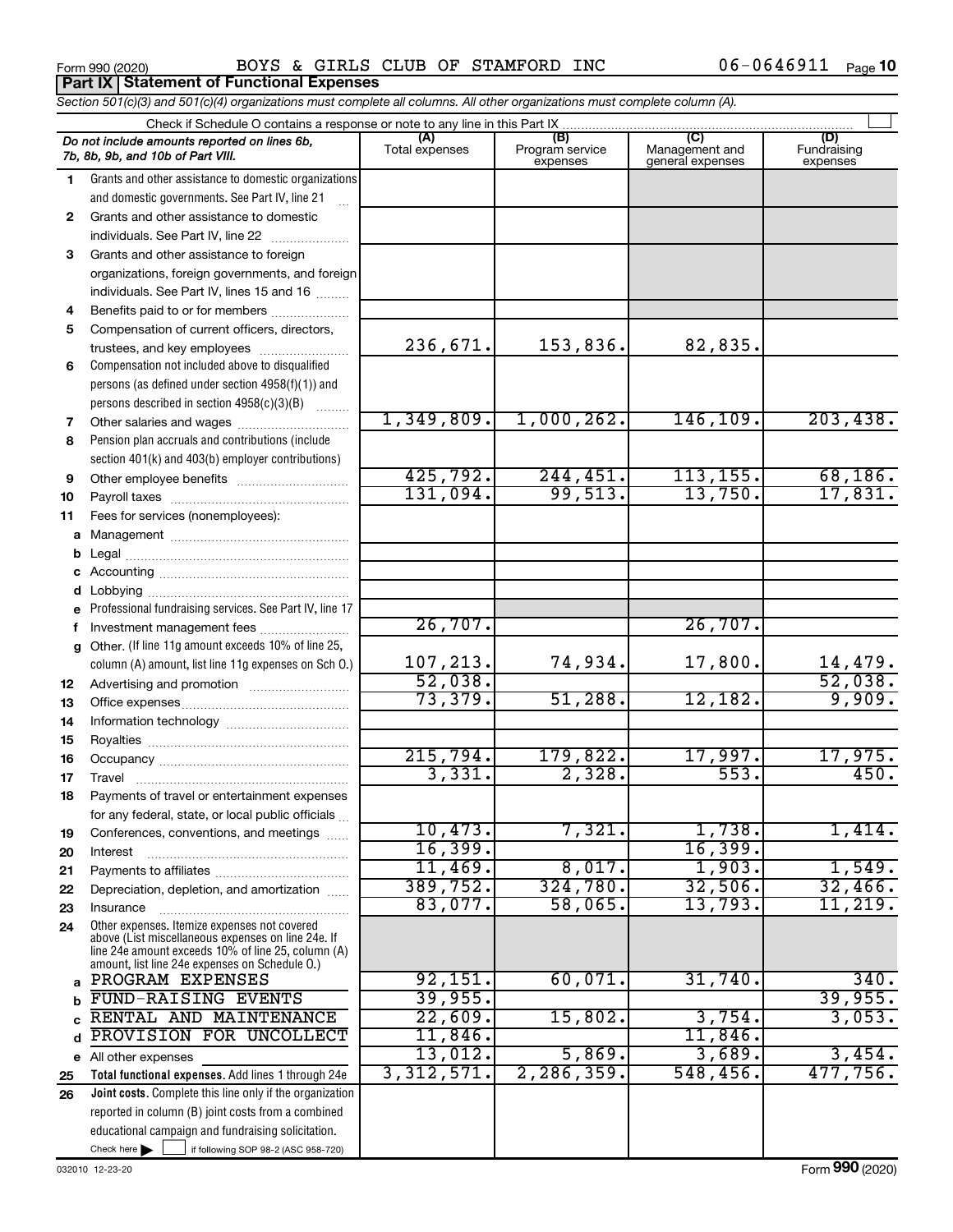Form 990 (2020) BOYS & GIRLS CLUB OF STAMFORD INC 06-0646911

**Part IX Statement of Functional Expenses**

*Section 501(c)(3) and 501(c)(4) organizations must complete all columns. All other organizations must complete column (A).*

Check if Schedule O contains a response or note to any line in this Part IX

| | *Do not include amounts reported on lines 6b, 7b, 8b, 9b, and 10b of Part VIII.* | (A) Total expenses | (B) Program service expenses | (C) Management and general expenses | (D) Fundraising expenses |
|---|---|---|---|---|---|
| 1 | Grants and other assistance to domestic organizations and domestic governments. See Part IV, line 21 | | | | |
| 2 | Grants and other assistance to domestic individuals. See Part IV, line 22 | | | | |
| 3 | Grants and other assistance to foreign organizations, foreign governments, and foreign individuals. See Part IV, lines 15 and 16 | | | | |
| 4 | Benefits paid to or for members | | | | |
| 5 | Compensation of current officers, directors, trustees, and key employees | 236,671. | 153,836. | 82,835. | |
| 6 | Compensation not included above to disqualified persons (as defined under section 4958(f)(1)) and persons described in section 4958(c)(3)(B) | | | | |
| 7 | Other salaries and wages | 1,349,809. | 1,000,262. | 146,109. | 203,438. |
| 8 | Pension plan accruals and contributions (include section 401(k) and 403(b) employer contributions) | | | | |
| 9 | Other employee benefits | 425,792. | 244,451. | 113,155. | 68,186. |
| 10 | Payroll taxes | 131,094. | 99,513. | 13,750. | 17,831. |
| 11 | Fees for services (nonemployees): | | | | |
| a | Management | | | | |
| b | Legal | | | | |
| c | Accounting | | | | |
| d | Lobbying | | | | |
| e | Professional fundraising services. See Part IV, line 17 | | | | |
| f | Investment management fees | 26,707. | | 26,707. | |
| g | Other. (If line 11g amount exceeds 10% of line 25, column (A) amount, list line 11g expenses on Sch O.) | 107,213. | 74,934. | 17,800. | 14,479. |
| 12 | Advertising and promotion | 52,038. | | | 52,038. |
| 13 | Office expenses | 73,379. | 51,288. | 12,182. | 9,909. |
| 14 | Information technology | | | | |
| 15 | Royalties | | | | |
| 16 | Occupancy | 215,794. | 179,822. | 17,997. | 17,975. |
| 17 | Travel | 3,331. | 2,328. | 553. | 450. |
| 18 | Payments of travel or entertainment expenses for any federal, state, or local public officials | | | | |
| 19 | Conferences, conventions, and meetings | 10,473. | 7,321. | 1,738. | 1,414. |
| 20 | Interest | 16,399. | | 16,399. | |
| 21 | Payments to affiliates | 11,469. | 8,017. | 1,903. | 1,549. |
| 22 | Depreciation, depletion, and amortization | 389,752. | 324,780. | 32,506. | 32,466. |
| 23 | Insurance | 83,077. | 58,065. | 13,793. | 11,219. |
| 24 | Other expenses. Itemize expenses not covered above (List miscellaneous expenses on line 24e. If line 24e amount exceeds 10% of line 25, column (A) amount, list line 24e expenses on Schedule O.) | | | | |
| a | PROGRAM EXPENSES | 92,151. | 60,071. | 31,740. | 340. |
| b | FUND-RAISING EVENTS | 39,955. | | | 39,955. |
| c | RENTAL AND MAINTENANCE | 22,609. | 15,802. | 3,754. | 3,053. |
| d | PROVISION FOR UNCOLLECT | 11,846. | | 11,846. | |
| e | All other expenses | 13,012. | 5,869. | 3,689. | 3,454. |
| 25 | **Total functional expenses.** Add lines 1 through 24e | 3,312,571. | 2,286,359. | 548,456. | 477,756. |
| 26 | **Joint costs.** Complete this line only if the organization reported in column (B) joint costs from a combined educational campaign and fundraising solicitation. Check here ☐ if following SOP 98-2 (ASC 958-720) | | | | |

032010 12-23-20 Form **990** (2020)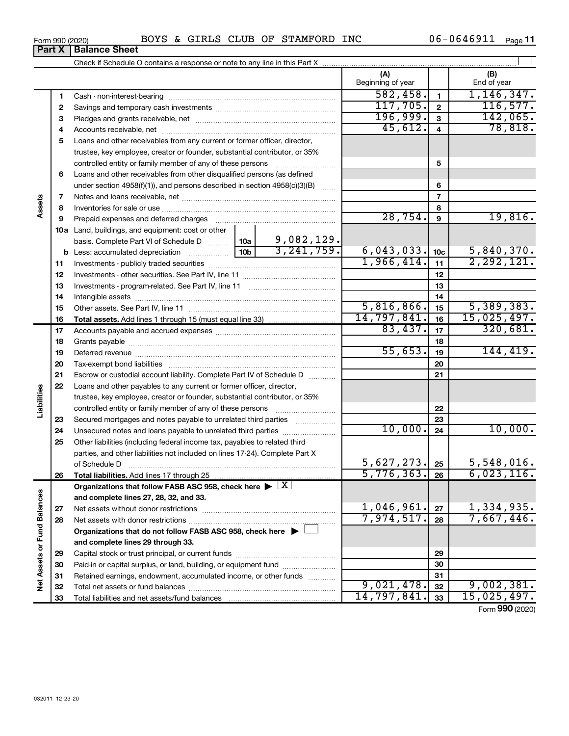Form 990 (2020) BOYS & GIRLS CLUB OF STAMFORD INC 06-0646911

## Part X | Balance Sheet

Check if Schedule O contains a response or note to any line in this Part X

| | | | (A) Beginning of year | | (B) End of year |
|---|---|---|---|---|---|
| Assets | 1 | Cash - non-interest-bearing | 582,458. | 1 | 1,146,347. |
| | 2 | Savings and temporary cash investments | 117,705. | 2 | 116,577. |
| | 3 | Pledges and grants receivable, net | 196,999. | 3 | 142,065. |
| | 4 | Accounts receivable, net | 45,612. | 4 | 78,818. |
| | 5 | Loans and other receivables from any current or former officer, director, trustee, key employee, creator or founder, substantial contributor, or 35% controlled entity or family member of any of these persons | | 5 | |
| | 6 | Loans and other receivables from other disqualified persons (as defined under section 4958(f)(1)), and persons described in section 4958(c)(3)(B) | | 6 | |
| | 7 | Notes and loans receivable, net | | 7 | |
| | 8 | Inventories for sale or use | | 8 | |
| | 9 | Prepaid expenses and deferred charges | 28,754. | 9 | 19,816. |
| | 10a | Land, buildings, and equipment: cost or other basis. Complete Part VI of Schedule D ... 10a 9,082,129. | | | |
| | b | Less: accumulated depreciation ... 10b 3,241,759. | 6,043,033. | 10c | 5,840,370. |
| | 11 | Investments - publicly traded securities | 1,966,414. | 11 | 2,292,121. |
| | 12 | Investments - other securities. See Part IV, line 11 | | 12 | |
| | 13 | Investments - program-related. See Part IV, line 11 | | 13 | |
| | 14 | Intangible assets | | 14 | |
| | 15 | Other assets. See Part IV, line 11 | 5,816,866. | 15 | 5,389,383. |
| | 16 | **Total assets.** Add lines 1 through 15 (must equal line 33) | 14,797,841. | 16 | 15,025,497. |
| Liabilities | 17 | Accounts payable and accrued expenses | 83,437. | 17 | 320,681. |
| | 18 | Grants payable | | 18 | |
| | 19 | Deferred revenue | 55,653. | 19 | 144,419. |
| | 20 | Tax-exempt bond liabilities | | 20 | |
| | 21 | Escrow or custodial account liability. Complete Part IV of Schedule D | | 21 | |
| | 22 | Loans and other payables to any current or former officer, director, trustee, key employee, creator or founder, substantial contributor, or 35% controlled entity or family member of any of these persons | | 22 | |
| | 23 | Secured mortgages and notes payable to unrelated third parties | | 23 | |
| | 24 | Unsecured notes and loans payable to unrelated third parties | 10,000. | 24 | 10,000. |
| | 25 | Other liabilities (including federal income tax, payables to related third parties, and other liabilities not included on lines 17-24). Complete Part X of Schedule D | 5,627,273. | 25 | 5,548,016. |
| | 26 | **Total liabilities.** Add lines 17 through 25 | 5,776,363. | 26 | 6,023,116. |
| Net Assets or Fund Balances | | **Organizations that follow FASB ASC 958, check here ▶ [X] and complete lines 27, 28, 32, and 33.** | | | |
| | 27 | Net assets without donor restrictions | 1,046,961. | 27 | 1,334,935. |
| | 28 | Net assets with donor restrictions | 7,974,517. | 28 | 7,667,446. |
| | | **Organizations that do not follow FASB ASC 958, check here ▶ [ ] and complete lines 29 through 33.** | | | |
| | 29 | Capital stock or trust principal, or current funds | | 29 | |
| | 30 | Paid-in or capital surplus, or land, building, or equipment fund | | 30 | |
| | 31 | Retained earnings, endowment, accumulated income, or other funds | | 31 | |
| | 32 | Total net assets or fund balances | 9,021,478. | 32 | 9,002,381. |
| | 33 | Total liabilities and net assets/fund balances | 14,797,841. | 33 | 15,025,497. |

Form **990** (2020)

032011 12-23-20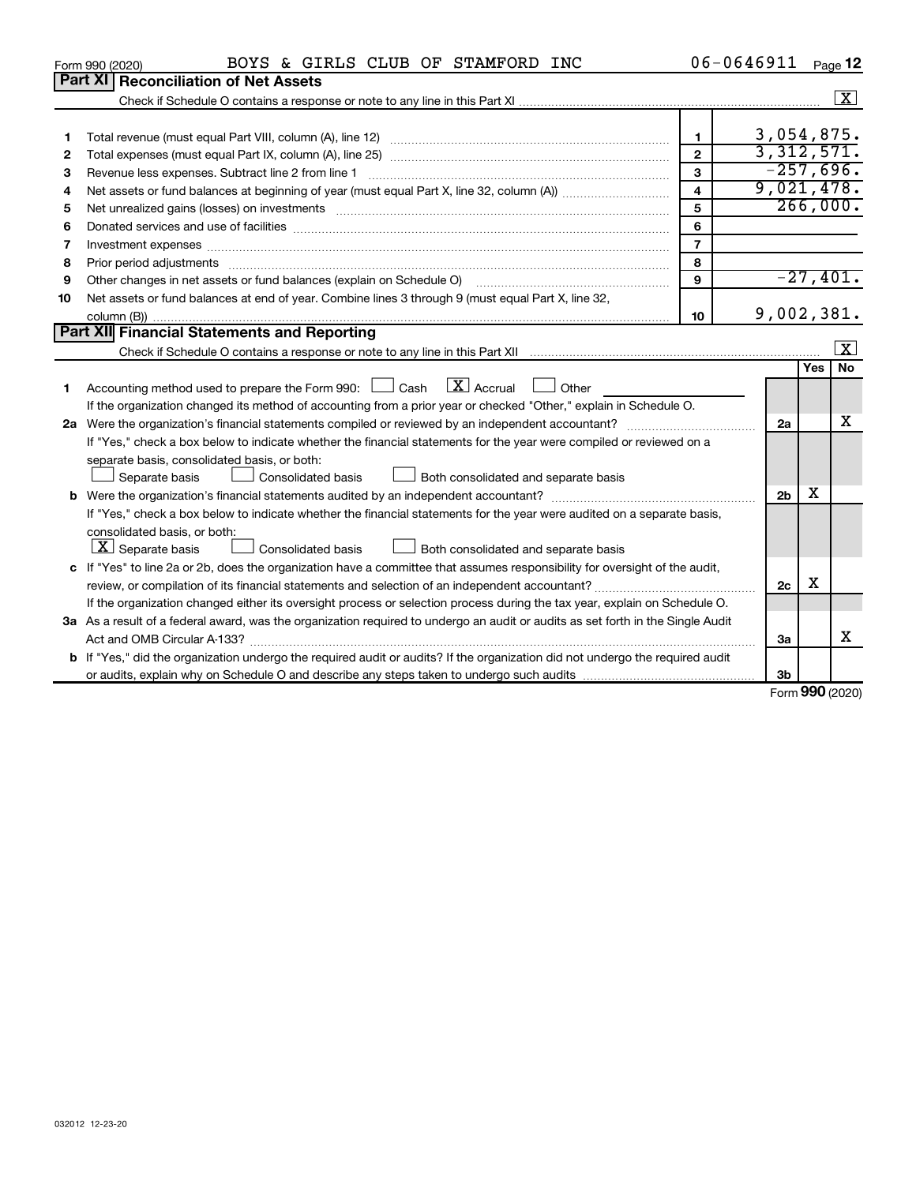Form 990 (2020) BOYS & GIRLS CLUB OF STAMFORD INC 06-0646911 Page 12

## Part XI Reconciliation of Net Assets

Check if Schedule O contains a response or note to any line in this Part XI ..... [X]

| | | | |
|---|---|---|---|
| 1 | Total revenue (must equal Part VIII, column (A), line 12) | 1 | 3,054,875. |
| 2 | Total expenses (must equal Part IX, column (A), line 25) | 2 | 3,312,571. |
| 3 | Revenue less expenses. Subtract line 2 from line 1 | 3 | -257,696. |
| 4 | Net assets or fund balances at beginning of year (must equal Part X, line 32, column (A)) | 4 | 9,021,478. |
| 5 | Net unrealized gains (losses) on investments | 5 | 266,000. |
| 6 | Donated services and use of facilities | 6 | |
| 7 | Investment expenses | 7 | |
| 8 | Prior period adjustments | 8 | |
| 9 | Other changes in net assets or fund balances (explain on Schedule O) | 9 | -27,401. |
| 10 | Net assets or fund balances at end of year. Combine lines 3 through 9 (must equal Part X, line 32, column (B)) | 10 | 9,002,381. |

## Part XII Financial Statements and Reporting

Check if Schedule O contains a response or note to any line in this Part XII ..... [X]

| | | | Yes | No |
|---|---|---|---|---|
| 1 | Accounting method used to prepare the Form 990: [ ] Cash [X] Accrual [ ] Other<br>If the organization changed its method of accounting from a prior year or checked "Other," explain in Schedule O. | | | |
| 2a | Were the organization's financial statements compiled or reviewed by an independent accountant?<br>If "Yes," check a box below to indicate whether the financial statements for the year were compiled or reviewed on a separate basis, consolidated basis, or both:<br>[ ] Separate basis [ ] Consolidated basis [ ] Both consolidated and separate basis | 2a | | X |
| b | Were the organization's financial statements audited by an independent accountant?<br>If "Yes," check a box below to indicate whether the financial statements for the year were audited on a separate basis, consolidated basis, or both:<br>[X] Separate basis [ ] Consolidated basis [ ] Both consolidated and separate basis | 2b | X | |
| c | If "Yes" to line 2a or 2b, does the organization have a committee that assumes responsibility for oversight of the audit, review, or compilation of its financial statements and selection of an independent accountant?<br>If the organization changed either its oversight process or selection process during the tax year, explain on Schedule O. | 2c | X | |
| 3a | As a result of a federal award, was the organization required to undergo an audit or audits as set forth in the Single Audit Act and OMB Circular A-133? | 3a | | X |
| b | If "Yes," did the organization undergo the required audit or audits? If the organization did not undergo the required audit or audits, explain why on Schedule O and describe any steps taken to undergo such audits | 3b | | |

Form 990 (2020)

032012 12-23-20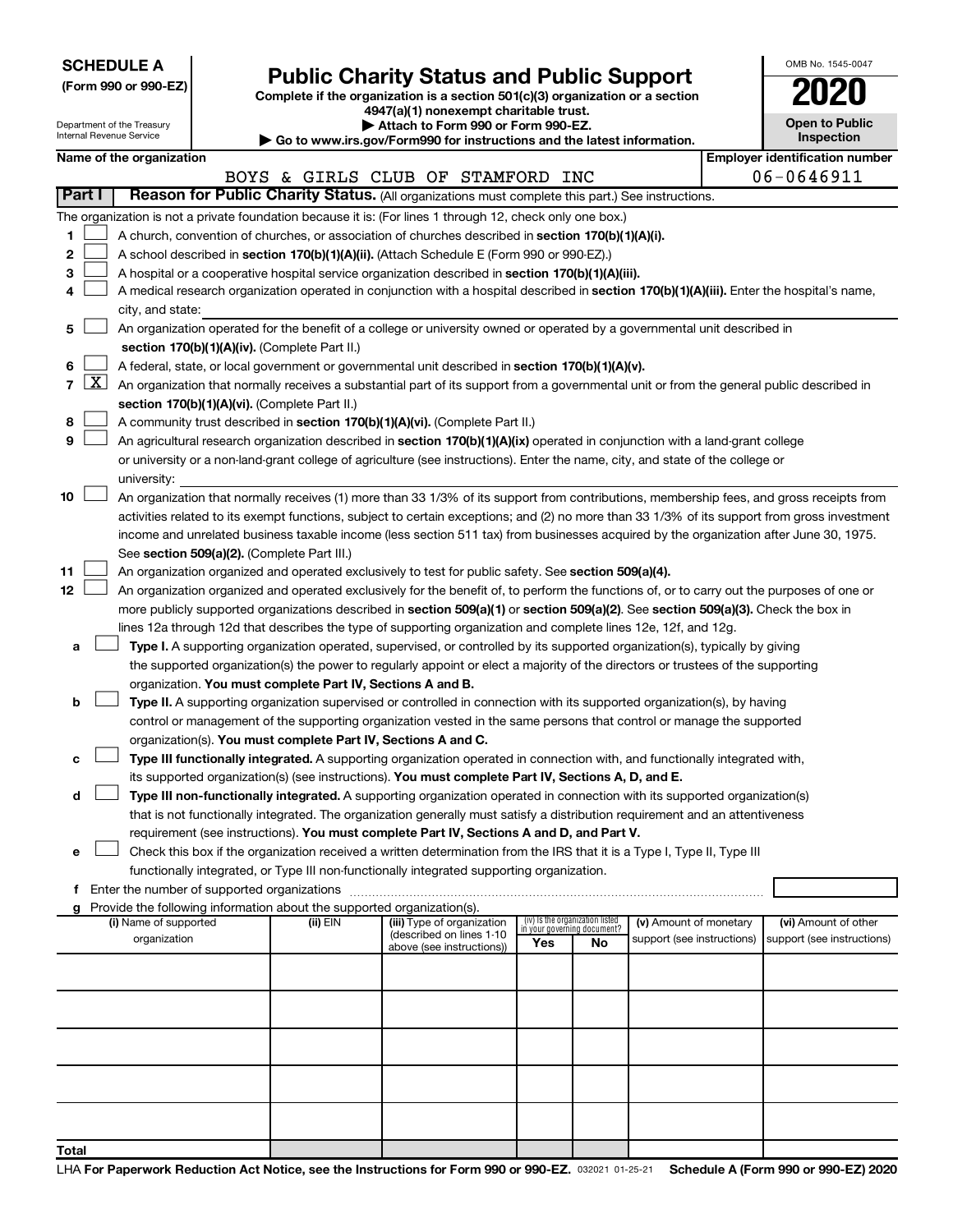**SCHEDULE A**
**(Form 990 or 990-EZ)**

Department of the Treasury
Internal Revenue Service

# Public Charity Status and Public Support

**Complete if the organization is a section 501(c)(3) organization or a section 4947(a)(1) nonexempt charitable trust.**
**▶ Attach to Form 990 or Form 990-EZ.**
**▶ Go to www.irs.gov/Form990 for instructions and the latest information.**

OMB No. 1545-0047

**2020**

**Open to Public Inspection**

**Name of the organization**: BOYS & GIRLS CLUB OF STAMFORD INC

**Employer identification number**: 06-0646911

**Part I** **Reason for Public Charity Status.** (All organizations must complete this part.) See instructions.

The organization is not a private foundation because it is: (For lines 1 through 12, check only one box.)

1 ☐ A church, convention of churches, or association of churches described in **section 170(b)(1)(A)(i).**

2 ☐ A school described in **section 170(b)(1)(A)(ii).** (Attach Schedule E (Form 990 or 990-EZ).)

3 ☐ A hospital or a cooperative hospital service organization described in **section 170(b)(1)(A)(iii).**

4 ☐ A medical research organization operated in conjunction with a hospital described in **section 170(b)(1)(A)(iii).** Enter the hospital's name, city, and state:

5 ☐ An organization operated for the benefit of a college or university owned or operated by a governmental unit described in **section 170(b)(1)(A)(iv).** (Complete Part II.)

6 ☐ A federal, state, or local government or governmental unit described in **section 170(b)(1)(A)(v).**

7 ☒ An organization that normally receives a substantial part of its support from a governmental unit or from the general public described in **section 170(b)(1)(A)(vi).** (Complete Part II.)

8 ☐ A community trust described in **section 170(b)(1)(A)(vi).** (Complete Part II.)

9 ☐ An agricultural research organization described in **section 170(b)(1)(A)(ix)** operated in conjunction with a land-grant college or university or a non-land-grant college of agriculture (see instructions). Enter the name, city, and state of the college or university:

10 ☐ An organization that normally receives (1) more than 33 1/3% of its support from contributions, membership fees, and gross receipts from activities related to its exempt functions, subject to certain exceptions; and (2) no more than 33 1/3% of its support from gross investment income and unrelated business taxable income (less section 511 tax) from businesses acquired by the organization after June 30, 1975. See **section 509(a)(2).** (Complete Part III.)

11 ☐ An organization organized and operated exclusively to test for public safety. See **section 509(a)(4).**

12 ☐ An organization organized and operated exclusively for the benefit of, to perform the functions of, or to carry out the purposes of one or more publicly supported organizations described in **section 509(a)(1)** or **section 509(a)(2)**. See **section 509(a)(3).** Check the box in lines 12a through 12d that describes the type of supporting organization and complete lines 12e, 12f, and 12g.

a ☐ **Type I.** A supporting organization operated, supervised, or controlled by its supported organization(s), typically by giving the supported organization(s) the power to regularly appoint or elect a majority of the directors or trustees of the supporting organization. **You must complete Part IV, Sections A and B.**

b ☐ **Type II.** A supporting organization supervised or controlled in connection with its supported organization(s), by having control or management of the supporting organization vested in the same persons that control or manage the supported organization(s). **You must complete Part IV, Sections A and C.**

c ☐ **Type III functionally integrated.** A supporting organization operated in connection with, and functionally integrated with, its supported organization(s) (see instructions). **You must complete Part IV, Sections A, D, and E.**

d ☐ **Type III non-functionally integrated.** A supporting organization operated in connection with its supported organization(s) that is not functionally integrated. The organization generally must satisfy a distribution requirement and an attentiveness requirement (see instructions). **You must complete Part IV, Sections A and D, and Part V.**

e ☐ Check this box if the organization received a written determination from the IRS that it is a Type I, Type II, Type III functionally integrated, or Type III non-functionally integrated supporting organization.

f Enter the number of supported organizations

g Provide the following information about the supported organization(s).

| (i) Name of supported organization | (ii) EIN | (iii) Type of organization (described on lines 1-10 above (see instructions)) | (iv) Is the organization listed in your governing document? Yes | No | (v) Amount of monetary support (see instructions) | (vi) Amount of other support (see instructions) |
|---|---|---|---|---|---|---|
| | | | | | | |
| | | | | | | |
| | | | | | | |
| | | | | | | |
| | | | | | | |
| Total | | | | | | |

LHA **For Paperwork Reduction Act Notice, see the Instructions for Form 990 or 990-EZ.** 032021 01-25-21 **Schedule A (Form 990 or 990-EZ) 2020**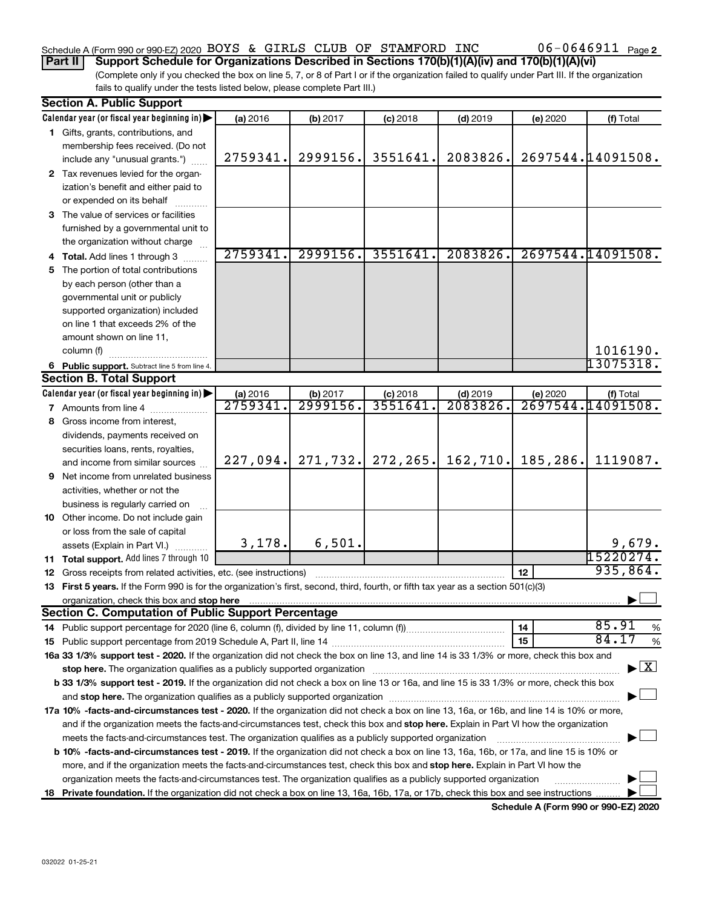Schedule A (Form 990 or 990-EZ) 2020 BOYS & GIRLS CLUB OF STAMFORD INC 06-0646911 Page 2

**Part II** **Support Schedule for Organizations Described in Sections 170(b)(1)(A)(iv) and 170(b)(1)(A)(vi)**

(Complete only if you checked the box on line 5, 7, or 8 of Part I or if the organization failed to qualify under Part III. If the organization fails to qualify under the tests listed below, please complete Part III.)

### Section A. Public Support

| Calendar year (or fiscal year beginning in) ▶ | (a) 2016 | (b) 2017 | (c) 2018 | (d) 2019 | (e) 2020 | (f) Total |
|---|---|---|---|---|---|---|
| **1** Gifts, grants, contributions, and membership fees received. (Do not include any "unusual grants.") | 2759341. | 2999156. | 3551641. | 2083826. | 2697544. | 14091508. |
| **2** Tax revenues levied for the organization's benefit and either paid to or expended on its behalf | | | | | | |
| **3** The value of services or facilities furnished by a governmental unit to the organization without charge | | | | | | |
| **4 Total.** Add lines 1 through 3 | 2759341. | 2999156. | 3551641. | 2083826. | 2697544. | 14091508. |
| **5** The portion of total contributions by each person (other than a governmental unit or publicly supported organization) included on line 1 that exceeds 2% of the amount shown on line 11, column (f) | | | | | | 1016190. |
| **6 Public support.** Subtract line 5 from line 4. | | | | | | 13075318. |

### Section B. Total Support

| Calendar year (or fiscal year beginning in) ▶ | (a) 2016 | (b) 2017 | (c) 2018 | (d) 2019 | (e) 2020 | (f) Total |
|---|---|---|---|---|---|---|
| **7** Amounts from line 4 | 2759341. | 2999156. | 3551641. | 2083826. | 2697544. | 14091508. |
| **8** Gross income from interest, dividends, payments received on securities loans, rents, royalties, and income from similar sources | 227,094. | 271,732. | 272,265. | 162,710. | 185,286. | 1119087. |
| **9** Net income from unrelated business activities, whether or not the business is regularly carried on | | | | | | |
| **10** Other income. Do not include gain or loss from the sale of capital assets (Explain in Part VI.) | 3,178. | 6,501. | | | | 9,679. |
| **11 Total support.** Add lines 7 through 10 | | | | | | 15220274. |

**12** Gross receipts from related activities, etc. (see instructions) | **12** | 935,864.

**13 First 5 years.** If the Form 990 is for the organization's first, second, third, fourth, or fifth tax year as a section 501(c)(3) organization, check this box and **stop here** ▶ ☐

### Section C. Computation of Public Support Percentage

**14** Public support percentage for 2020 (line 6, column (f), divided by line 11, column (f)) | **14** | 85.91 %

**15** Public support percentage from 2019 Schedule A, Part II, line 14 | **15** | 84.17 %

**16a 33 1/3% support test - 2020.** If the organization did not check the box on line 13, and line 14 is 33 1/3% or more, check this box and **stop here.** The organization qualifies as a publicly supported organization ▶ ☒

**b 33 1/3% support test - 2019.** If the organization did not check a box on line 13 or 16a, and line 15 is 33 1/3% or more, check this box and **stop here.** The organization qualifies as a publicly supported organization ▶ ☐

**17a 10% -facts-and-circumstances test - 2020.** If the organization did not check a box on line 13, 16a, or 16b, and line 14 is 10% or more, and if the organization meets the facts-and-circumstances test, check this box and **stop here.** Explain in Part VI how the organization meets the facts-and-circumstances test. The organization qualifies as a publicly supported organization ▶ ☐

**b 10% -facts-and-circumstances test - 2019.** If the organization did not check a box on line 13, 16a, 16b, or 17a, and line 15 is 10% or more, and if the organization meets the facts-and-circumstances test, check this box and **stop here.** Explain in Part VI how the organization meets the facts-and-circumstances test. The organization qualifies as a publicly supported organization ▶ ☐

**18 Private foundation.** If the organization did not check a box on line 13, 16a, 16b, 17a, or 17b, check this box and see instructions ▶ ☐

**Schedule A (Form 990 or 990-EZ) 2020**

032022 01-25-21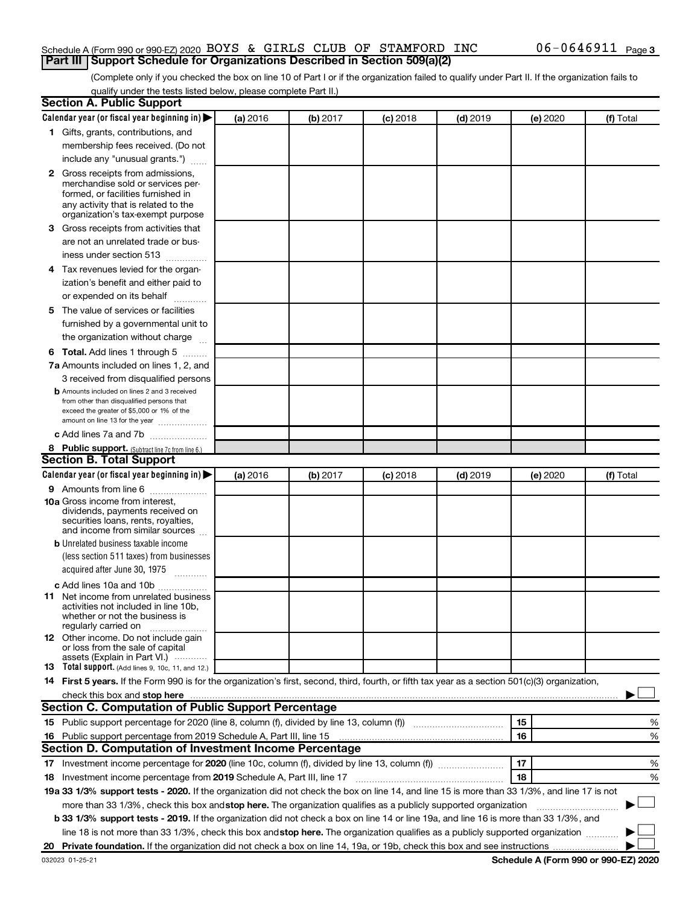Schedule A (Form 990 or 990-EZ) 2020 BOYS & GIRLS CLUB OF STAMFORD INC 06-0646911 Page 3

## Part III Support Schedule for Organizations Described in Section 509(a)(2)

(Complete only if you checked the box on line 10 of Part I or if the organization failed to qualify under Part II. If the organization fails to qualify under the tests listed below, please complete Part II.)

### Section A. Public Support

| Calendar year (or fiscal year beginning in) ▶ | (a) 2016 | (b) 2017 | (c) 2018 | (d) 2019 | (e) 2020 | (f) Total |
|---|---|---|---|---|---|---|
| **1** Gifts, grants, contributions, and membership fees received. (Do not include any "unusual grants.") | | | | | | |
| **2** Gross receipts from admissions, merchandise sold or services performed, or facilities furnished in any activity that is related to the organization's tax-exempt purpose | | | | | | |
| **3** Gross receipts from activities that are not an unrelated trade or business under section 513 | | | | | | |
| **4** Tax revenues levied for the organization's benefit and either paid to or expended on its behalf | | | | | | |
| **5** The value of services or facilities furnished by a governmental unit to the organization without charge | | | | | | |
| **6 Total.** Add lines 1 through 5 | | | | | | |
| **7a** Amounts included on lines 1, 2, and 3 received from disqualified persons | | | | | | |
| **b** Amounts included on lines 2 and 3 received from other than disqualified persons that exceed the greater of $5,000 or 1% of the amount on line 13 for the year | | | | | | |
| **c** Add lines 7a and 7b | | | | | | |
| **8 Public support.** (Subtract line 7c from line 6.) | | | | | | |

### Section B. Total Support

| Calendar year (or fiscal year beginning in) ▶ | (a) 2016 | (b) 2017 | (c) 2018 | (d) 2019 | (e) 2020 | (f) Total |
|---|---|---|---|---|---|---|
| **9** Amounts from line 6 | | | | | | |
| **10a** Gross income from interest, dividends, payments received on securities loans, rents, royalties, and income from similar sources | | | | | | |
| **b** Unrelated business taxable income (less section 511 taxes) from businesses acquired after June 30, 1975 | | | | | | |
| **c** Add lines 10a and 10b | | | | | | |
| **11** Net income from unrelated business activities not included in line 10b, whether or not the business is regularly carried on | | | | | | |
| **12** Other income. Do not include gain or loss from the sale of capital assets (Explain in Part VI.) | | | | | | |
| **13 Total support.** (Add lines 9, 10c, 11, and 12.) | | | | | | |

**14 First 5 years.** If the Form 990 is for the organization's first, second, third, fourth, or fifth tax year as a section 501(c)(3) organization, check this box and **stop here** ▶ ☐

### Section C. Computation of Public Support Percentage

| | | | |
|---|---|---|---|
| **15** Public support percentage for 2020 (line 8, column (f), divided by line 13, column (f)) | 15 | | % |
| **16** Public support percentage from 2019 Schedule A, Part III, line 15 | 16 | | % |

### Section D. Computation of Investment Income Percentage

| | | | |
|---|---|---|---|
| **17** Investment income percentage for **2020** (line 10c, column (f), divided by line 13, column (f)) | 17 | | % |
| **18** Investment income percentage from **2019** Schedule A, Part III, line 17 | 18 | | % |

**19a 33 1/3% support tests - 2020.** If the organization did not check the box on line 14, and line 15 is more than 33 1/3%, and line 17 is not more than 33 1/3%, check this box and **stop here.** The organization qualifies as a publicly supported organization ▶ ☐

**b 33 1/3% support tests - 2019.** If the organization did not check a box on line 14 or line 19a, and line 16 is more than 33 1/3%, and line 18 is not more than 33 1/3%, check this box and **stop here.** The organization qualifies as a publicly supported organization ▶ ☐

**20 Private foundation.** If the organization did not check a box on line 14, 19a, or 19b, check this box and see instructions ▶ ☐

032023 01-25-21 **Schedule A (Form 990 or 990-EZ) 2020**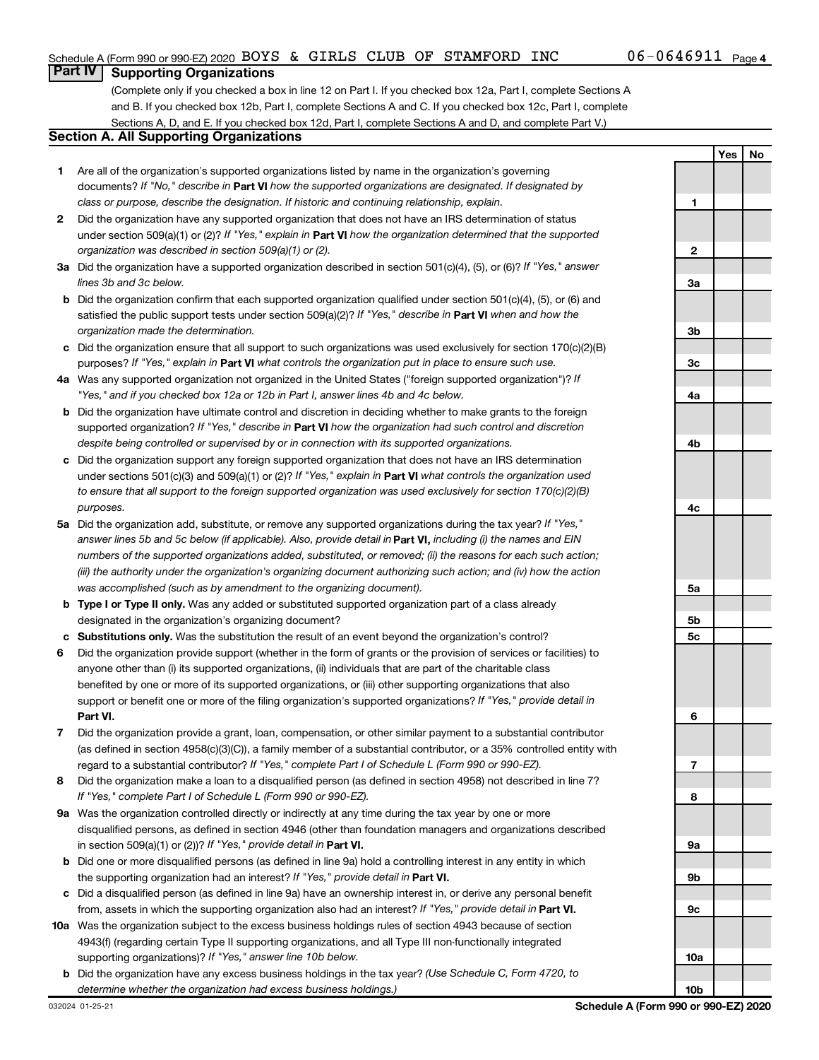Schedule A (Form 990 or 990-EZ) 2020 BOYS & GIRLS CLUB OF STAMFORD INC 06-0646911

## Part IV Supporting Organizations

(Complete only if you checked a box in line 12 on Part I. If you checked box 12a, Part I, complete Sections A and B. If you checked box 12b, Part I, complete Sections A and C. If you checked box 12c, Part I, complete Sections A, D, and E. If you checked box 12d, Part I, complete Sections A and D, and complete Part V.)

### Section A. All Supporting Organizations

| | | | Yes | No |
|---|---|---|---|---|
| 1 | Are all of the organization's supported organizations listed by name in the organization's governing documents? *If "No," describe in* **Part VI** *how the supported organizations are designated. If designated by class or purpose, describe the designation. If historic and continuing relationship, explain.* | 1 | | |
| 2 | Did the organization have any supported organization that does not have an IRS determination of status under section 509(a)(1) or (2)? *If "Yes," explain in* **Part VI** *how the organization determined that the supported organization was described in section 509(a)(1) or (2).* | 2 | | |
| 3a | Did the organization have a supported organization described in section 501(c)(4), (5), or (6)? *If "Yes," answer lines 3b and 3c below.* | 3a | | |
| b | Did the organization confirm that each supported organization qualified under section 501(c)(4), (5), or (6) and satisfied the public support tests under section 509(a)(2)? *If "Yes," describe in* **Part VI** *when and how the organization made the determination.* | 3b | | |
| c | Did the organization ensure that all support to such organizations was used exclusively for section 170(c)(2)(B) purposes? *If "Yes," explain in* **Part VI** *what controls the organization put in place to ensure such use.* | 3c | | |
| 4a | Was any supported organization not organized in the United States ("foreign supported organization")? *If "Yes," and if you checked box 12a or 12b in Part I, answer lines 4b and 4c below.* | 4a | | |
| b | Did the organization have ultimate control and discretion in deciding whether to make grants to the foreign supported organization? *If "Yes," describe in* **Part VI** *how the organization had such control and discretion despite being controlled or supervised by or in connection with its supported organizations.* | 4b | | |
| c | Did the organization support any foreign supported organization that does not have an IRS determination under sections 501(c)(3) and 509(a)(1) or (2)? *If "Yes," explain in* **Part VI** *what controls the organization used to ensure that all support to the foreign supported organization was used exclusively for section 170(c)(2)(B) purposes.* | 4c | | |
| 5a | Did the organization add, substitute, or remove any supported organizations during the tax year? *If "Yes," answer lines 5b and 5c below (if applicable). Also, provide detail in* **Part VI,** *including (i) the names and EIN numbers of the supported organizations added, substituted, or removed; (ii) the reasons for each such action; (iii) the authority under the organization's organizing document authorizing such action; and (iv) how the action was accomplished (such as by amendment to the organizing document).* | 5a | | |
| b | **Type I or Type II only.** Was any added or substituted supported organization part of a class already designated in the organization's organizing document? | 5b | | |
| c | **Substitutions only.** Was the substitution the result of an event beyond the organization's control? | 5c | | |
| 6 | Did the organization provide support (whether in the form of grants or the provision of services or facilities) to anyone other than (i) its supported organizations, (ii) individuals that are part of the charitable class benefited by one or more of its supported organizations, or (iii) other supporting organizations that also support or benefit one or more of the filing organization's supported organizations? *If "Yes," provide detail in* **Part VI.** | 6 | | |
| 7 | Did the organization provide a grant, loan, compensation, or other similar payment to a substantial contributor (as defined in section 4958(c)(3)(C)), a family member of a substantial contributor, or a 35% controlled entity with regard to a substantial contributor? *If "Yes," complete Part I of Schedule L (Form 990 or 990-EZ).* | 7 | | |
| 8 | Did the organization make a loan to a disqualified person (as defined in section 4958) not described in line 7? *If "Yes," complete Part I of Schedule L (Form 990 or 990-EZ).* | 8 | | |
| 9a | Was the organization controlled directly or indirectly at any time during the tax year by one or more disqualified persons, as defined in section 4946 (other than foundation managers and organizations described in section 509(a)(1) or (2))? *If "Yes," provide detail in* **Part VI.** | 9a | | |
| b | Did one or more disqualified persons (as defined in line 9a) hold a controlling interest in any entity in which the supporting organization had an interest? *If "Yes," provide detail in* **Part VI.** | 9b | | |
| c | Did a disqualified person (as defined in line 9a) have an ownership interest in, or derive any personal benefit from, assets in which the supporting organization also had an interest? *If "Yes," provide detail in* **Part VI.** | 9c | | |
| 10a | Was the organization subject to the excess business holdings rules of section 4943 because of section 4943(f) (regarding certain Type II supporting organizations, and all Type III non-functionally integrated supporting organizations)? *If "Yes," answer line 10b below.* | 10a | | |
| b | Did the organization have any excess business holdings in the tax year? *(Use Schedule C, Form 4720, to determine whether the organization had excess business holdings.)* | 10b | | |

032024 01-25-21 **Schedule A (Form 990 or 990-EZ) 2020**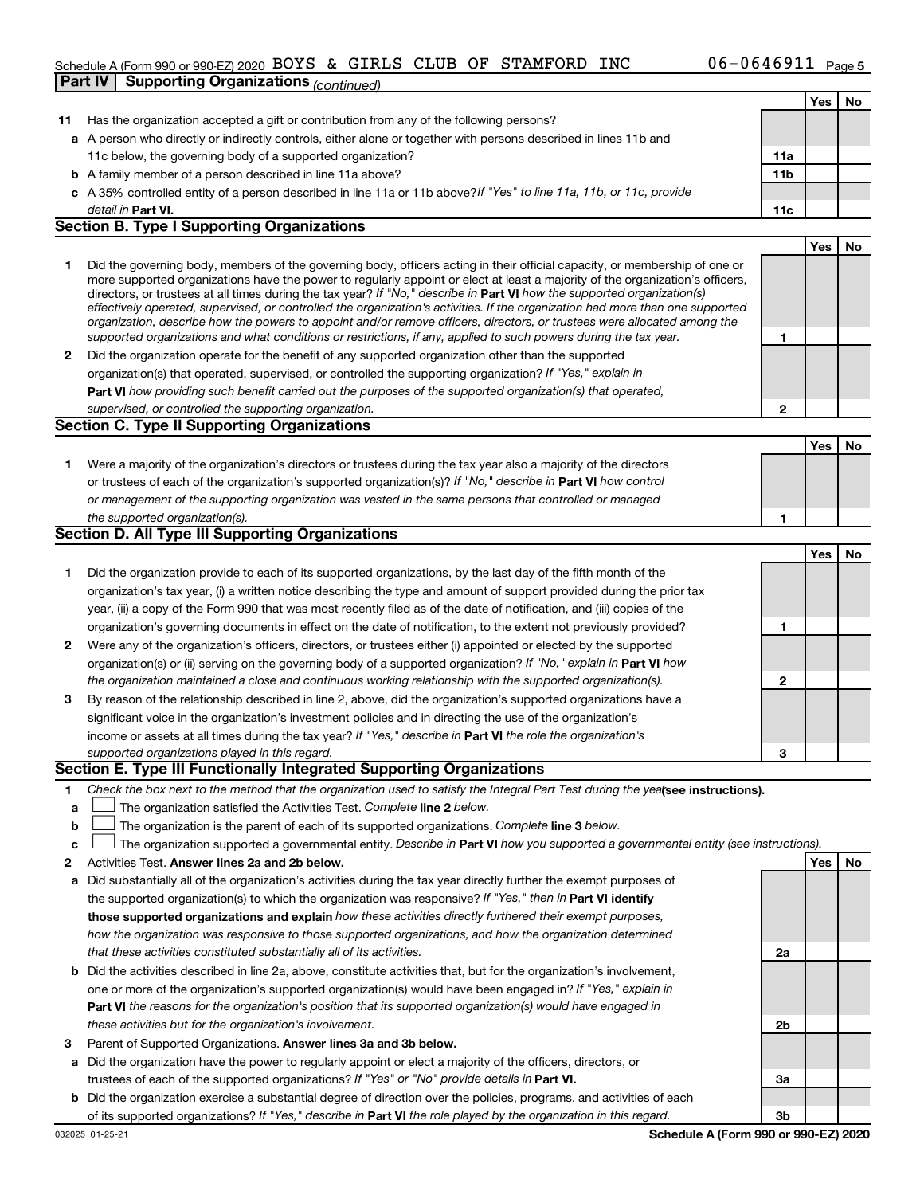Schedule A (Form 990 or 990-EZ) 2020 BOYS & GIRLS CLUB OF STAMFORD INC 06-0646911 Page 5

**Part IV Supporting Organizations** *(continued)*

| | | | Yes | No |
|---|---|---|---|---|
| **11** | Has the organization accepted a gift or contribution from any of the following persons? | | | |
| **a** | A person who directly or indirectly controls, either alone or together with persons described in lines 11b and 11c below, the governing body of a supported organization? | **11a** | | |
| **b** | A family member of a person described in line 11a above? | **11b** | | |
| **c** | A 35% controlled entity of a person described in line 11a or 11b above? *If "Yes" to line 11a, 11b, or 11c, provide detail in* **Part VI.** | **11c** | | |

## Section B. Type I Supporting Organizations

| | | | Yes | No |
|---|---|---|---|---|
| **1** | Did the governing body, members of the governing body, officers acting in their official capacity, or membership of one or more supported organizations have the power to regularly appoint or elect at least a majority of the organization's officers, directors, or trustees at all times during the tax year? *If "No," describe in* **Part VI** *how the supported organization(s) effectively operated, supervised, or controlled the organization's activities. If the organization had more than one supported organization, describe how the powers to appoint and/or remove officers, directors, or trustees were allocated among the supported organizations and what conditions or restrictions, if any, applied to such powers during the tax year.* | **1** | | |
| **2** | Did the organization operate for the benefit of any supported organization other than the supported organization(s) that operated, supervised, or controlled the supporting organization? *If "Yes," explain in* **Part VI** *how providing such benefit carried out the purposes of the supported organization(s) that operated, supervised, or controlled the supporting organization.* | **2** | | |

## Section C. Type II Supporting Organizations

| | | | Yes | No |
|---|---|---|---|---|
| **1** | Were a majority of the organization's directors or trustees during the tax year also a majority of the directors or trustees of each of the organization's supported organization(s)? *If "No," describe in* **Part VI** *how control or management of the supporting organization was vested in the same persons that controlled or managed the supported organization(s).* | **1** | | |

## Section D. All Type III Supporting Organizations

| | | | Yes | No |
|---|---|---|---|---|
| **1** | Did the organization provide to each of its supported organizations, by the last day of the fifth month of the organization's tax year, (i) a written notice describing the type and amount of support provided during the prior tax year, (ii) a copy of the Form 990 that was most recently filed as of the date of notification, and (iii) copies of the organization's governing documents in effect on the date of notification, to the extent not previously provided? | **1** | | |
| **2** | Were any of the organization's officers, directors, or trustees either (i) appointed or elected by the supported organization(s) or (ii) serving on the governing body of a supported organization? *If "No," explain in* **Part VI** *how the organization maintained a close and continuous working relationship with the supported organization(s).* | **2** | | |
| **3** | By reason of the relationship described in line 2, above, did the organization's supported organizations have a significant voice in the organization's investment policies and in directing the use of the organization's income or assets at all times during the tax year? *If "Yes," describe in* **Part VI** *the role the organization's supported organizations played in this regard.* | **3** | | |

## Section E. Type III Functionally Integrated Supporting Organizations

**1** *Check the box next to the method that the organization used to satisfy the Integral Part Test during the year* **(see instructions).**

- **a** ☐ The organization satisfied the Activities Test. *Complete* **line 2** *below.*
- **b** ☐ The organization is the parent of each of its supported organizations. *Complete* **line 3** *below.*
- **c** ☐ The organization supported a governmental entity. *Describe in* **Part VI** *how you supported a governmental entity (see instructions).*

| | | | Yes | No |
|---|---|---|---|---|
| **2** | Activities Test. **Answer lines 2a and 2b below.** | | | |
| **a** | Did substantially all of the organization's activities during the tax year directly further the exempt purposes of the supported organization(s) to which the organization was responsive? *If "Yes," then in* **Part VI identify those supported organizations and explain** *how these activities directly furthered their exempt purposes, how the organization was responsive to those supported organizations, and how the organization determined that these activities constituted substantially all of its activities.* | **2a** | | |
| **b** | Did the activities described in line 2a, above, constitute activities that, but for the organization's involvement, one or more of the organization's supported organization(s) would have been engaged in? *If "Yes," explain in* **Part VI** *the reasons for the organization's position that its supported organization(s) would have engaged in these activities but for the organization's involvement.* | **2b** | | |
| **3** | Parent of Supported Organizations. **Answer lines 3a and 3b below.** | | | |
| **a** | Did the organization have the power to regularly appoint or elect a majority of the officers, directors, or trustees of each of the supported organizations? *If "Yes" or "No" provide details in* **Part VI.** | **3a** | | |
| **b** | Did the organization exercise a substantial degree of direction over the policies, programs, and activities of each of its supported organizations? *If "Yes," describe in* **Part VI** *the role played by the organization in this regard.* | **3b** | | |

032025 01-25-21 **Schedule A (Form 990 or 990-EZ) 2020**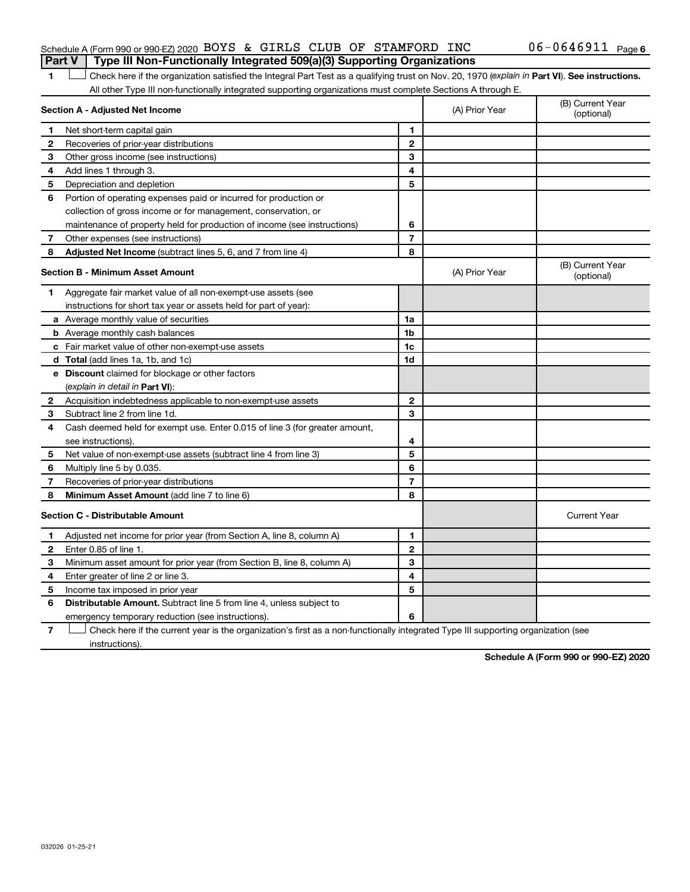Schedule A (Form 990 or 990-EZ) 2020 BOYS & GIRLS CLUB OF STAMFORD INC 06-0646911 Page 6

**Part V | Type III Non-Functionally Integrated 509(a)(3) Supporting Organizations**

1 ☐ Check here if the organization satisfied the Integral Part Test as a qualifying trust on Nov. 20, 1970 (*explain in* **Part VI**). **See instructions.** All other Type III non-functionally integrated supporting organizations must complete Sections A through E.

| **Section A - Adjusted Net Income** | | | (A) Prior Year | (B) Current Year (optional) |
|---|---|---|---|---|
| 1 | Net short-term capital gain | 1 | | |
| 2 | Recoveries of prior-year distributions | 2 | | |
| 3 | Other gross income (see instructions) | 3 | | |
| 4 | Add lines 1 through 3. | 4 | | |
| 5 | Depreciation and depletion | 5 | | |
| 6 | Portion of operating expenses paid or incurred for production or collection of gross income or for management, conservation, or maintenance of property held for production of income (see instructions) | 6 | | |
| 7 | Other expenses (see instructions) | 7 | | |
| 8 | **Adjusted Net Income** (subtract lines 5, 6, and 7 from line 4) | 8 | | |

| **Section B - Minimum Asset Amount** | | | (A) Prior Year | (B) Current Year (optional) |
|---|---|---|---|---|
| 1 | Aggregate fair market value of all non-exempt-use assets (see instructions for short tax year or assets held for part of year): | | | |
| a | Average monthly value of securities | 1a | | |
| b | Average monthly cash balances | 1b | | |
| c | Fair market value of other non-exempt-use assets | 1c | | |
| d | **Total** (add lines 1a, 1b, and 1c) | 1d | | |
| e | **Discount** claimed for blockage or other factors (*explain in detail in* **Part VI**): | | | |
| 2 | Acquisition indebtedness applicable to non-exempt-use assets | 2 | | |
| 3 | Subtract line 2 from line 1d. | 3 | | |
| 4 | Cash deemed held for exempt use. Enter 0.015 of line 3 (for greater amount, see instructions). | 4 | | |
| 5 | Net value of non-exempt-use assets (subtract line 4 from line 3) | 5 | | |
| 6 | Multiply line 5 by 0.035. | 6 | | |
| 7 | Recoveries of prior-year distributions | 7 | | |
| 8 | **Minimum Asset Amount** (add line 7 to line 6) | 8 | | |

| **Section C - Distributable Amount** | | | | Current Year |
|---|---|---|---|---|
| 1 | Adjusted net income for prior year (from Section A, line 8, column A) | 1 | | |
| 2 | Enter 0.85 of line 1. | 2 | | |
| 3 | Minimum asset amount for prior year (from Section B, line 8, column A) | 3 | | |
| 4 | Enter greater of line 2 or line 3. | 4 | | |
| 5 | Income tax imposed in prior year | 5 | | |
| 6 | **Distributable Amount.** Subtract line 5 from line 4, unless subject to emergency temporary reduction (see instructions). | 6 | | |

7 ☐ Check here if the current year is the organization's first as a non-functionally integrated Type III supporting organization (see instructions).

**Schedule A (Form 990 or 990-EZ) 2020**

032026 01-25-21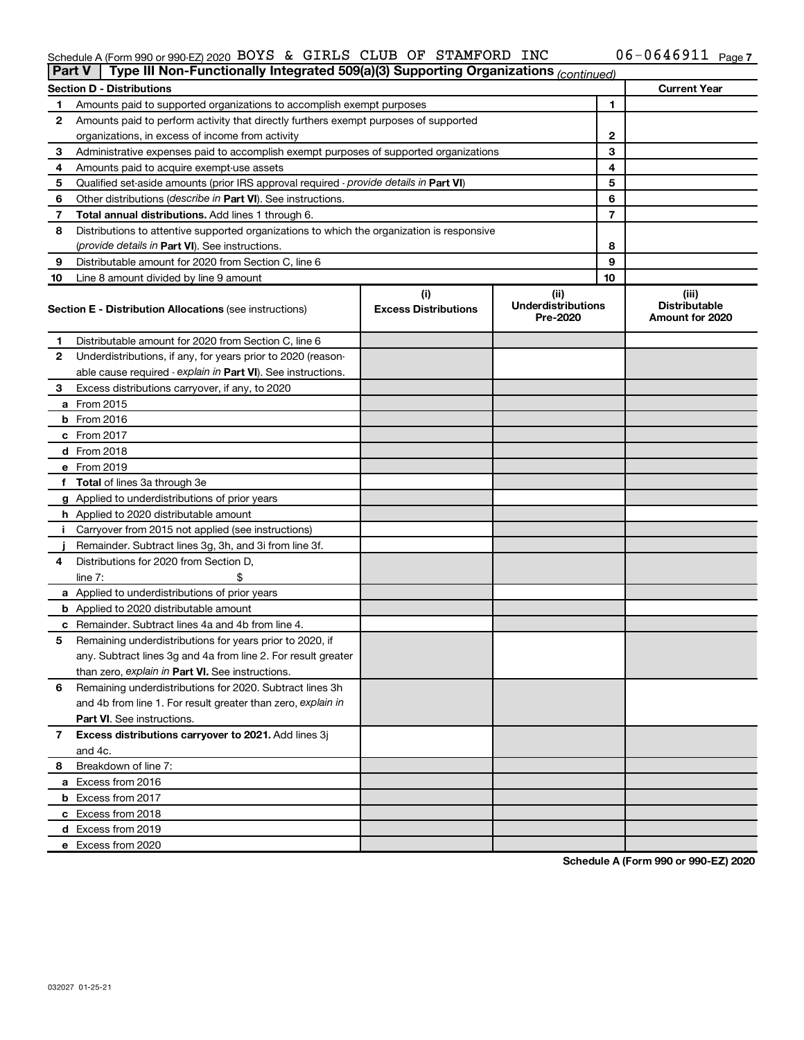Schedule A (Form 990 or 990-EZ) 2020 BOYS & GIRLS CLUB OF STAMFORD INC 06-0646911 Page 7

**Part V** Type III Non-Functionally Integrated 509(a)(3) Supporting Organizations *(continued)*

| Section D - Distributions | | | Current Year |
|---|---|---|---|
| 1 | Amounts paid to supported organizations to accomplish exempt purposes | 1 | |
| 2 | Amounts paid to perform activity that directly furthers exempt purposes of supported organizations, in excess of income from activity | 2 | |
| 3 | Administrative expenses paid to accomplish exempt purposes of supported organizations | 3 | |
| 4 | Amounts paid to acquire exempt-use assets | 4 | |
| 5 | Qualified set-aside amounts (prior IRS approval required - *provide details in* **Part VI**) | 5 | |
| 6 | Other distributions (*describe in* **Part VI**). See instructions. | 6 | |
| 7 | **Total annual distributions.** Add lines 1 through 6. | 7 | |
| 8 | Distributions to attentive supported organizations to which the organization is responsive (*provide details in* **Part VI**). See instructions. | 8 | |
| 9 | Distributable amount for 2020 from Section C, line 6 | 9 | |
| 10 | Line 8 amount divided by line 9 amount | 10 | |

| | **Section E - Distribution Allocations** (see instructions) | (i) Excess Distributions | (ii) Underdistributions Pre-2020 | (iii) Distributable Amount for 2020 |
|---|---|---|---|---|
| 1 | Distributable amount for 2020 from Section C, line 6 | | | |
| 2 | Underdistributions, if any, for years prior to 2020 (reasonable cause required - *explain in* **Part VI**). See instructions. | | | |
| 3 | Excess distributions carryover, if any, to 2020 | | | |
| a | From 2015 | | | |
| b | From 2016 | | | |
| c | From 2017 | | | |
| d | From 2018 | | | |
| e | From 2019 | | | |
| f | **Total** of lines 3a through 3e | | | |
| g | Applied to underdistributions of prior years | | | |
| h | Applied to 2020 distributable amount | | | |
| i | Carryover from 2015 not applied (see instructions) | | | |
| j | Remainder. Subtract lines 3g, 3h, and 3i from line 3f. | | | |
| 4 | Distributions for 2020 from Section D, line 7: $ | | | |
| a | Applied to underdistributions of prior years | | | |
| b | Applied to 2020 distributable amount | | | |
| c | Remainder. Subtract lines 4a and 4b from line 4. | | | |
| 5 | Remaining underdistributions for years prior to 2020, if any. Subtract lines 3g and 4a from line 2. For result greater than zero, *explain in* **Part VI.** See instructions. | | | |
| 6 | Remaining underdistributions for 2020. Subtract lines 3h and 4b from line 1. For result greater than zero, *explain in* **Part VI**. See instructions. | | | |
| 7 | **Excess distributions carryover to 2021.** Add lines 3j and 4c. | | | |
| 8 | Breakdown of line 7: | | | |
| a | Excess from 2016 | | | |
| b | Excess from 2017 | | | |
| c | Excess from 2018 | | | |
| d | Excess from 2019 | | | |
| e | Excess from 2020 | | | |

**Schedule A (Form 990 or 990-EZ) 2020**

032027 01-25-21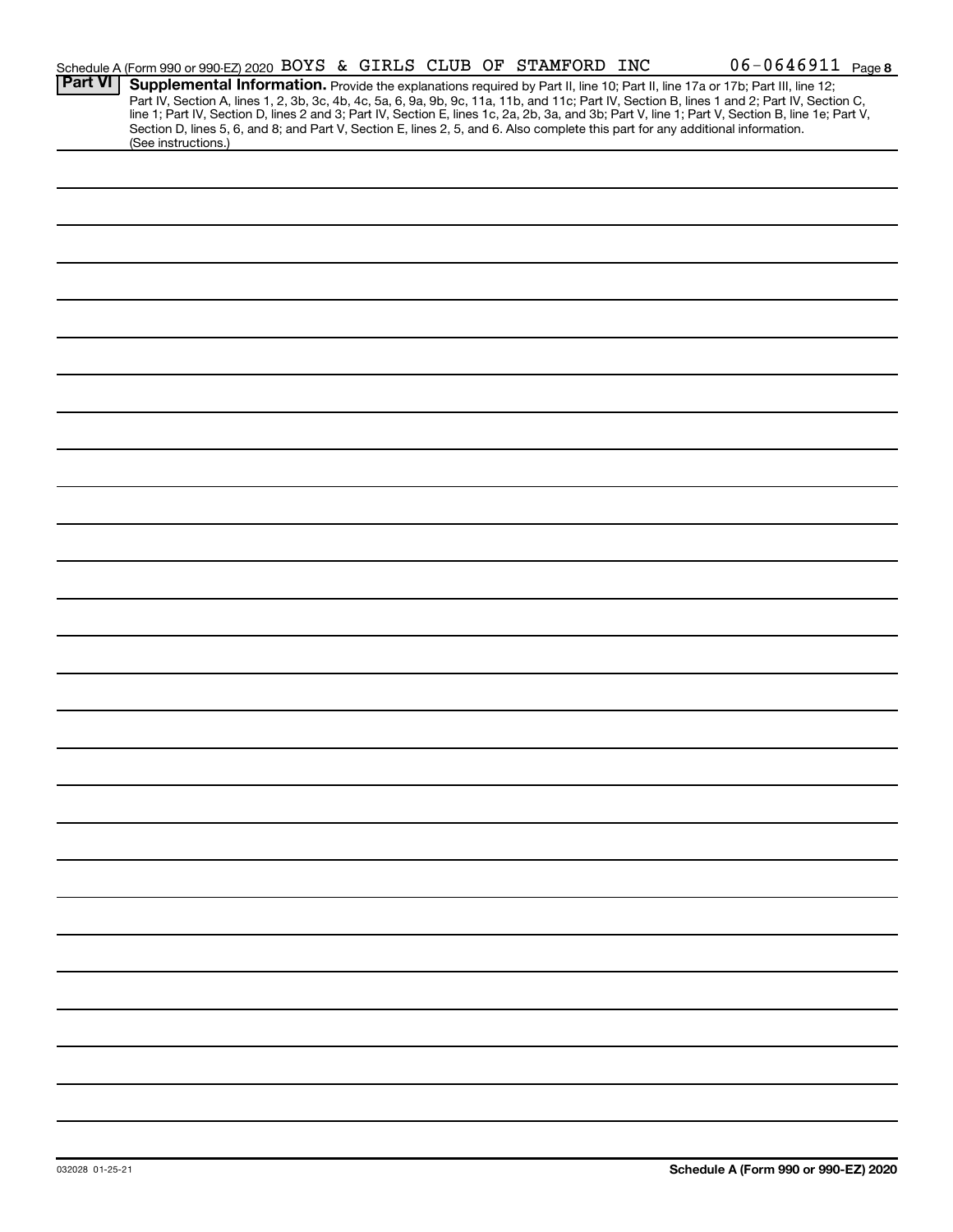Schedule A (Form 990 or 990-EZ) 2020 BOYS & GIRLS CLUB OF STAMFORD INC 06-0646911 Page 8

**Part VI** **Supplemental Information.** Provide the explanations required by Part II, line 10; Part II, line 17a or 17b; Part III, line 12; Part IV, Section A, lines 1, 2, 3b, 3c, 4b, 4c, 5a, 6, 9a, 9b, 9c, 11a, 11b, and 11c; Part IV, Section B, lines 1 and 2; Part IV, Section C, line 1; Part IV, Section D, lines 2 and 3; Part IV, Section E, lines 1c, 2a, 2b, 3a, and 3b; Part V, line 1; Part V, Section B, line 1e; Part V, Section D, lines 5, 6, and 8; and Part V, Section E, lines 2, 5, and 6. Also complete this part for any additional information. (See instructions.)

032028 01-25-21

**Schedule A (Form 990 or 990-EZ) 2020**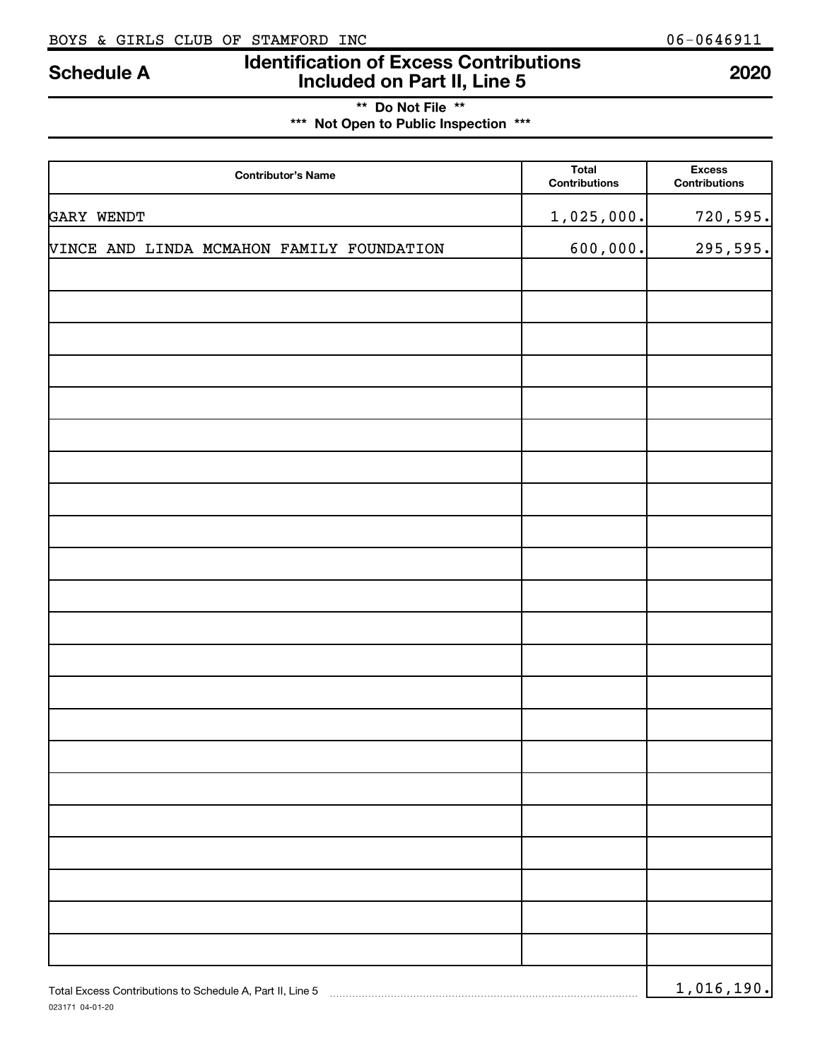BOYS & GIRLS CLUB OF STAMFORD INC 06-0646911

# Schedule A — Identification of Excess Contributions Included on Part II, Line 5 — 2020

**\*\* Do Not File \*\***

**\*\*\* Not Open to Public Inspection \*\*\***

| Contributor's Name | Total Contributions | Excess Contributions |
|---|---|---|
| GARY WENDT | 1,025,000. | 720,595. |
| VINCE AND LINDA MCMAHON FAMILY FOUNDATION | 600,000. | 295,595. |

Total Excess Contributions to Schedule A, Part II, Line 5 ..... 1,016,190.

023171 04-01-20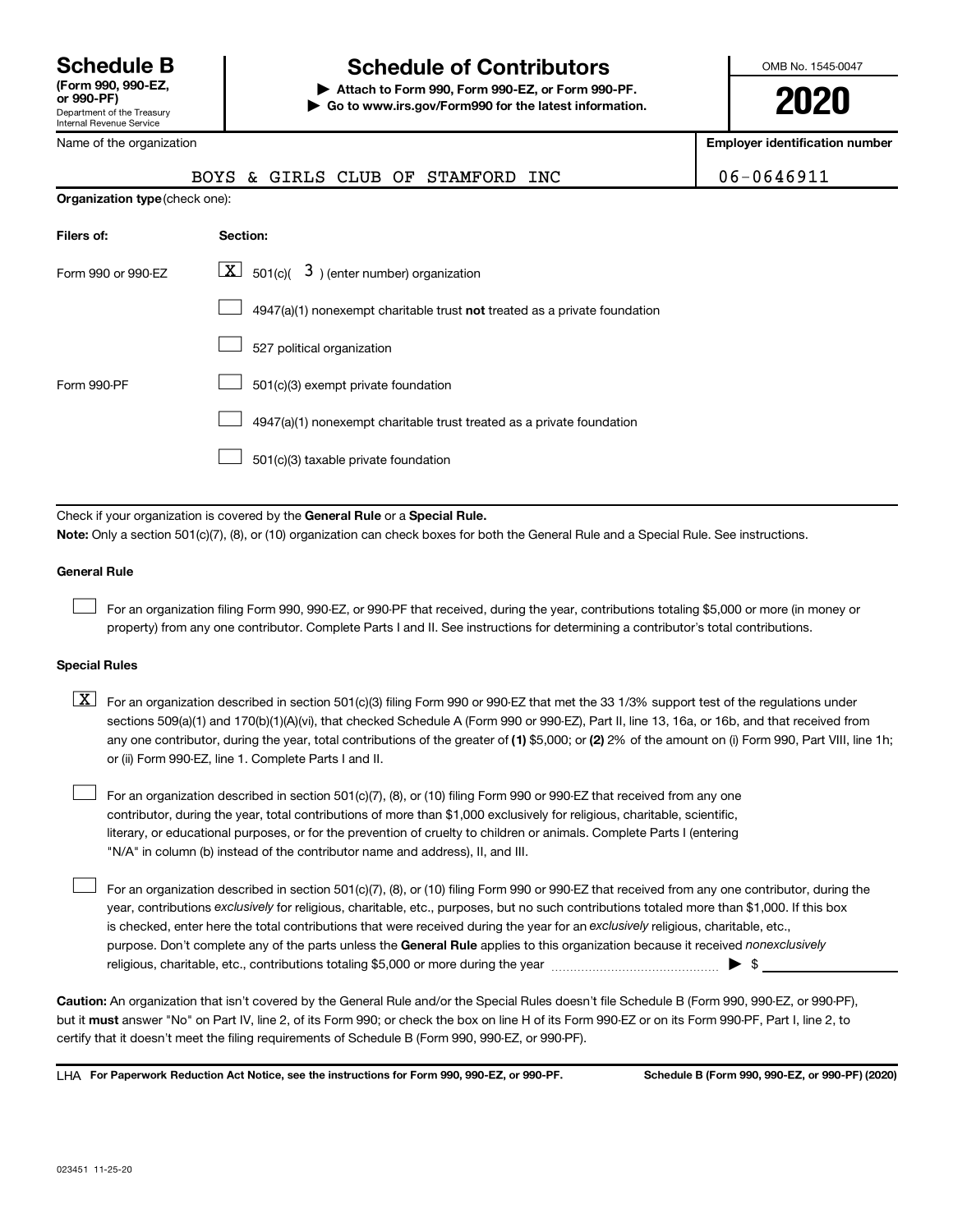# Schedule B
**(Form 990, 990-EZ, or 990-PF)**
Department of the Treasury
Internal Revenue Service

# Schedule of Contributors

**▶ Attach to Form 990, Form 990-EZ, or Form 990-PF.**
**▶ Go to www.irs.gov/Form990 for the latest information.**

OMB No. 1545-0047

**2020**

Name of the organization: BOYS & GIRLS CLUB OF STAMFORD INC

**Employer identification number:** 06-0646911

**Organization type** (check one):

| Filers of: | Section: |
|---|---|
| Form 990 or 990-EZ | [X] 501(c)( 3 ) (enter number) organization |
| | [ ] 4947(a)(1) nonexempt charitable trust **not** treated as a private foundation |
| | [ ] 527 political organization |
| Form 990-PF | [ ] 501(c)(3) exempt private foundation |
| | [ ] 4947(a)(1) nonexempt charitable trust treated as a private foundation |
| | [ ] 501(c)(3) taxable private foundation |

Check if your organization is covered by the **General Rule** or a **Special Rule.**

**Note:** Only a section 501(c)(7), (8), or (10) organization can check boxes for both the General Rule and a Special Rule. See instructions.

**General Rule**

[ ] For an organization filing Form 990, 990-EZ, or 990-PF that received, during the year, contributions totaling $5,000 or more (in money or property) from any one contributor. Complete Parts I and II. See instructions for determining a contributor's total contributions.

**Special Rules**

[X] For an organization described in section 501(c)(3) filing Form 990 or 990-EZ that met the 33 1/3% support test of the regulations under sections 509(a)(1) and 170(b)(1)(A)(vi), that checked Schedule A (Form 990 or 990-EZ), Part II, line 13, 16a, or 16b, and that received from any one contributor, during the year, total contributions of the greater of **(1)** $5,000; or **(2)** 2% of the amount on (i) Form 990, Part VIII, line 1h; or (ii) Form 990-EZ, line 1. Complete Parts I and II.

[ ] For an organization described in section 501(c)(7), (8), or (10) filing Form 990 or 990-EZ that received from any one contributor, during the year, total contributions of more than $1,000 exclusively for religious, charitable, scientific, literary, or educational purposes, or for the prevention of cruelty to children or animals. Complete Parts I (entering "N/A" in column (b) instead of the contributor name and address), II, and III.

[ ] For an organization described in section 501(c)(7), (8), or (10) filing Form 990 or 990-EZ that received from any one contributor, during the year, contributions *exclusively* for religious, charitable, etc., purposes, but no such contributions totaled more than $1,000. If this box is checked, enter here the total contributions that were received during the year for an *exclusively* religious, charitable, etc., purpose. Don't complete any of the parts unless the **General Rule** applies to this organization because it received *nonexclusively* religious, charitable, etc., contributions totaling $5,000 or more during the year ▶ $

**Caution:** An organization that isn't covered by the General Rule and/or the Special Rules doesn't file Schedule B (Form 990, 990-EZ, or 990-PF), but it **must** answer "No" on Part IV, line 2, of its Form 990; or check the box on line H of its Form 990-EZ or on its Form 990-PF, Part I, line 2, to certify that it doesn't meet the filing requirements of Schedule B (Form 990, 990-EZ, or 990-PF).

LHA **For Paperwork Reduction Act Notice, see the instructions for Form 990, 990-EZ, or 990-PF.** **Schedule B (Form 990, 990-EZ, or 990-PF) (2020)**

023451 11-25-20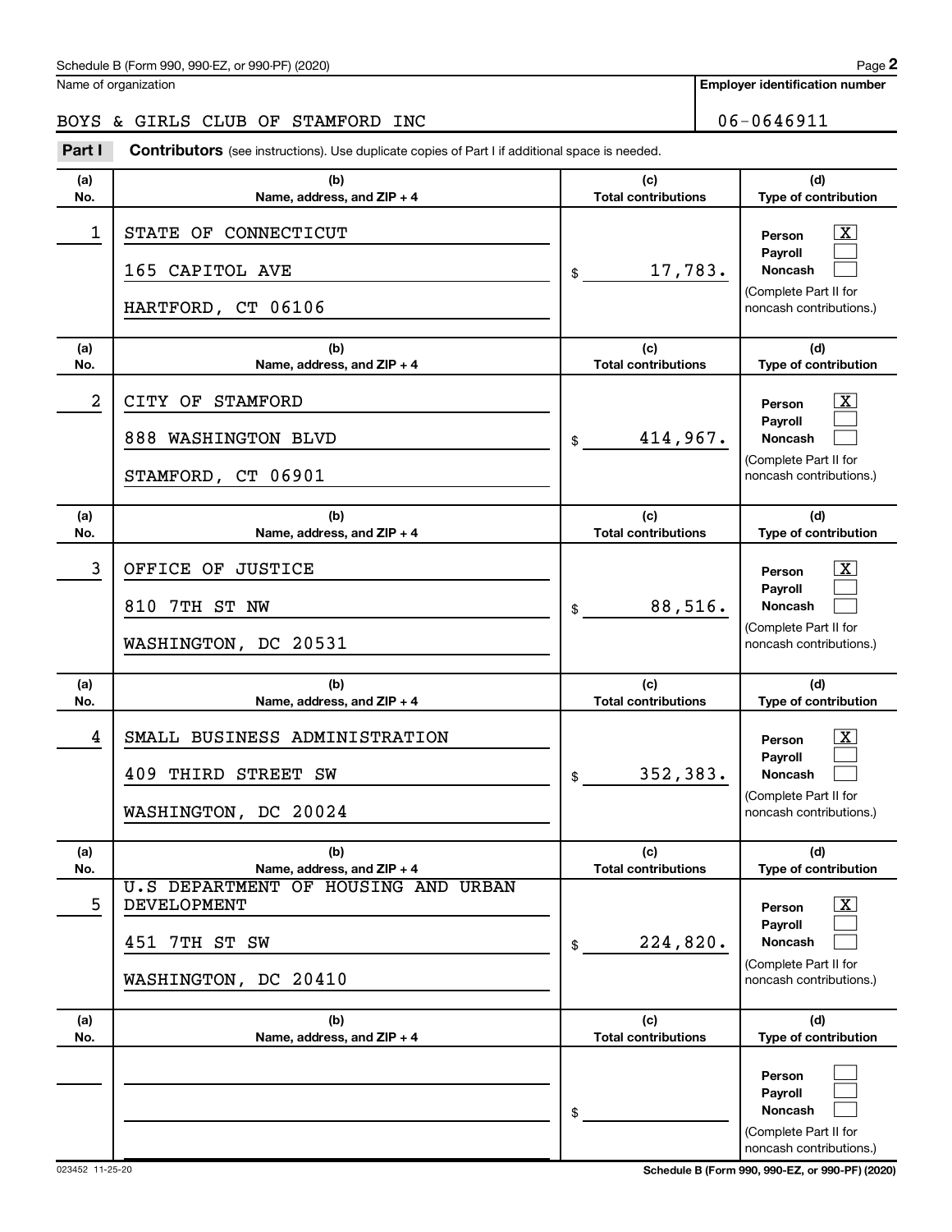Schedule B (Form 990, 990-EZ, or 990-PF) (2020)

Name of organization: BOYS & GIRLS CLUB OF STAMFORD INC

Employer identification number: 06-0646911

**Part I** **Contributors** (see instructions). Use duplicate copies of Part I if additional space is needed.

| (a) No. | (b) Name, address, and ZIP + 4 | (c) Total contributions | (d) Type of contribution |
|---|---|---|---|
| 1 | STATE OF CONNECTICUT<br>165 CAPITOL AVE<br>HARTFORD, CT 06106 | $ 17,783. | Person [X]<br>Payroll [ ]<br>Noncash [ ]<br>(Complete Part II for noncash contributions.) |
| 2 | CITY OF STAMFORD<br>888 WASHINGTON BLVD<br>STAMFORD, CT 06901 | $ 414,967. | Person [X]<br>Payroll [ ]<br>Noncash [ ]<br>(Complete Part II for noncash contributions.) |
| 3 | OFFICE OF JUSTICE<br>810 7TH ST NW<br>WASHINGTON, DC 20531 | $ 88,516. | Person [X]<br>Payroll [ ]<br>Noncash [ ]<br>(Complete Part II for noncash contributions.) |
| 4 | SMALL BUSINESS ADMINISTRATION<br>409 THIRD STREET SW<br>WASHINGTON, DC 20024 | $ 352,383. | Person [X]<br>Payroll [ ]<br>Noncash [ ]<br>(Complete Part II for noncash contributions.) |
| 5 | U.S DEPARTMENT OF HOUSING AND URBAN DEVELOPMENT<br>451 7TH ST SW<br>WASHINGTON, DC 20410 | $ 224,820. | Person [X]<br>Payroll [ ]<br>Noncash [ ]<br>(Complete Part II for noncash contributions.) |
| | | $ | Person [ ]<br>Payroll [ ]<br>Noncash [ ]<br>(Complete Part II for noncash contributions.) |

023452 11-25-20

Schedule B (Form 990, 990-EZ, or 990-PF) (2020)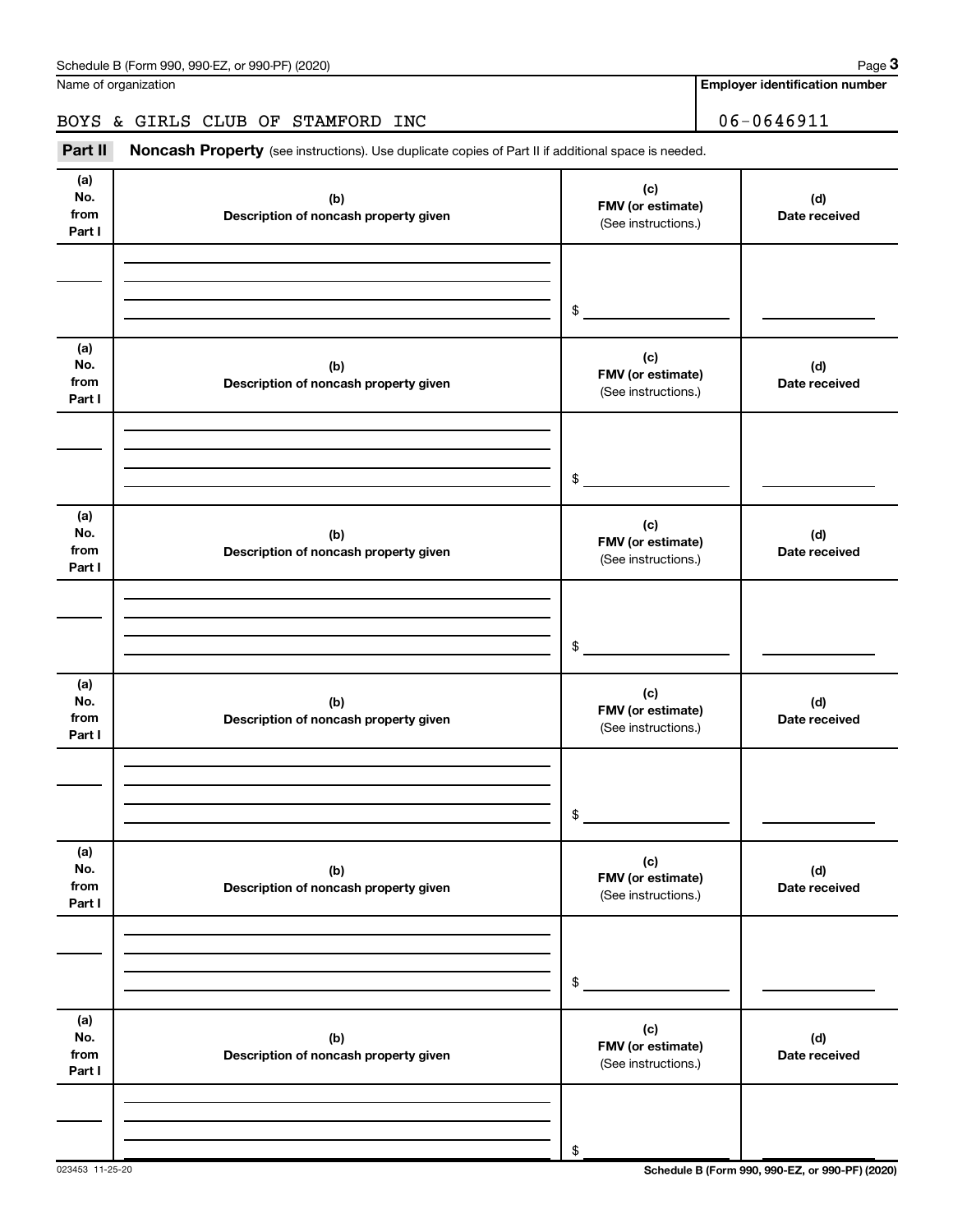Name of organization | **Employer identification number**

BOYS & GIRLS CLUB OF STAMFORD INC | 06-0646911

**Part II** **Noncash Property** (see instructions). Use duplicate copies of Part II if additional space is needed.

| (a) No. from Part I | (b) Description of noncash property given | (c) FMV (or estimate) (See instructions.) | (d) Date received |
|---|---|---|---|
| | | $ | |

| (a) No. from Part I | (b) Description of noncash property given | (c) FMV (or estimate) (See instructions.) | (d) Date received |
|---|---|---|---|
| | | $ | |

| (a) No. from Part I | (b) Description of noncash property given | (c) FMV (or estimate) (See instructions.) | (d) Date received |
|---|---|---|---|
| | | $ | |

| (a) No. from Part I | (b) Description of noncash property given | (c) FMV (or estimate) (See instructions.) | (d) Date received |
|---|---|---|---|
| | | $ | |

| (a) No. from Part I | (b) Description of noncash property given | (c) FMV (or estimate) (See instructions.) | (d) Date received |
|---|---|---|---|
| | | $ | |

| (a) No. from Part I | (b) Description of noncash property given | (c) FMV (or estimate) (See instructions.) | (d) Date received |
|---|---|---|---|
| | | $ | |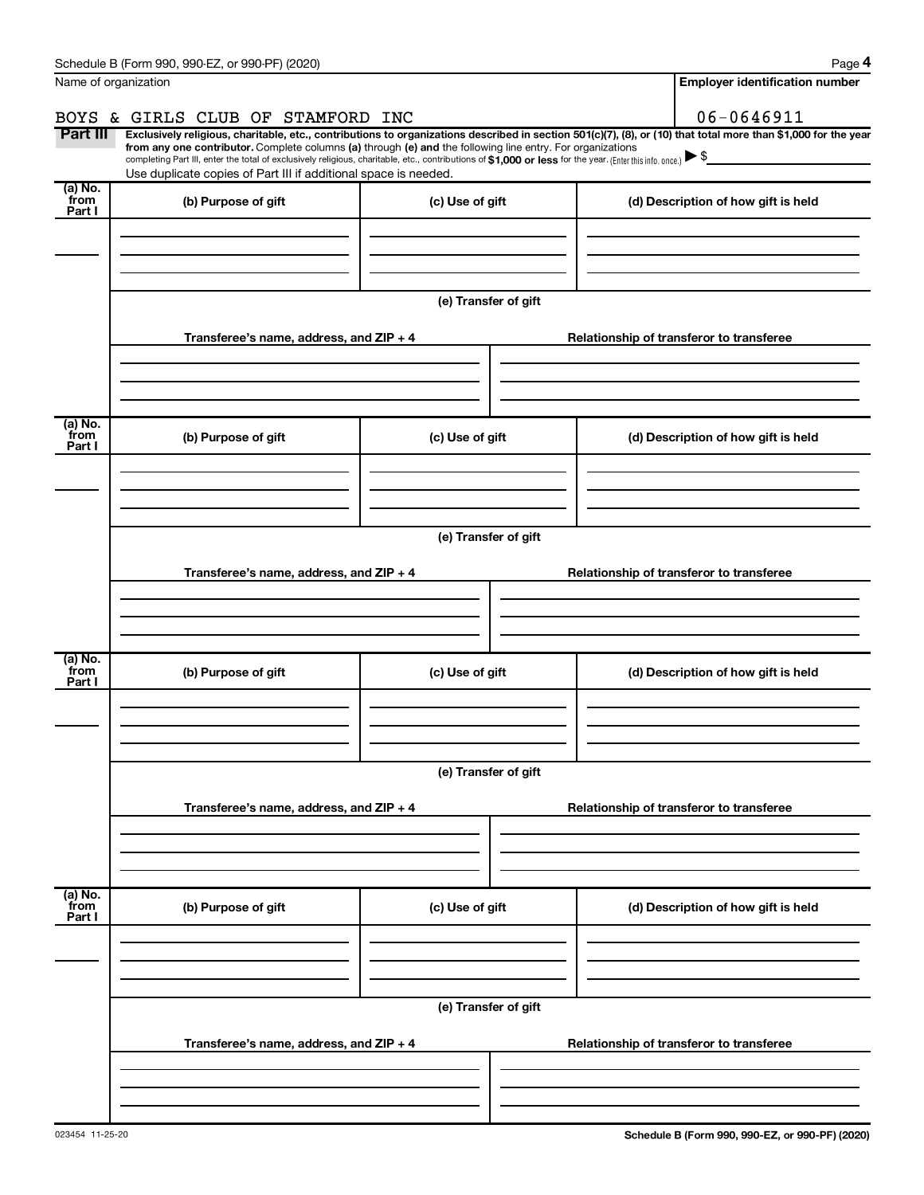Name of organization

**Employer identification number**

BOYS & GIRLS CLUB OF STAMFORD INC

06-0646911

**Part III** **Exclusively religious, charitable, etc., contributions to organizations described in section 501(c)(7), (8), or (10) that total more than $1,000 for the year from any one contributor.** Complete columns **(a)** through **(e)** and the following line entry. For organizations completing Part III, enter the total of exclusively religious, charitable, etc., contributions of **$1,000 or less** for the year. (Enter this info. once.) ▶ $

Use duplicate copies of Part III if additional space is needed.

| (a) No. from Part I | (b) Purpose of gift | (c) Use of gift | (d) Description of how gift is held |
|---|---|---|---|
| | | | |

**(e) Transfer of gift**

| Transferee's name, address, and ZIP + 4 | Relationship of transferor to transferee |
|---|---|
| | |

| (a) No. from Part I | (b) Purpose of gift | (c) Use of gift | (d) Description of how gift is held |
|---|---|---|---|
| | | | |

**(e) Transfer of gift**

| Transferee's name, address, and ZIP + 4 | Relationship of transferor to transferee |
|---|---|
| | |

| (a) No. from Part I | (b) Purpose of gift | (c) Use of gift | (d) Description of how gift is held |
|---|---|---|---|
| | | | |

**(e) Transfer of gift**

| Transferee's name, address, and ZIP + 4 | Relationship of transferor to transferee |
|---|---|
| | |

| (a) No. from Part I | (b) Purpose of gift | (c) Use of gift | (d) Description of how gift is held |
|---|---|---|---|
| | | | |

**(e) Transfer of gift**

| Transferee's name, address, and ZIP + 4 | Relationship of transferor to transferee |
|---|---|
| | |

023454 11-25-20

**Schedule B (Form 990, 990-EZ, or 990-PF) (2020)**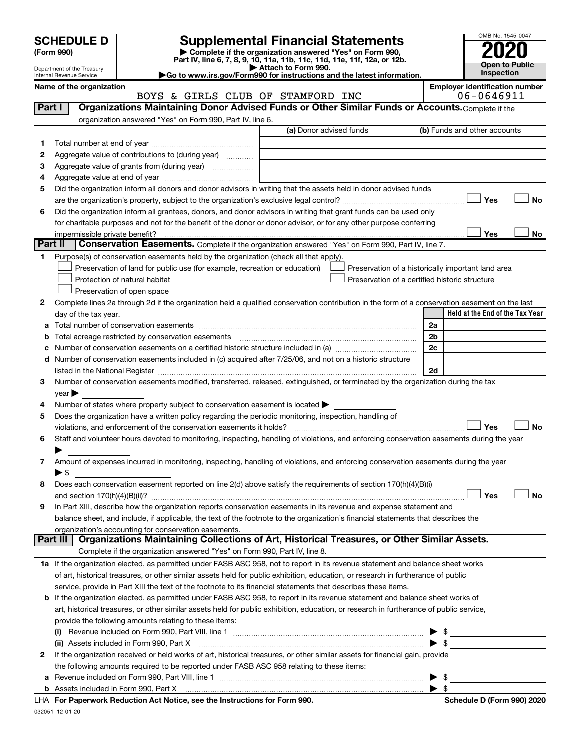**SCHEDULE D**
**(Form 990)**

Department of the Treasury
Internal Revenue Service

# Supplemental Financial Statements

▶ Complete if the organization answered "Yes" on Form 990, Part IV, line 6, 7, 8, 9, 10, 11a, 11b, 11c, 11d, 11e, 11f, 12a, or 12b.
▶ Attach to Form 990.
▶Go to www.irs.gov/Form990 for instructions and the latest information.

OMB No. 1545-0047
**2020**
**Open to Public Inspection**

**Name of the organization**
BOYS & GIRLS CLUB OF STAMFORD INC

**Employer identification number**
06-0646911

## Part I — Organizations Maintaining Donor Advised Funds or Other Similar Funds or Accounts.
Complete if the organization answered "Yes" on Form 990, Part IV, line 6.

| | | (a) Donor advised funds | (b) Funds and other accounts |
|---|---|---|---|
| 1 | Total number at end of year | | |
| 2 | Aggregate value of contributions to (during year) | | |
| 3 | Aggregate value of grants from (during year) | | |
| 4 | Aggregate value at end of year | | |

5 Did the organization inform all donors and donor advisors in writing that the assets held in donor advised funds are the organization's property, subject to the organization's exclusive legal control? ☐ Yes ☐ No

6 Did the organization inform all grantees, donors, and donor advisors in writing that grant funds can be used only for charitable purposes and not for the benefit of the donor or donor advisor, or for any other purpose conferring impermissible private benefit? ☐ Yes ☐ No

## Part II — Conservation Easements.
Complete if the organization answered "Yes" on Form 990, Part IV, line 7.

1 Purpose(s) of conservation easements held by the organization (check all that apply).
- ☐ Preservation of land for public use (for example, recreation or education)
- ☐ Protection of natural habitat
- ☐ Preservation of open space
- ☐ Preservation of a historically important land area
- ☐ Preservation of a certified historic structure

2 Complete lines 2a through 2d if the organization held a qualified conservation contribution in the form of a conservation easement on the last day of the tax year.

| | | | Held at the End of the Tax Year |
|---|---|---|---|
| a | Total number of conservation easements | 2a | |
| b | Total acreage restricted by conservation easements | 2b | |
| c | Number of conservation easements on a certified historic structure included in (a) | 2c | |
| d | Number of conservation easements included in (c) acquired after 7/25/06, and not on a historic structure listed in the National Register | 2d | |

3 Number of conservation easements modified, transferred, released, extinguished, or terminated by the organization during the tax year ▶

4 Number of states where property subject to conservation easement is located ▶

5 Does the organization have a written policy regarding the periodic monitoring, inspection, handling of violations, and enforcement of the conservation easements it holds? ☐ Yes ☐ No

6 Staff and volunteer hours devoted to monitoring, inspecting, handling of violations, and enforcing conservation easements during the year ▶

7 Amount of expenses incurred in monitoring, inspecting, handling of violations, and enforcing conservation easements during the year ▶ $

8 Does each conservation easement reported on line 2(d) above satisfy the requirements of section 170(h)(4)(B)(i) and section 170(h)(4)(B)(ii)? ☐ Yes ☐ No

9 In Part XIII, describe how the organization reports conservation easements in its revenue and expense statement and balance sheet, and include, if applicable, the text of the footnote to the organization's financial statements that describes the organization's accounting for conservation easements.

## Part III — Organizations Maintaining Collections of Art, Historical Treasures, or Other Similar Assets.
Complete if the organization answered "Yes" on Form 990, Part IV, line 8.

1a If the organization elected, as permitted under FASB ASC 958, not to report in its revenue statement and balance sheet works of art, historical treasures, or other similar assets held for public exhibition, education, or research in furtherance of public service, provide in Part XIII the text of the footnote to its financial statements that describes these items.

b If the organization elected, as permitted under FASB ASC 958, to report in its revenue statement and balance sheet works of art, historical treasures, or other similar assets held for public exhibition, education, or research in furtherance of public service, provide the following amounts relating to these items:

(i) Revenue included on Form 990, Part VIII, line 1 ▶ $

(ii) Assets included in Form 990, Part X ▶ $

2 If the organization received or held works of art, historical treasures, or other similar assets for financial gain, provide the following amounts required to be reported under FASB ASC 958 relating to these items:

a Revenue included on Form 990, Part VIII, line 1 ▶ $

b Assets included in Form 990, Part X ▶ $

LHA **For Paperwork Reduction Act Notice, see the Instructions for Form 990.** **Schedule D (Form 990) 2020**

032051 12-01-20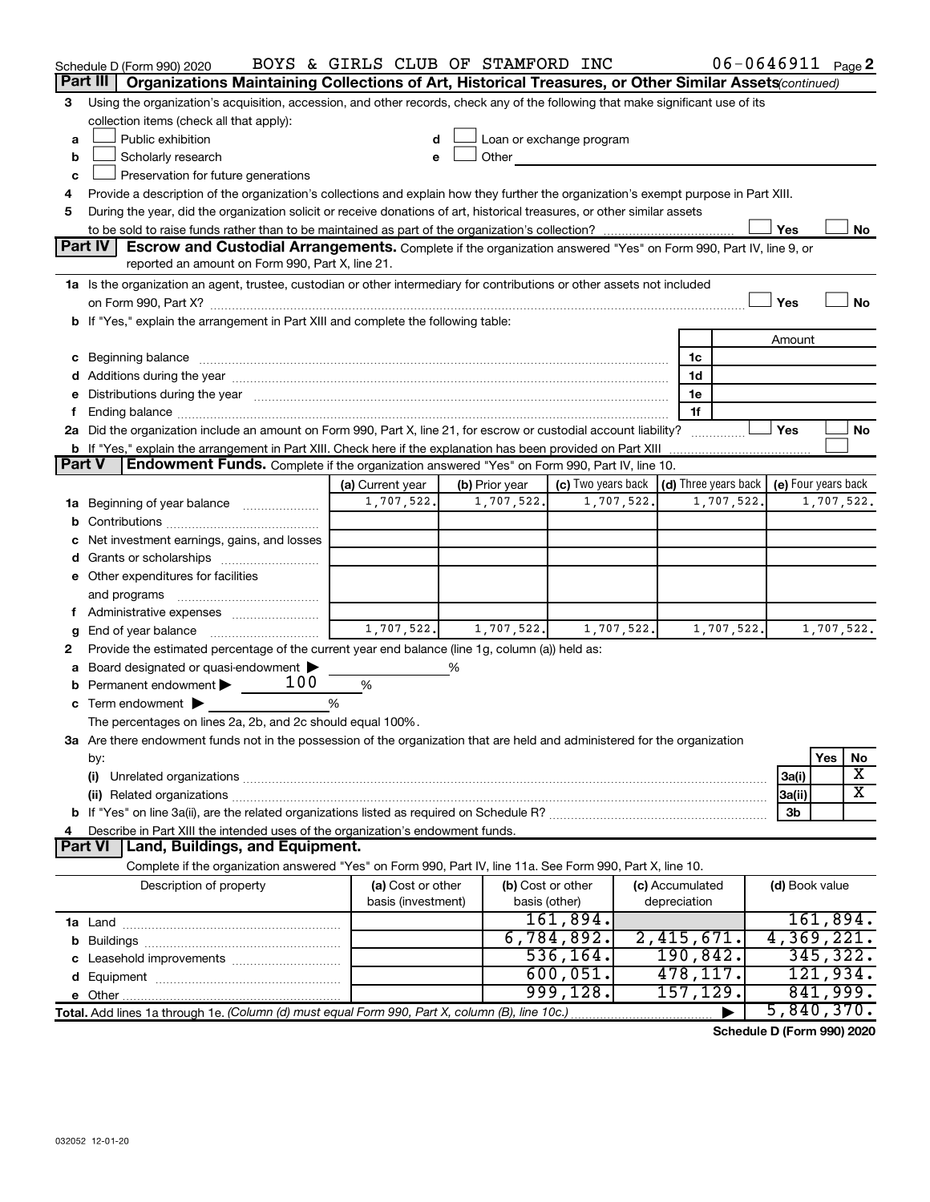Schedule D (Form 990) 2020 BOYS & GIRLS CLUB OF STAMFORD INC 06-0646911 Page 2

## Part III Organizations Maintaining Collections of Art, Historical Treasures, or Other Similar Assets *(continued)*

3 Using the organization's acquisition, accession, and other records, check any of the following that make significant use of its collection items (check all that apply):

- a ☐ Public exhibition
- b ☐ Scholarly research
- c ☐ Preservation for future generations
- d ☐ Loan or exchange program
- e ☐ Other

4 Provide a description of the organization's collections and explain how they further the organization's exempt purpose in Part XIII.

5 During the year, did the organization solicit or receive donations of art, historical treasures, or other similar assets to be sold to raise funds rather than to be maintained as part of the organization's collection? ☐ Yes ☐ No

## Part IV Escrow and Custodial Arrangements.

Complete if the organization answered "Yes" on Form 990, Part IV, line 9, or reported an amount on Form 990, Part X, line 21.

1a Is the organization an agent, trustee, custodian or other intermediary for contributions or other assets not included on Form 990, Part X? ☐ Yes ☐ No

b If "Yes," explain the arrangement in Part XIII and complete the following table:

| | | Amount |
|---|---|---|
| c Beginning balance | 1c | |
| d Additions during the year | 1d | |
| e Distributions during the year | 1e | |
| f Ending balance | 1f | |

2a Did the organization include an amount on Form 990, Part X, line 21, for escrow or custodial account liability? ☐ Yes ☐ No

b If "Yes," explain the arrangement in Part XIII. Check here if the explanation has been provided on Part XIII ☐

## Part V Endowment Funds.

Complete if the organization answered "Yes" on Form 990, Part IV, line 10.

| | (a) Current year | (b) Prior year | (c) Two years back | (d) Three years back | (e) Four years back |
|---|---|---|---|---|---|
| 1a Beginning of year balance | 1,707,522. | 1,707,522. | 1,707,522. | 1,707,522. | 1,707,522. |
| b Contributions | | | | | |
| c Net investment earnings, gains, and losses | | | | | |
| d Grants or scholarships | | | | | |
| e Other expenditures for facilities and programs | | | | | |
| f Administrative expenses | | | | | |
| g End of year balance | 1,707,522. | 1,707,522. | 1,707,522. | 1,707,522. | 1,707,522. |

2 Provide the estimated percentage of the current year end balance (line 1g, column (a)) held as:

- a Board designated or quasi-endowment ▶ ______ %
- b Permanent endowment ▶ 100 %
- c Term endowment ▶ ______ %

The percentages on lines 2a, 2b, and 2c should equal 100%.

3a Are there endowment funds not in the possession of the organization that are held and administered for the organization by:

| | | Yes | No |
|---|---|---|---|
| (i) Unrelated organizations | 3a(i) | | X |
| (ii) Related organizations | 3a(ii) | | X |
| b If "Yes" on line 3a(ii), are the related organizations listed as required on Schedule R? | 3b | | |

4 Describe in Part XIII the intended uses of the organization's endowment funds.

## Part VI Land, Buildings, and Equipment.

Complete if the organization answered "Yes" on Form 990, Part IV, line 11a. See Form 990, Part X, line 10.

| Description of property | (a) Cost or other basis (investment) | (b) Cost or other basis (other) | (c) Accumulated depreciation | (d) Book value |
|---|---|---|---|---|
| 1a Land | | 161,894. | | 161,894. |
| b Buildings | | 6,784,892. | 2,415,671. | 4,369,221. |
| c Leasehold improvements | | 536,164. | 190,842. | 345,322. |
| d Equipment | | 600,051. | 478,117. | 121,934. |
| e Other | | 999,128. | 157,129. | 841,999. |
| **Total.** Add lines 1a through 1e. *(Column (d) must equal Form 990, Part X, column (B), line 10c.)* | | | ▶ | 5,840,370. |

**Schedule D (Form 990) 2020**

032052 12-01-20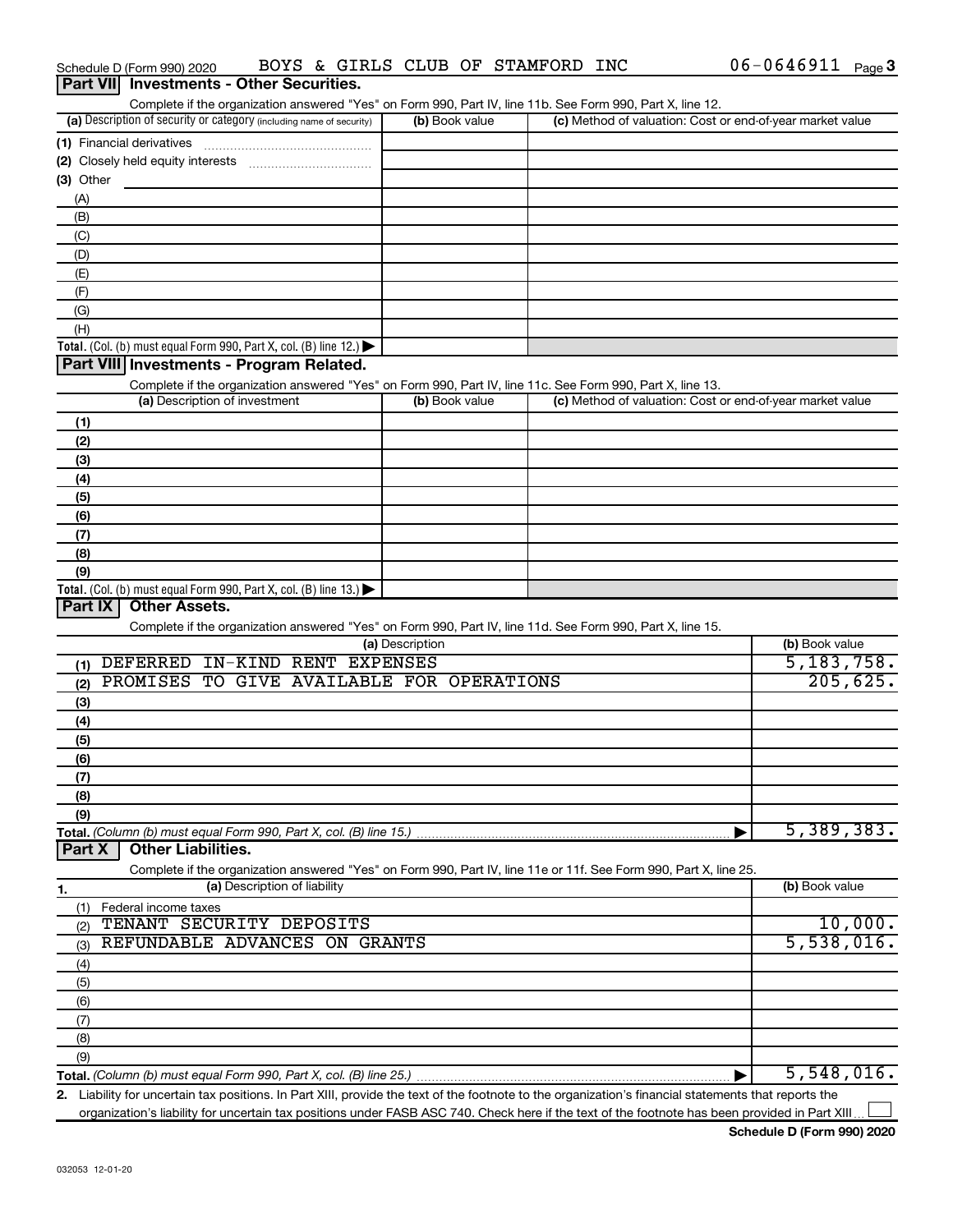Schedule D (Form 990) 2020 BOYS & GIRLS CLUB OF STAMFORD INC 06-0646911 Page 3

## Part VII Investments - Other Securities.

Complete if the organization answered "Yes" on Form 990, Part IV, line 11b. See Form 990, Part X, line 12.

| (a) Description of security or category (including name of security) | (b) Book value | (c) Method of valuation: Cost or end-of-year market value |
|---|---|---|
| (1) Financial derivatives | | |
| (2) Closely held equity interests | | |
| (3) Other | | |
| (A) | | |
| (B) | | |
| (C) | | |
| (D) | | |
| (E) | | |
| (F) | | |
| (G) | | |
| (H) | | |
| **Total.** (Col. (b) must equal Form 990, Part X, col. (B) line 12.) | | |

## Part VIII Investments - Program Related.

Complete if the organization answered "Yes" on Form 990, Part IV, line 11c. See Form 990, Part X, line 13.

| (a) Description of investment | (b) Book value | (c) Method of valuation: Cost or end-of-year market value |
|---|---|---|
| (1) | | |
| (2) | | |
| (3) | | |
| (4) | | |
| (5) | | |
| (6) | | |
| (7) | | |
| (8) | | |
| (9) | | |
| **Total.** (Col. (b) must equal Form 990, Part X, col. (B) line 13.) | | |

## Part IX Other Assets.

Complete if the organization answered "Yes" on Form 990, Part IV, line 11d. See Form 990, Part X, line 15.

| (a) Description | (b) Book value |
|---|---|
| (1) DEFERRED IN-KIND RENT EXPENSES | 5,183,758. |
| (2) PROMISES TO GIVE AVAILABLE FOR OPERATIONS | 205,625. |
| (3) | |
| (4) | |
| (5) | |
| (6) | |
| (7) | |
| (8) | |
| (9) | |
| **Total.** (Column (b) must equal Form 990, Part X, col. (B) line 15.) | 5,389,383. |

## Part X Other Liabilities.

Complete if the organization answered "Yes" on Form 990, Part IV, line 11e or 11f. See Form 990, Part X, line 25.

| 1. (a) Description of liability | (b) Book value |
|---|---|
| (1) Federal income taxes | |
| (2) TENANT SECURITY DEPOSITS | 10,000. |
| (3) REFUNDABLE ADVANCES ON GRANTS | 5,538,016. |
| (4) | |
| (5) | |
| (6) | |
| (7) | |
| (8) | |
| (9) | |
| **Total.** (Column (b) must equal Form 990, Part X, col. (B) line 25.) | 5,548,016. |

2. Liability for uncertain tax positions. In Part XIII, provide the text of the footnote to the organization's financial statements that reports the organization's liability for uncertain tax positions under FASB ASC 740. Check here if the text of the footnote has been provided in Part XIII ☐

Schedule D (Form 990) 2020

032053 12-01-20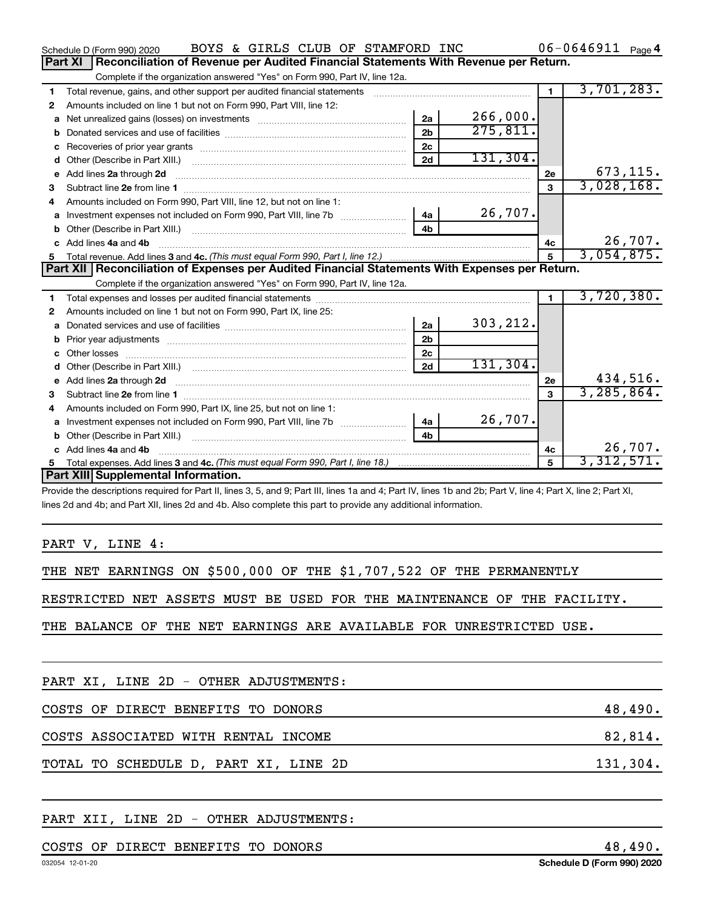Schedule D (Form 990) 2020 BOYS & GIRLS CLUB OF STAMFORD INC 06-0646911 Page 4

## Part XI Reconciliation of Revenue per Audited Financial Statements With Revenue per Return.

Complete if the organization answered "Yes" on Form 990, Part IV, line 12a.

| | | | | | |
|---|---|---|---|---|---|
| 1 | Total revenue, gains, and other support per audited financial statements | | | 1 | 3,701,283. |
| 2 | Amounts included on line 1 but not on Form 990, Part VIII, line 12: | | | | |
| a | Net unrealized gains (losses) on investments | 2a | 266,000. | | |
| b | Donated services and use of facilities | 2b | 275,811. | | |
| c | Recoveries of prior year grants | 2c | | | |
| d | Other (Describe in Part XIII.) | 2d | 131,304. | | |
| e | Add lines 2a through 2d | | | 2e | 673,115. |
| 3 | Subtract line 2e from line 1 | | | 3 | 3,028,168. |
| 4 | Amounts included on Form 990, Part VIII, line 12, but not on line 1: | | | | |
| a | Investment expenses not included on Form 990, Part VIII, line 7b | 4a | 26,707. | | |
| b | Other (Describe in Part XIII.) | 4b | | | |
| c | Add lines 4a and 4b | | | 4c | 26,707. |
| 5 | Total revenue. Add lines 3 and 4c. *(This must equal Form 990, Part I, line 12.)* | | | 5 | 3,054,875. |

## Part XII Reconciliation of Expenses per Audited Financial Statements With Expenses per Return.

Complete if the organization answered "Yes" on Form 990, Part IV, line 12a.

| | | | | | |
|---|---|---|---|---|---|
| 1 | Total expenses and losses per audited financial statements | | | 1 | 3,720,380. |
| 2 | Amounts included on line 1 but not on Form 990, Part IX, line 25: | | | | |
| a | Donated services and use of facilities | 2a | 303,212. | | |
| b | Prior year adjustments | 2b | | | |
| c | Other losses | 2c | | | |
| d | Other (Describe in Part XIII.) | 2d | 131,304. | | |
| e | Add lines 2a through 2d | | | 2e | 434,516. |
| 3 | Subtract line 2e from line 1 | | | 3 | 3,285,864. |
| 4 | Amounts included on Form 990, Part IX, line 25, but not on line 1: | | | | |
| a | Investment expenses not included on Form 990, Part VIII, line 7b | 4a | 26,707. | | |
| b | Other (Describe in Part XIII.) | 4b | | | |
| c | Add lines 4a and 4b | | | 4c | 26,707. |
| 5 | Total expenses. Add lines 3 and 4c. *(This must equal Form 990, Part I, line 18.)* | | | 5 | 3,312,571. |

## Part XIII Supplemental Information.

Provide the descriptions required for Part II, lines 3, 5, and 9; Part III, lines 1a and 4; Part IV, lines 1b and 2b; Part V, line 4; Part X, line 2; Part XI, lines 2d and 4b; and Part XII, lines 2d and 4b. Also complete this part to provide any additional information.

PART V, LINE 4:

THE NET EARNINGS ON $500,000 OF THE $1,707,522 OF THE PERMANENTLY RESTRICTED NET ASSETS MUST BE USED FOR THE MAINTENANCE OF THE FACILITY. THE BALANCE OF THE NET EARNINGS ARE AVAILABLE FOR UNRESTRICTED USE.

PART XI, LINE 2D - OTHER ADJUSTMENTS:

| | |
|---|---|
| COSTS OF DIRECT BENEFITS TO DONORS | 48,490. |
| COSTS ASSOCIATED WITH RENTAL INCOME | 82,814. |
| TOTAL TO SCHEDULE D, PART XI, LINE 2D | 131,304. |

PART XII, LINE 2D - OTHER ADJUSTMENTS:

| | |
|---|---|
| COSTS OF DIRECT BENEFITS TO DONORS | 48,490. |

032054 12-01-20 Schedule D (Form 990) 2020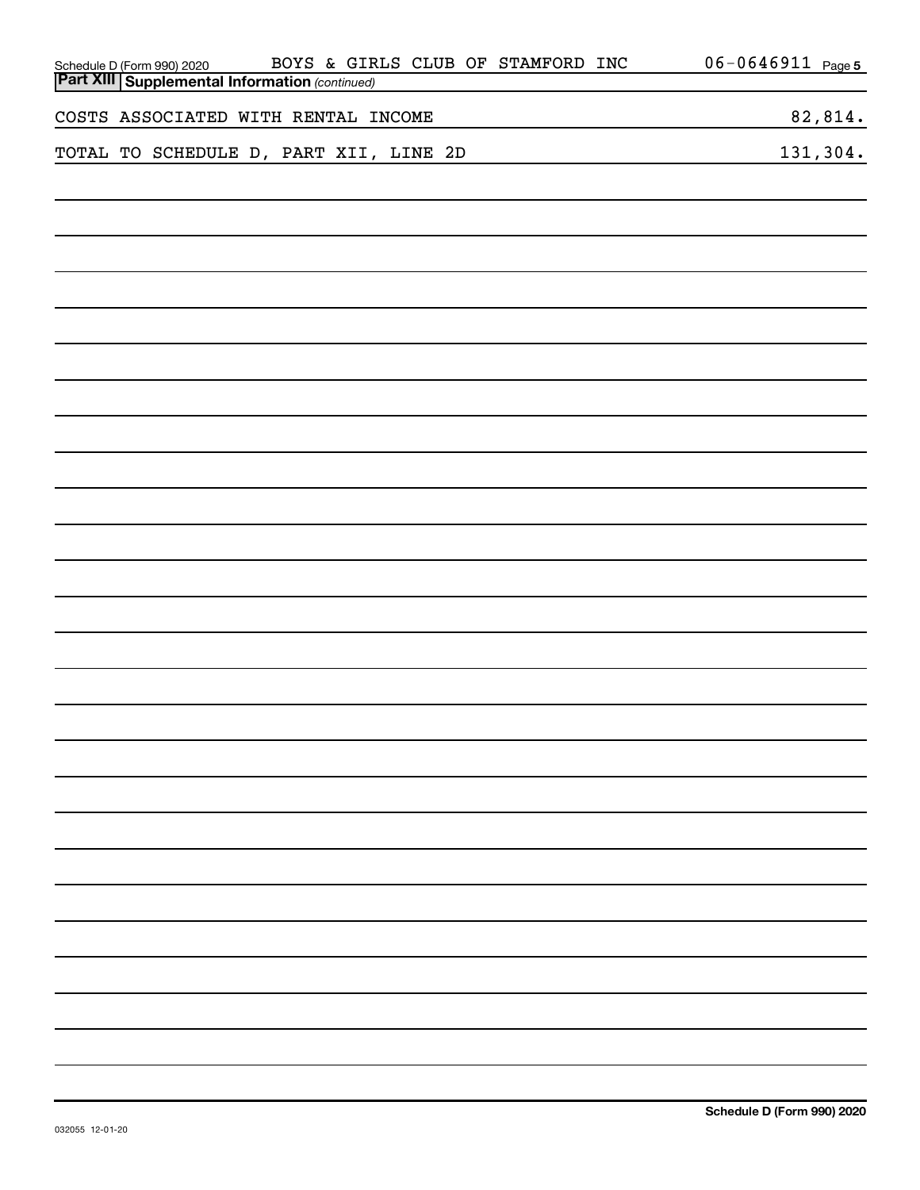Schedule D (Form 990) 2020 BOYS & GIRLS CLUB OF STAMFORD INC 06-0646911

## Part XIII Supplemental Information *(continued)*

| | |
|---|---|
| COSTS ASSOCIATED WITH RENTAL INCOME | 82,814. |
| TOTAL TO SCHEDULE D, PART XII, LINE 2D | 131,304. |

Schedule D (Form 990) 2020

032055 12-01-20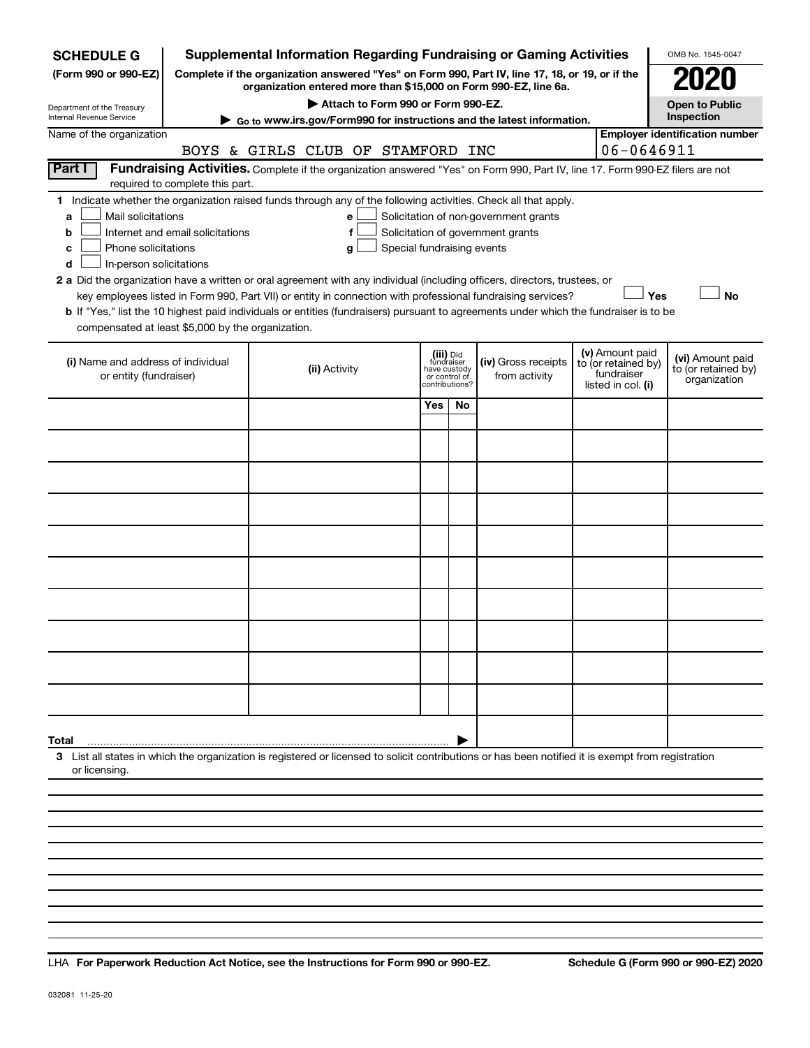**SCHEDULE G**
**(Form 990 or 990-EZ)**

Department of the Treasury
Internal Revenue Service

# Supplemental Information Regarding Fundraising or Gaming Activities

**Complete if the organization answered "Yes" on Form 990, Part IV, line 17, 18, or 19, or if the organization entered more than $15,000 on Form 990-EZ, line 6a.**

**▶ Attach to Form 990 or Form 990-EZ.**

**▶ Go to www.irs.gov/Form990 for instructions and the latest information.**

OMB No. 1545-0047

**2020**

**Open to Public Inspection**

Name of the organization: BOYS & GIRLS CLUB OF STAMFORD INC

**Employer identification number:** 06-0646911

**Part I** **Fundraising Activities.** Complete if the organization answered "Yes" on Form 990, Part IV, line 17. Form 990-EZ filers are not required to complete this part.

**1** Indicate whether the organization raised funds through any of the following activities. Check all that apply.

- **a** ☐ Mail solicitations
- **b** ☐ Internet and email solicitations
- **c** ☐ Phone solicitations
- **d** ☐ In-person solicitations
- **e** ☐ Solicitation of non-government grants
- **f** ☐ Solicitation of government grants
- **g** ☐ Special fundraising events

**2 a** Did the organization have a written or oral agreement with any individual (including officers, directors, trustees, or key employees listed in Form 990, Part VII) or entity in connection with professional fundraising services? ☐ **Yes** ☐ **No**

**b** If "Yes," list the 10 highest paid individuals or entities (fundraisers) pursuant to agreements under which the fundraiser is to be compensated at least $5,000 by the organization.

| (i) Name and address of individual or entity (fundraiser) | (ii) Activity | (iii) Did fundraiser have custody or control of contributions? Yes | No | (iv) Gross receipts from activity | (v) Amount paid to (or retained by) fundraiser listed in col. (i) | (vi) Amount paid to (or retained by) organization |
|---|---|---|---|---|---|---|
| | | | | | | |
| | | | | | | |
| | | | | | | |
| | | | | | | |
| | | | | | | |
| | | | | | | |
| | | | | | | |
| | | | | | | |
| | | | | | | |
| | | | | | | |
| **Total** ▶ | | | | | | |

**3** List all states in which the organization is registered or licensed to solicit contributions or has been notified it is exempt from registration or licensing.

LHA **For Paperwork Reduction Act Notice, see the Instructions for Form 990 or 990-EZ.** **Schedule G (Form 990 or 990-EZ) 2020**

032081 11-25-20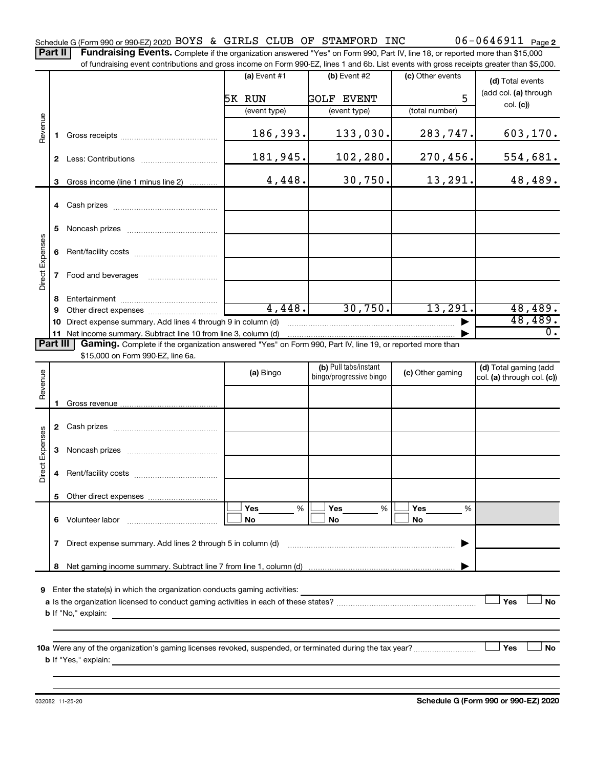Schedule G (Form 990 or 990-EZ) 2020 BOYS & GIRLS CLUB OF STAMFORD INC 06-0646911 Page 2

**Part II** **Fundraising Events.** Complete if the organization answered "Yes" on Form 990, Part IV, line 18, or reported more than $15,000 of fundraising event contributions and gross income on Form 990-EZ, lines 1 and 6b. List events with gross receipts greater than $5,000.

| | | (a) Event #1 | (b) Event #2 | (c) Other events | (d) Total events (add col. (a) through col. (c)) |
|---|---|---|---|---|---|
| | | 5K RUN | GOLF EVENT | 5 | |
| | | (event type) | (event type) | (total number) | |
| Revenue | 1 Gross receipts | 186,393. | 133,030. | 283,747. | 603,170. |
| | 2 Less: Contributions | 181,945. | 102,280. | 270,456. | 554,681. |
| | 3 Gross income (line 1 minus line 2) | 4,448. | 30,750. | 13,291. | 48,489. |
| Direct Expenses | 4 Cash prizes | | | | |
| | 5 Noncash prizes | | | | |
| | 6 Rent/facility costs | | | | |
| | 7 Food and beverages | | | | |
| | 8 Entertainment | | | | |
| | 9 Other direct expenses | 4,448. | 30,750. | 13,291. | 48,489. |
| | 10 Direct expense summary. Add lines 4 through 9 in column (d) | | | ▶ | 48,489. |
| | 11 Net income summary. Subtract line 10 from line 3, column (d) | | | ▶ | 0. |

**Part III** **Gaming.** Complete if the organization answered "Yes" on Form 990, Part IV, line 19, or reported more than $15,000 on Form 990-EZ, line 6a.

| | | (a) Bingo | (b) Pull tabs/instant bingo/progressive bingo | (c) Other gaming | (d) Total gaming (add col. (a) through col. (c)) |
|---|---|---|---|---|---|
| Revenue | 1 Gross revenue | | | | |
| Direct Expenses | 2 Cash prizes | | | | |
| | 3 Noncash prizes | | | | |
| | 4 Rent/facility costs | | | | |
| | 5 Other direct expenses | | | | |
| | 6 Volunteer labor | ☐ Yes ___% ☐ No | ☐ Yes ___% ☐ No | ☐ Yes ___% ☐ No | |
| | 7 Direct expense summary. Add lines 2 through 5 in column (d) | | | ▶ | |
| | 8 Net gaming income summary. Subtract line 7 from line 1, column (d) | | | ▶ | |

**9** Enter the state(s) in which the organization conducts gaming activities: _______________

**a** Is the organization licensed to conduct gaming activities in each of these states? ☐ Yes ☐ No

**b** If "No," explain: _______________

**10a** Were any of the organization's gaming licenses revoked, suspended, or terminated during the tax year? ☐ Yes ☐ No

**b** If "Yes," explain: _______________

032082 11-25-20 **Schedule G (Form 990 or 990-EZ) 2020**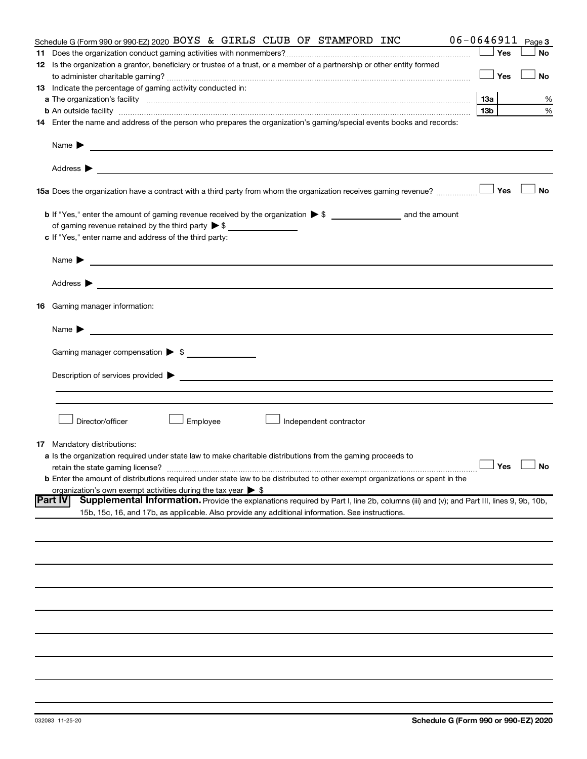Schedule G (Form 990 or 990-EZ) 2020 BOYS & GIRLS CLUB OF STAMFORD INC 06-0646911 Page 3

**11** Does the organization conduct gaming activities with nonmembers? ☐ Yes ☐ No

**12** Is the organization a grantor, beneficiary or trustee of a trust, or a member of a partnership or other entity formed to administer charitable gaming? ☐ Yes ☐ No

**13** Indicate the percentage of gaming activity conducted in:

**a** The organization's facility **13a** %

**b** An outside facility **13b** %

**14** Enter the name and address of the person who prepares the organization's gaming/special events books and records:

Name ▶

Address ▶

**15a** Does the organization have a contract with a third party from whom the organization receives gaming revenue? ☐ Yes ☐ No

**b** If "Yes," enter the amount of gaming revenue received by the organization ▶ $ ______ and the amount of gaming revenue retained by the third party ▶ $ ______

**c** If "Yes," enter name and address of the third party:

Name ▶

Address ▶

**16** Gaming manager information:

Name ▶

Gaming manager compensation ▶ $

Description of services provided ▶

☐ Director/officer ☐ Employee ☐ Independent contractor

**17** Mandatory distributions:

**a** Is the organization required under state law to make charitable distributions from the gaming proceeds to retain the state gaming license? ☐ Yes ☐ No

**b** Enter the amount of distributions required under state law to be distributed to other exempt organizations or spent in the organization's own exempt activities during the tax year ▶ $

**Part IV** **Supplemental Information.** Provide the explanations required by Part I, line 2b, columns (iii) and (v); and Part III, lines 9, 9b, 10b, 15b, 15c, 16, and 17b, as applicable. Also provide any additional information. See instructions.

032083 11-25-20 **Schedule G (Form 990 or 990-EZ) 2020**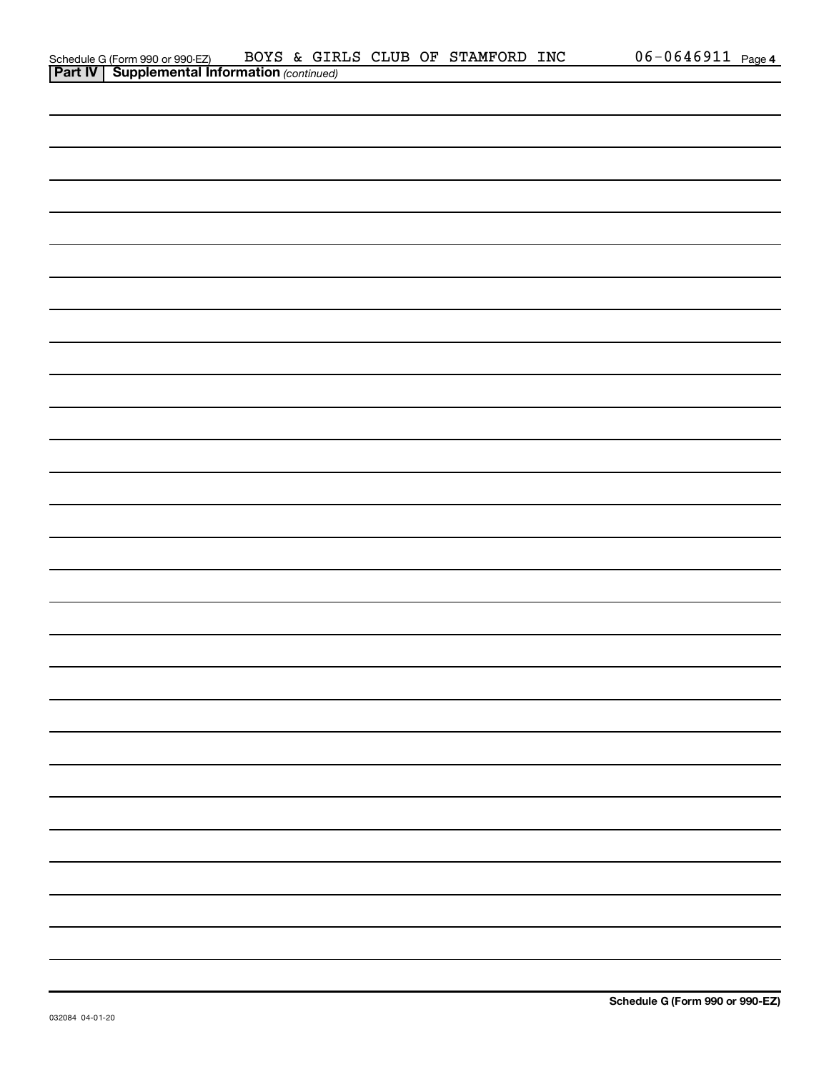Schedule G (Form 990 or 990-EZ) BOYS & GIRLS CLUB OF STAMFORD INC 06-0646911 Page 4

**Part IV | Supplemental Information** *(continued)*

**Schedule G (Form 990 or 990-EZ)**

032084 04-01-20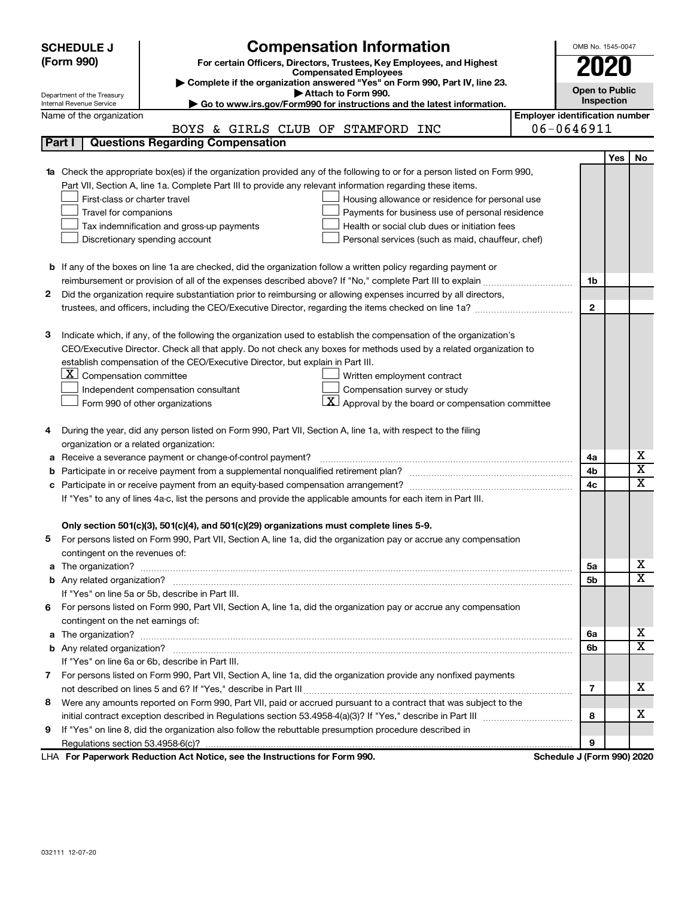**SCHEDULE J (Form 990)**

Department of the Treasury
Internal Revenue Service

# Compensation Information

**For certain Officers, Directors, Trustees, Key Employees, and Highest Compensated Employees**

▶ **Complete if the organization answered "Yes" on Form 990, Part IV, line 23.**

▶ **Attach to Form 990.**

▶ **Go to www.irs.gov/Form990 for instructions and the latest information.**

OMB No. 1545-0047

**2020**

**Open to Public Inspection**

Name of the organization: BOYS & GIRLS CLUB OF STAMFORD INC

**Employer identification number:** 06-0646911

## Part I | Questions Regarding Compensation

| | | | Yes | No |
|---|---|---|---|---|
| **1a** | Check the appropriate box(es) if the organization provided any of the following to or for a person listed on Form 990, Part VII, Section A, line 1a. Complete Part III to provide any relevant information regarding these items.<br>☐ First-class or charter travel ☐ Housing allowance or residence for personal use<br>☐ Travel for companions ☐ Payments for business use of personal residence<br>☐ Tax indemnification and gross-up payments ☐ Health or social club dues or initiation fees<br>☐ Discretionary spending account ☐ Personal services (such as maid, chauffeur, chef) | | | |
| **b** | If any of the boxes on line 1a are checked, did the organization follow a written policy regarding payment or reimbursement or provision of all of the expenses described above? If "No," complete Part III to explain | 1b | | |
| **2** | Did the organization require substantiation prior to reimbursing or allowing expenses incurred by all directors, trustees, and officers, including the CEO/Executive Director, regarding the items checked on line 1a? | 2 | | |
| **3** | Indicate which, if any, of the following the organization used to establish the compensation of the organization's CEO/Executive Director. Check all that apply. Do not check any boxes for methods used by a related organization to establish compensation of the CEO/Executive Director, but explain in Part III.<br>☒ Compensation committee ☐ Written employment contract<br>☐ Independent compensation consultant ☐ Compensation survey or study<br>☐ Form 990 of other organizations ☒ Approval by the board or compensation committee | | | |
| **4** | During the year, did any person listed on Form 990, Part VII, Section A, line 1a, with respect to the filing organization or a related organization: | | | |
| **a** | Receive a severance payment or change-of-control payment? | 4a | | X |
| **b** | Participate in or receive payment from a supplemental nonqualified retirement plan? | 4b | | X |
| **c** | Participate in or receive payment from an equity-based compensation arrangement? | 4c | | X |
| | If "Yes" to any of lines 4a-c, list the persons and provide the applicable amounts for each item in Part III. | | | |
| | **Only section 501(c)(3), 501(c)(4), and 501(c)(29) organizations must complete lines 5-9.** | | | |
| **5** | For persons listed on Form 990, Part VII, Section A, line 1a, did the organization pay or accrue any compensation contingent on the revenues of: | | | |
| **a** | The organization? | 5a | | X |
| **b** | Any related organization? | 5b | | X |
| | If "Yes" on line 5a or 5b, describe in Part III. | | | |
| **6** | For persons listed on Form 990, Part VII, Section A, line 1a, did the organization pay or accrue any compensation contingent on the net earnings of: | | | |
| **a** | The organization? | 6a | | X |
| **b** | Any related organization? | 6b | | X |
| | If "Yes" on line 6a or 6b, describe in Part III. | | | |
| **7** | For persons listed on Form 990, Part VII, Section A, line 1a, did the organization provide any nonfixed payments not described on lines 5 and 6? If "Yes," describe in Part III | 7 | | X |
| **8** | Were any amounts reported on Form 990, Part VII, paid or accrued pursuant to a contract that was subject to the initial contract exception described in Regulations section 53.4958-4(a)(3)? If "Yes," describe in Part III | 8 | | X |
| **9** | If "Yes" on line 8, did the organization also follow the rebuttable presumption procedure described in Regulations section 53.4958-6(c)? | 9 | | |

LHA **For Paperwork Reduction Act Notice, see the Instructions for Form 990.** **Schedule J (Form 990) 2020**

032111 12-07-20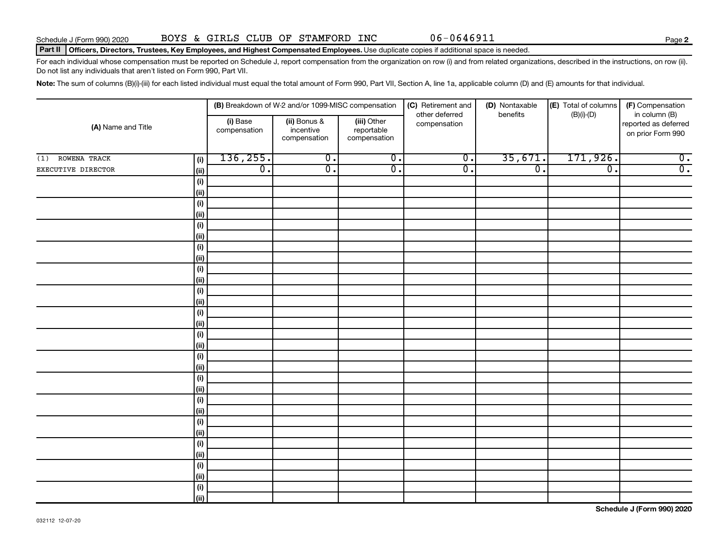Schedule J (Form 990) 2020 BOYS & GIRLS CLUB OF STAMFORD INC 06-0646911

## Part II Officers, Directors, Trustees, Key Employees, and Highest Compensated Employees. Use duplicate copies if additional space is needed.

For each individual whose compensation must be reported on Schedule J, report compensation from the organization on row (i) and from related organizations, described in the instructions, on row (ii). Do not list any individuals that aren't listed on Form 990, Part VII.

**Note:** The sum of columns (B)(i)-(iii) for each listed individual must equal the total amount of Form 990, Part VII, Section A, line 1a, applicable column (D) and (E) amounts for that individual.

| (A) Name and Title | | (B) Breakdown of W-2 and/or 1099-MISC compensation | | | (C) Retirement and other deferred compensation | (D) Nontaxable benefits | (E) Total of columns (B)(i)-(D) | (F) Compensation in column (B) reported as deferred on prior Form 990 |
|---|---|---|---|---|---|---|---|---|
| | | (i) Base compensation | (ii) Bonus & incentive compensation | (iii) Other reportable compensation | | | | |
| (1) ROWENA TRACK | (i) | 136,255. | 0. | 0. | 0. | 35,671. | 171,926. | 0. |
| EXECUTIVE DIRECTOR | (ii) | 0. | 0. | 0. | 0. | 0. | 0. | 0. |
| | (i) | | | | | | | |
| | (ii) | | | | | | | |
| | (i) | | | | | | | |
| | (ii) | | | | | | | |
| | (i) | | | | | | | |
| | (ii) | | | | | | | |
| | (i) | | | | | | | |
| | (ii) | | | | | | | |
| | (i) | | | | | | | |
| | (ii) | | | | | | | |
| | (i) | | | | | | | |
| | (ii) | | | | | | | |
| | (i) | | | | | | | |
| | (ii) | | | | | | | |
| | (i) | | | | | | | |
| | (ii) | | | | | | | |
| | (i) | | | | | | | |
| | (ii) | | | | | | | |
| | (i) | | | | | | | |
| | (ii) | | | | | | | |
| | (i) | | | | | | | |
| | (ii) | | | | | | | |
| | (i) | | | | | | | |
| | (ii) | | | | | | | |
| | (i) | | | | | | | |
| | (ii) | | | | | | | |
| | (i) | | | | | | | |
| | (ii) | | | | | | | |
| | (i) | | | | | | | |
| | (ii) | | | | | | | |

032112 12-07-20

Schedule J (Form 990) 2020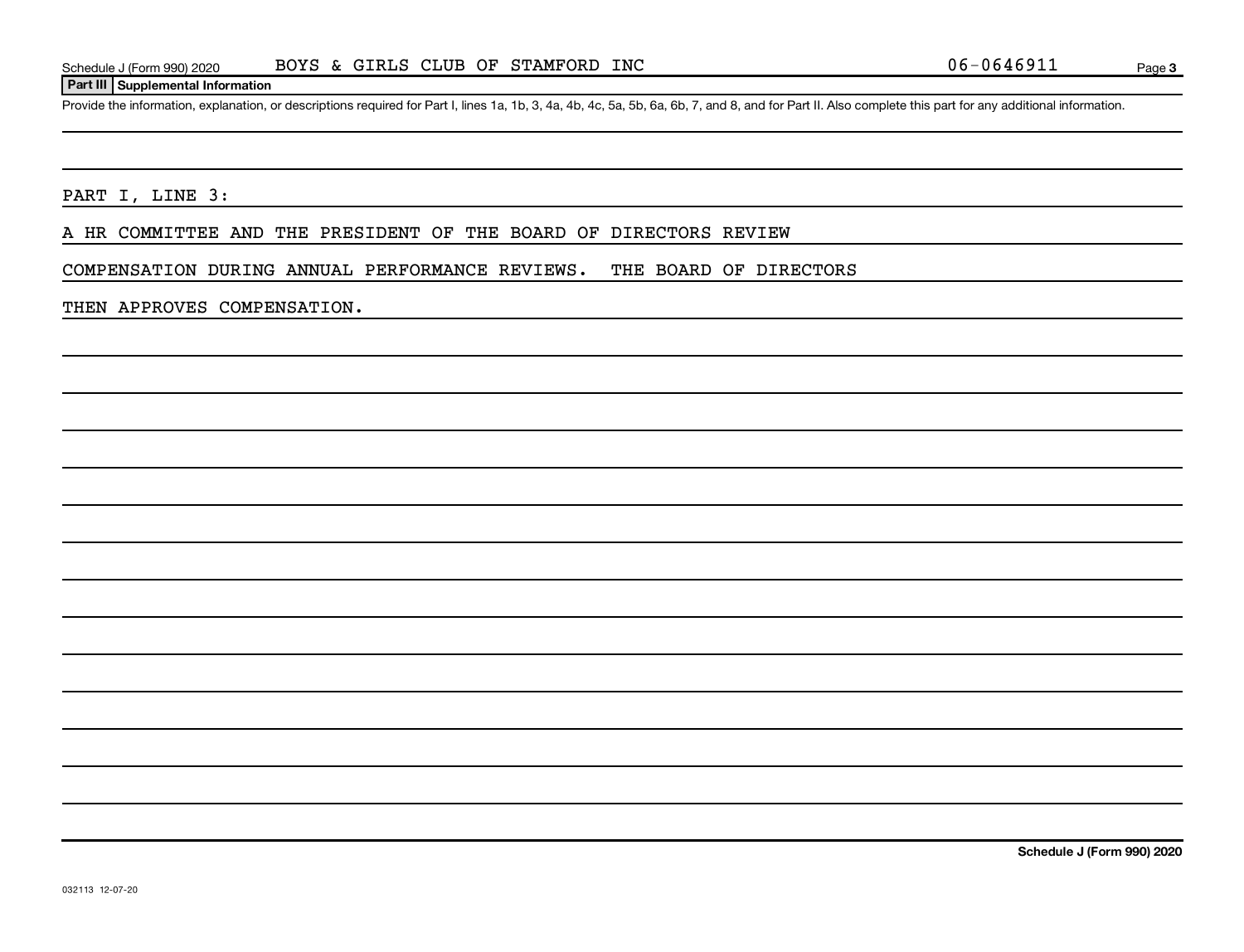Schedule J (Form 990) 2020 BOYS & GIRLS CLUB OF STAMFORD INC 06-0646911

## Part III Supplemental Information

Provide the information, explanation, or descriptions required for Part I, lines 1a, 1b, 3, 4a, 4b, 4c, 5a, 5b, 6a, 6b, 7, and 8, and for Part II. Also complete this part for any additional information.

PART I, LINE 3:

A HR COMMITTEE AND THE PRESIDENT OF THE BOARD OF DIRECTORS REVIEW COMPENSATION DURING ANNUAL PERFORMANCE REVIEWS. THE BOARD OF DIRECTORS THEN APPROVES COMPENSATION.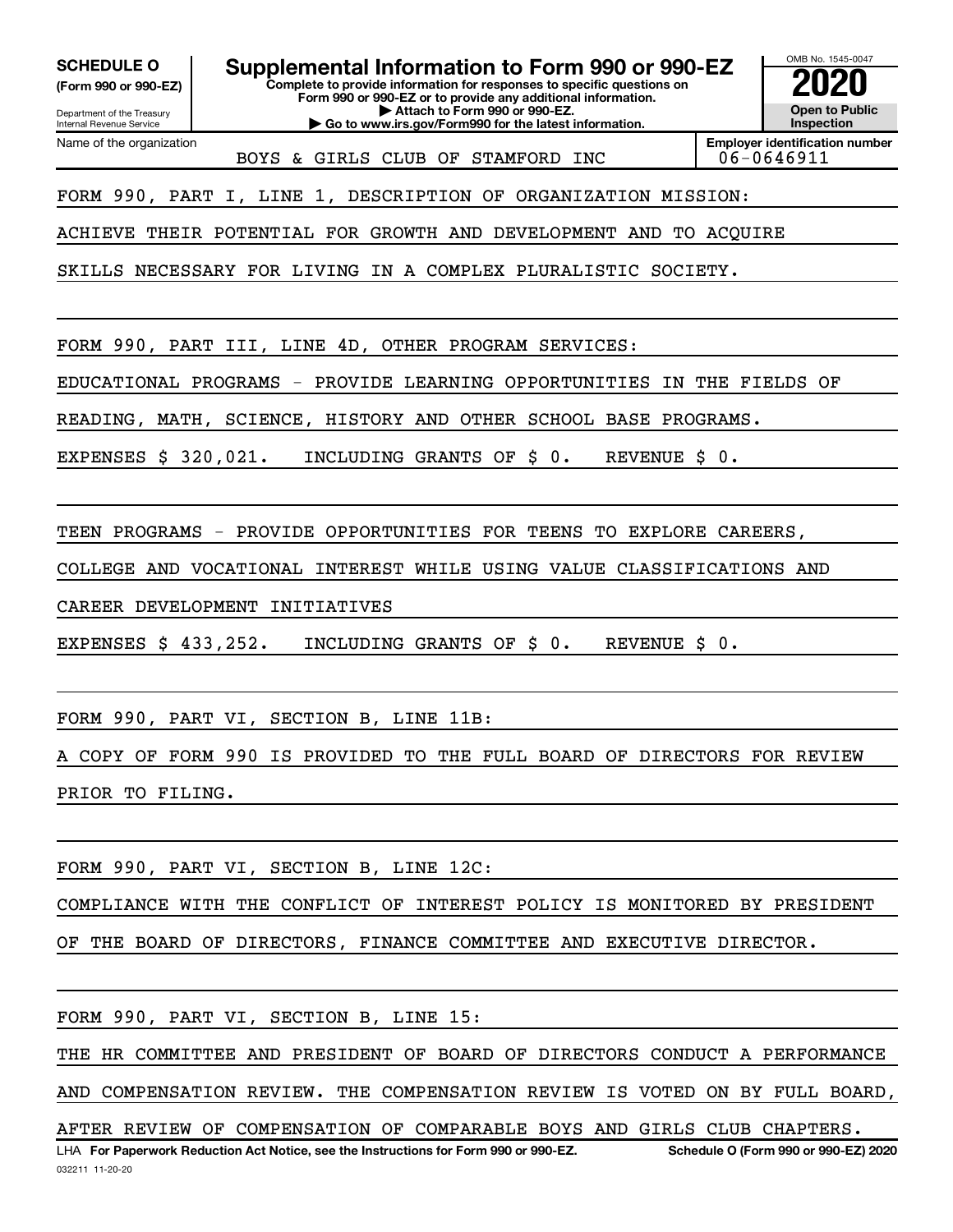**SCHEDULE O**
**(Form 990 or 990-EZ)**

Department of the Treasury
Internal Revenue Service

# Supplemental Information to Form 990 or 990-EZ

**Complete to provide information for responses to specific questions on Form 990 or 990-EZ or to provide any additional information.**
**▶ Attach to Form 990 or 990-EZ.**
**▶ Go to www.irs.gov/Form990 for the latest information.**

OMB No. 1545-0047
**2020**
**Open to Public Inspection**

| Name of the organization | Employer identification number |
|---|---|
| BOYS & GIRLS CLUB OF STAMFORD INC | 06-0646911 |

FORM 990, PART I, LINE 1, DESCRIPTION OF ORGANIZATION MISSION:

ACHIEVE THEIR POTENTIAL FOR GROWTH AND DEVELOPMENT AND TO ACQUIRE SKILLS NECESSARY FOR LIVING IN A COMPLEX PLURALISTIC SOCIETY.

FORM 990, PART III, LINE 4D, OTHER PROGRAM SERVICES:

EDUCATIONAL PROGRAMS - PROVIDE LEARNING OPPORTUNITIES IN THE FIELDS OF READING, MATH, SCIENCE, HISTORY AND OTHER SCHOOL BASE PROGRAMS.

EXPENSES $ 320,021. INCLUDING GRANTS OF $ 0. REVENUE $ 0.

TEEN PROGRAMS - PROVIDE OPPORTUNITIES FOR TEENS TO EXPLORE CAREERS, COLLEGE AND VOCATIONAL INTEREST WHILE USING VALUE CLASSIFICATIONS AND CAREER DEVELOPMENT INITIATIVES

EXPENSES $ 433,252. INCLUDING GRANTS OF $ 0. REVENUE $ 0.

FORM 990, PART VI, SECTION B, LINE 11B:

A COPY OF FORM 990 IS PROVIDED TO THE FULL BOARD OF DIRECTORS FOR REVIEW PRIOR TO FILING.

FORM 990, PART VI, SECTION B, LINE 12C:

COMPLIANCE WITH THE CONFLICT OF INTEREST POLICY IS MONITORED BY PRESIDENT OF THE BOARD OF DIRECTORS, FINANCE COMMITTEE AND EXECUTIVE DIRECTOR.

FORM 990, PART VI, SECTION B, LINE 15:

THE HR COMMITTEE AND PRESIDENT OF BOARD OF DIRECTORS CONDUCT A PERFORMANCE AND COMPENSATION REVIEW. THE COMPENSATION REVIEW IS VOTED ON BY FULL BOARD, AFTER REVIEW OF COMPENSATION OF COMPARABLE BOYS AND GIRLS CLUB CHAPTERS.

LHA **For Paperwork Reduction Act Notice, see the Instructions for Form 990 or 990-EZ.** **Schedule O (Form 990 or 990-EZ) 2020**

032211 11-20-20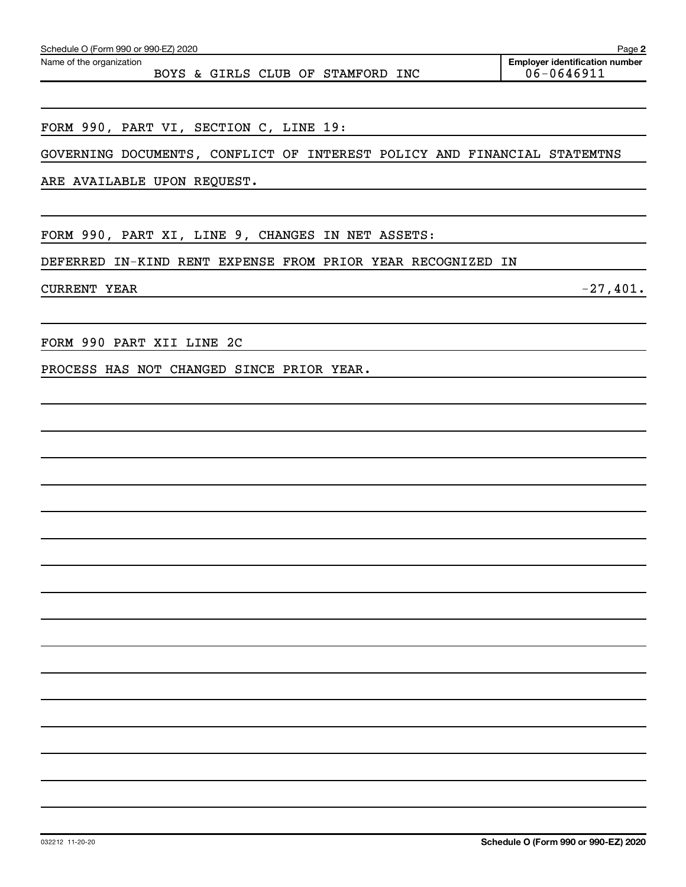Schedule O (Form 990 or 990-EZ) 2020 Page **2**

Name of the organization: BOYS & GIRLS CLUB OF STAMFORD INC

**Employer identification number** 06-0646911

FORM 990, PART VI, SECTION C, LINE 19:

GOVERNING DOCUMENTS, CONFLICT OF INTEREST POLICY AND FINANCIAL STATEMTNS ARE AVAILABLE UPON REQUEST.

FORM 990, PART XI, LINE 9, CHANGES IN NET ASSETS:

| | |
|---|---|
| DEFERRED IN-KIND RENT EXPENSE FROM PRIOR YEAR RECOGNIZED IN CURRENT YEAR | -27,401. |

FORM 990 PART XII LINE 2C

PROCESS HAS NOT CHANGED SINCE PRIOR YEAR.

032212 11-20-20 **Schedule O (Form 990 or 990-EZ) 2020**